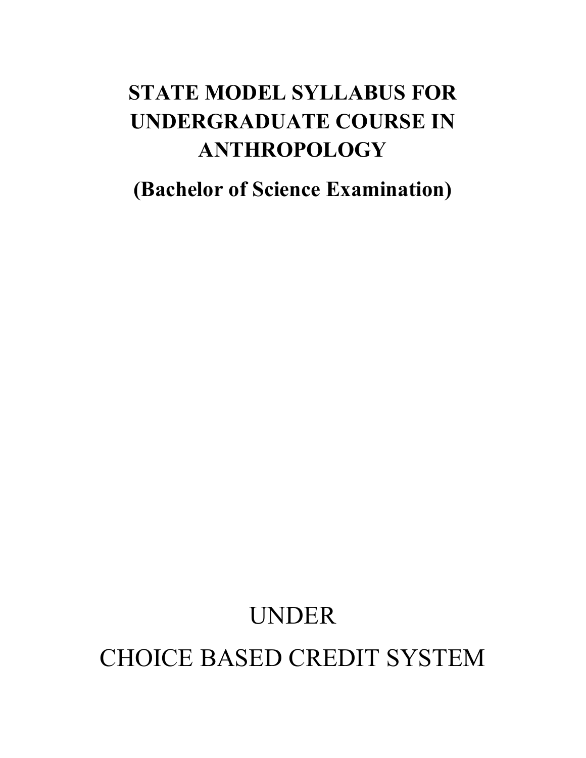# STATE MODEL SYLLABUS FOR UNDERGRADUATE COURSE IN ANTHROPOLOGY

## (Bachelor of Science Examination)

# UNDER

# CHOICE BASED CREDIT SYSTEM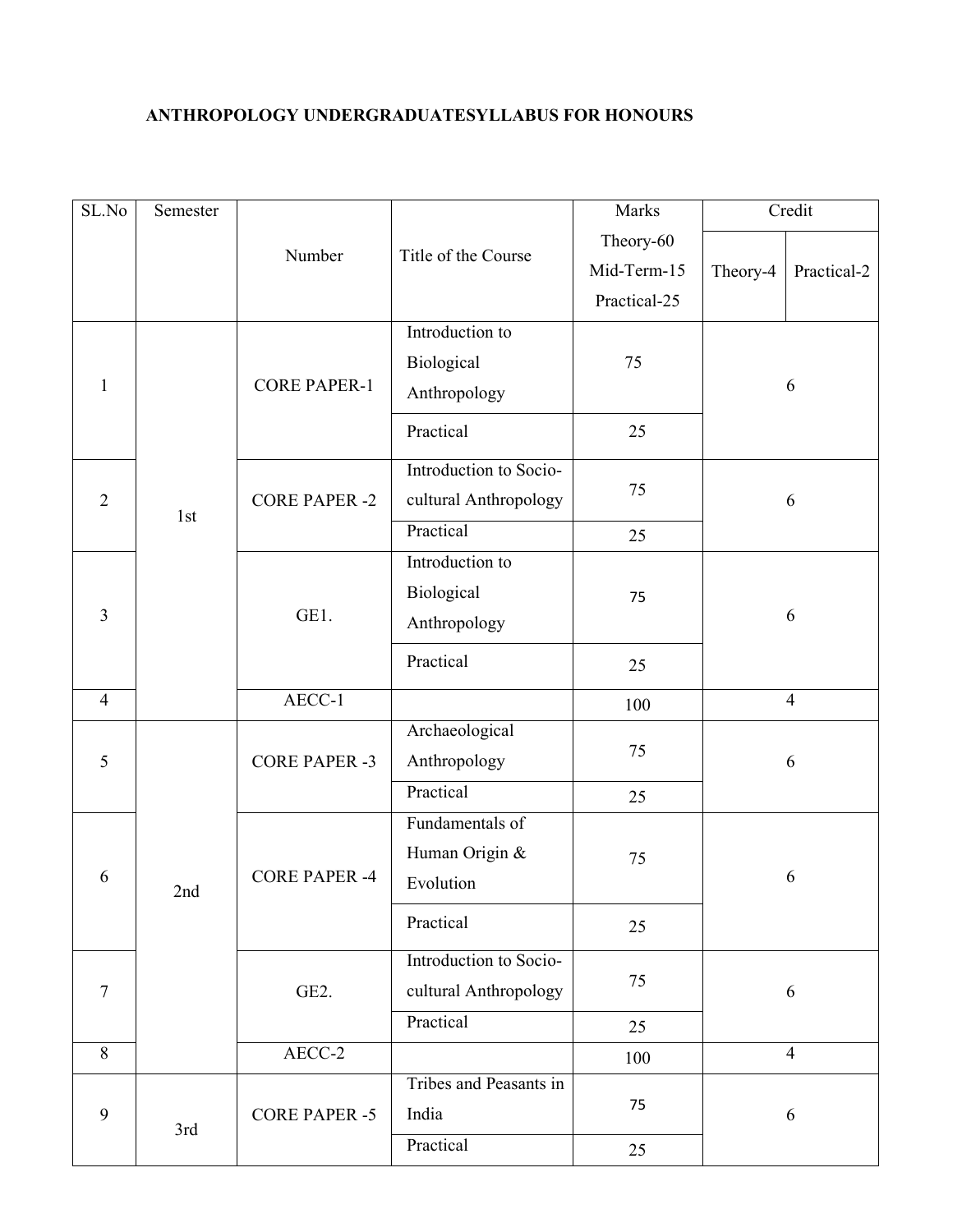**ANTHROPOLOGY UNDERGRADUATESYLLABUS FOR HONOURS**

| SL.No | Semester | Number | Title of the Course | Marks Theory-60 Mid-Term-15 Practical-25 | Credit | |
|---|---|---|---|---|---|---|
| | | | | | Theory-4 | Practical-2 |
| 1 | 1st | CORE PAPER-1 | Introduction to Biological Anthropology | 75 | 6 | |
| | | | Practical | 25 | | |
| 2 | | CORE PAPER -2 | Introduction to Socio-cultural Anthropology | 75 | 6 | |
| | | | Practical | 25 | | |
| 3 | | GE1. | Introduction to Biological Anthropology | 75 | 6 | |
| | | | Practical | 25 | | |
| 4 | | AECC-1 | | 100 | 4 | |
| 5 | 2nd | CORE PAPER -3 | Archaeological Anthropology | 75 | 6 | |
| | | | Practical | 25 | | |
| 6 | | CORE PAPER -4 | Fundamentals of Human Origin & Evolution | 75 | 6 | |
| | | | Practical | 25 | | |
| 7 | | GE2. | Introduction to Socio-cultural Anthropology | 75 | 6 | |
| | | | Practical | 25 | | |
| 8 | | AECC-2 | | 100 | 4 | |
| 9 | 3rd | CORE PAPER -5 | Tribes and Peasants in India | 75 | 6 | |
| | | | Practical | 25 | | |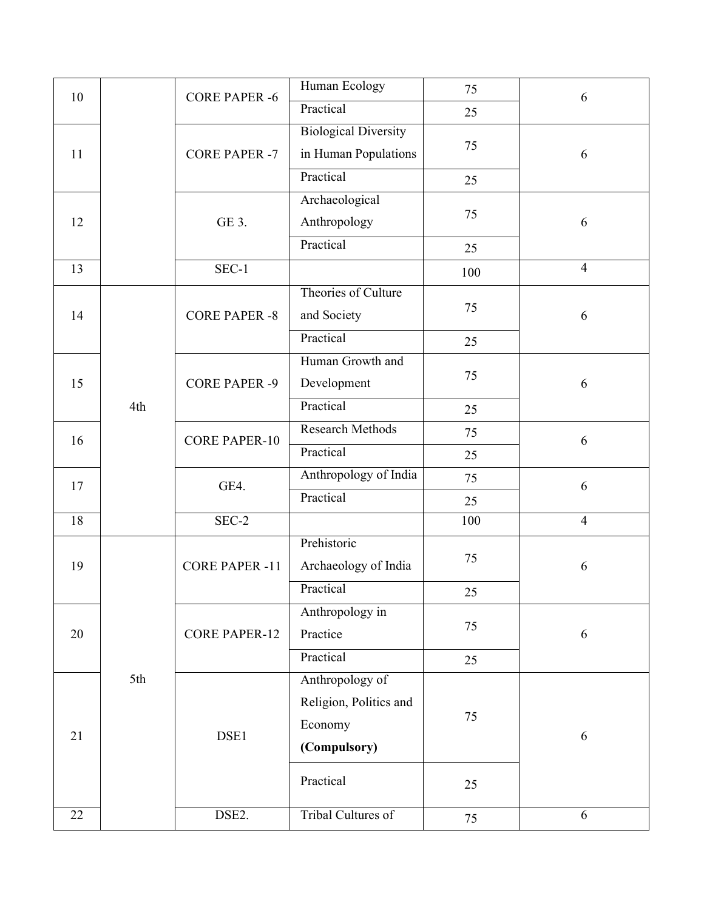| 10 | | CORE PAPER -6 | Human Ecology | 75 | 6 |
|---|---|---|---|---|---|
| | | | Practical | 25 | |
| 11 | | CORE PAPER -7 | Biological Diversity in Human Populations | 75 | 6 |
| | | | Practical | 25 | |
| 12 | | GE 3. | Archaeological Anthropology | 75 | 6 |
| | | | Practical | 25 | |
| 13 | | SEC-1 | | 100 | 4 |
| 14 | 4th | CORE PAPER -8 | Theories of Culture and Society | 75 | 6 |
| | | | Practical | 25 | |
| 15 | | CORE PAPER -9 | Human Growth and Development | 75 | 6 |
| | | | Practical | 25 | |
| 16 | | CORE PAPER-10 | Research Methods | 75 | 6 |
| | | | Practical | 25 | |
| 17 | | GE4. | Anthropology of India | 75 | 6 |
| | | | Practical | 25 | |
| 18 | | SEC-2 | | 100 | 4 |
| 19 | 5th | CORE PAPER -11 | Prehistoric Archaeology of India | 75 | 6 |
| | | | Practical | 25 | |
| 20 | | CORE PAPER-12 | Anthropology in Practice | 75 | 6 |
| | | | Practical | 25 | |
| 21 | | DSE1 | Anthropology of Religion, Politics and Economy **(Compulsory)** | 75 | 6 |
| | | | Practical | 25 | |
| 22 | | DSE2. | Tribal Cultures of | 75 | 6 |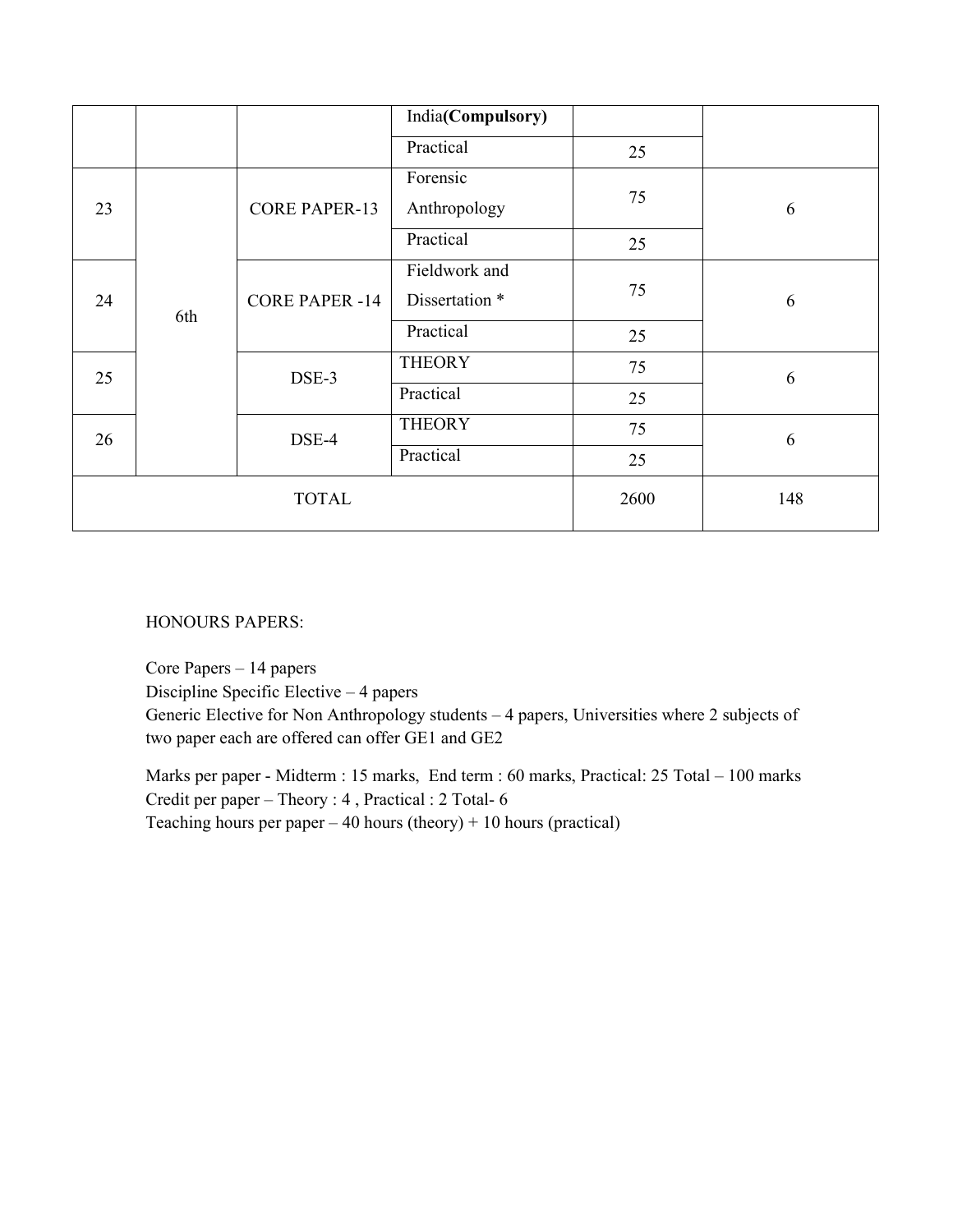| | | | | | |
|---|---|---|---|---|---|
| | | | India**(Compulsory)** | | |
| | | | Practical | 25 | |
| 23 | | CORE PAPER-13 | Forensic Anthropology | 75 | 6 |
| | | | Practical | 25 | |
| 24 | 6th | CORE PAPER -14 | Fieldwork and Dissertation * | 75 | 6 |
| | | | Practical | 25 | |
| 25 | | DSE-3 | THEORY | 75 | 6 |
| | | | Practical | 25 | |
| 26 | | DSE-4 | THEORY | 75 | 6 |
| | | | Practical | 25 | |
| TOTAL | | | | 2600 | 148 |

HONOURS PAPERS:

Core Papers – 14 papers
Discipline Specific Elective – 4 papers
Generic Elective for Non Anthropology students – 4 papers, Universities where 2 subjects of two paper each are offered can offer GE1 and GE2

Marks per paper - Midterm : 15 marks, End term : 60 marks, Practical: 25 Total – 100 marks
Credit per paper – Theory : 4 , Practical : 2 Total- 6
Teaching hours per paper – 40 hours (theory) + 10 hours (practical)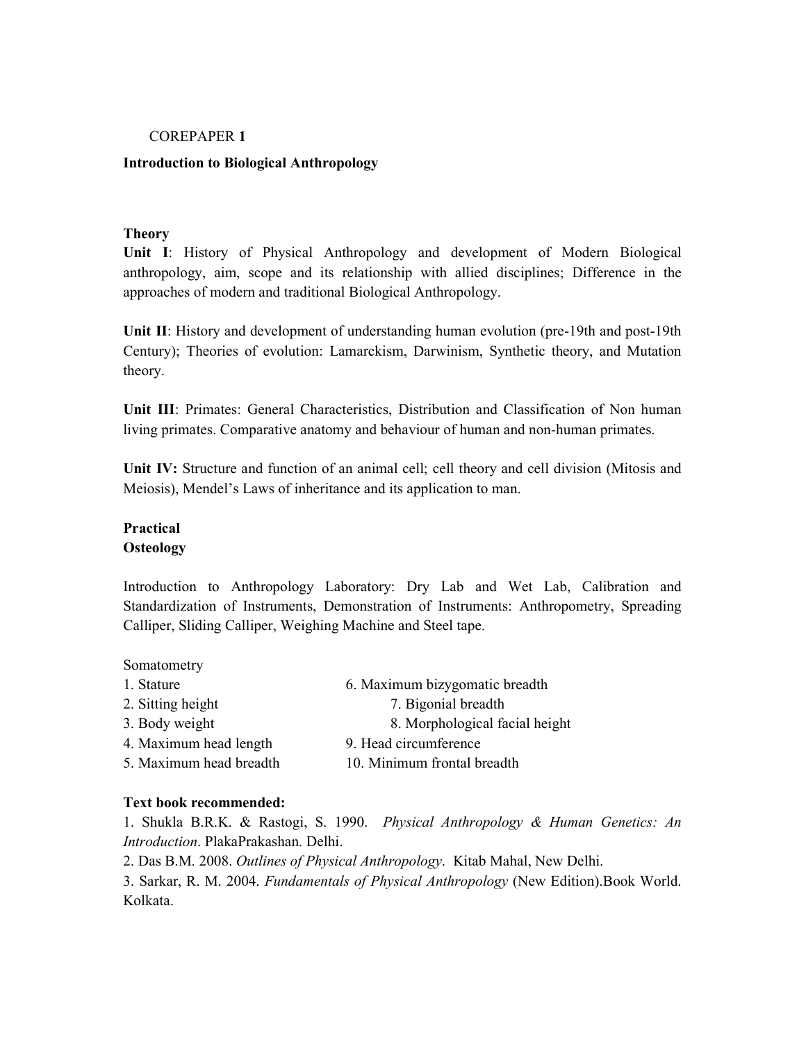COREPAPER **1**

**Introduction to Biological Anthropology**

**Theory**

**Unit I**: History of Physical Anthropology and development of Modern Biological anthropology, aim, scope and its relationship with allied disciplines; Difference in the approaches of modern and traditional Biological Anthropology.

**Unit II**: History and development of understanding human evolution (pre-19th and post-19th Century); Theories of evolution: Lamarckism, Darwinism, Synthetic theory, and Mutation theory.

**Unit III**: Primates: General Characteristics, Distribution and Classification of Non human living primates. Comparative anatomy and behaviour of human and non-human primates.

**Unit IV:** Structure and function of an animal cell; cell theory and cell division (Mitosis and Meiosis), Mendel's Laws of inheritance and its application to man.

**Practical**

**Osteology**

Introduction to Anthropology Laboratory: Dry Lab and Wet Lab, Calibration and Standardization of Instruments, Demonstration of Instruments: Anthropometry, Spreading Calliper, Sliding Calliper, Weighing Machine and Steel tape.

Somatometry

1. Stature
2. Sitting height
3. Body weight
4. Maximum head length
5. Maximum head breadth
6. Maximum bizygomatic breadth
7. Bigonial breadth
8. Morphological facial height
9. Head circumference
10. Minimum frontal breadth

**Text book recommended:**

1. Shukla B.R.K. & Rastogi, S. 1990. *Physical Anthropology & Human Genetics: An Introduction*. PlakaPrakashan. Delhi.
2. Das B.M. 2008. *Outlines of Physical Anthropology*. Kitab Mahal, New Delhi.
3. Sarkar, R. M. 2004. *Fundamentals of Physical Anthropology* (New Edition).Book World. Kolkata.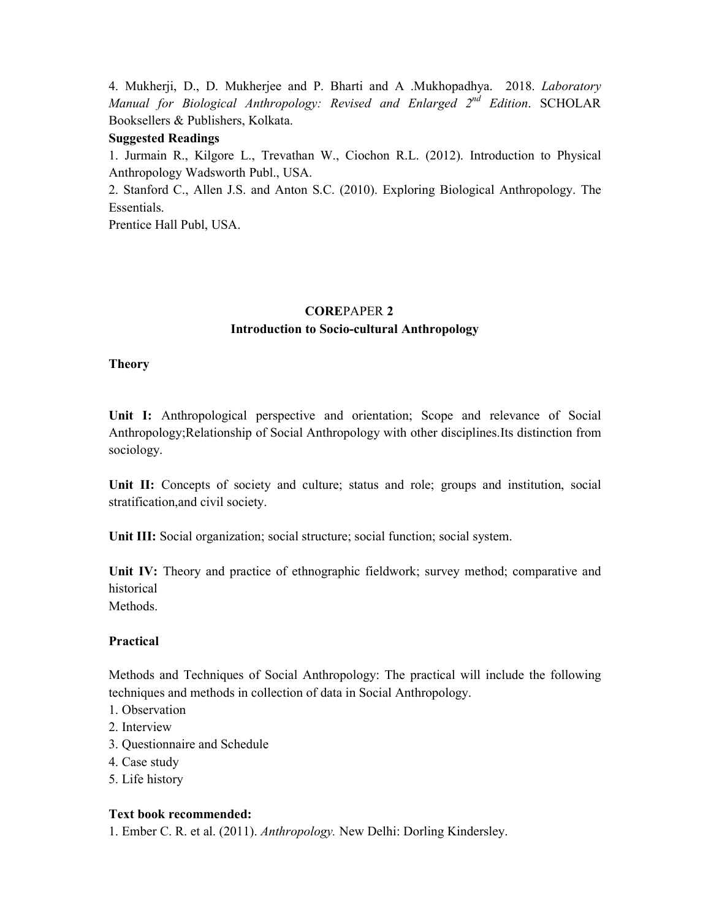4. Mukherji, D., D. Mukherjee and P. Bharti and A .Mukhopadhya. 2018. *Laboratory Manual for Biological Anthropology: Revised and Enlarged 2nd Edition*. SCHOLAR Booksellers & Publishers, Kolkata.

**Suggested Readings**

1. Jurmain R., Kilgore L., Trevathan W., Ciochon R.L. (2012). Introduction to Physical Anthropology Wadsworth Publ., USA.
2. Stanford C., Allen J.S. and Anton S.C. (2010). Exploring Biological Anthropology. The Essentials.
Prentice Hall Publ, USA.

## **CORE**PAPER **2**

## Introduction to Socio-cultural Anthropology

**Theory**

**Unit I:** Anthropological perspective and orientation; Scope and relevance of Social Anthropology;Relationship of Social Anthropology with other disciplines.Its distinction from sociology.

**Unit II:** Concepts of society and culture; status and role; groups and institution, social stratification,and civil society.

**Unit III:** Social organization; social structure; social function; social system.

**Unit IV:** Theory and practice of ethnographic fieldwork; survey method; comparative and historical
Methods.

**Practical**

Methods and Techniques of Social Anthropology: The practical will include the following techniques and methods in collection of data in Social Anthropology.

1. Observation
2. Interview
3. Questionnaire and Schedule
4. Case study
5. Life history

**Text book recommended:**

1. Ember C. R. et al. (2011). *Anthropology.* New Delhi: Dorling Kindersley.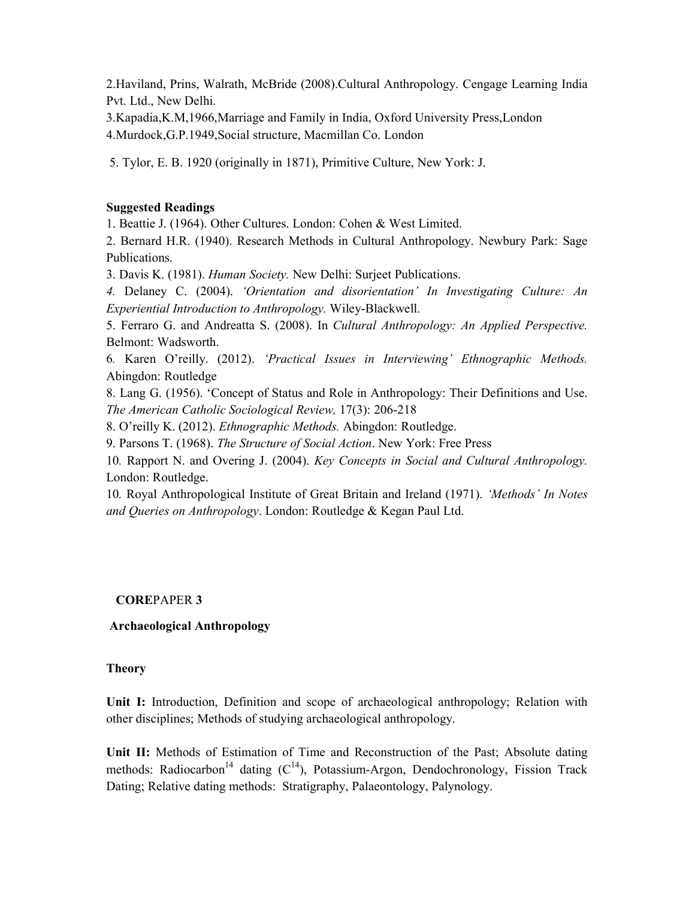2.Haviland, Prins, Walrath, McBride (2008).Cultural Anthropology. Cengage Learning India Pvt. Ltd., New Delhi.

3.Kapadia,K.M,1966,Marriage and Family in India, Oxford University Press,London

4.Murdock,G.P.1949,Social structure, Macmillan Co. London

5. Tylor, E. B. 1920 (originally in 1871), Primitive Culture, New York: J.

**Suggested Readings**

1. Beattie J. (1964). Other Cultures. London: Cohen & West Limited.
2. Bernard H.R. (1940). Research Methods in Cultural Anthropology. Newbury Park: Sage Publications.
3. Davis K. (1981). *Human Society.* New Delhi: Surjeet Publications.
4. Delaney C. (2004). *'Orientation and disorientation' In Investigating Culture: An Experiential Introduction to Anthropology.* Wiley-Blackwell.
5. Ferraro G. and Andreatta S. (2008). In *Cultural Anthropology: An Applied Perspective.* Belmont: Wadsworth.
6. Karen O'reilly. (2012). *'Practical Issues in Interviewing' Ethnographic Methods.* Abingdon: Routledge

8. Lang G. (1956). 'Concept of Status and Role in Anthropology: Their Definitions and Use. *The American Catholic Sociological Review,* 17(3): 206-218

8. O'reilly K. (2012). *Ethnographic Methods.* Abingdon: Routledge.

9. Parsons T. (1968). *The Structure of Social Action*. New York: Free Press

10. Rapport N. and Overing J. (2004). *Key Concepts in Social and Cultural Anthropology.* London: Routledge.

10. Royal Anthropological Institute of Great Britain and Ireland (1971). *'Methods' In Notes and Queries on Anthropology*. London: Routledge & Kegan Paul Ltd.

## **CORE**PAPER **3**

### **Archaeological Anthropology**

**Theory**

**Unit I:** Introduction, Definition and scope of archaeological anthropology; Relation with other disciplines; Methods of studying archaeological anthropology.

**Unit II:** Methods of Estimation of Time and Reconstruction of the Past; Absolute dating methods: Radiocarbon$^{14}$ dating ($C^{14}$), Potassium-Argon, Dendochronology, Fission Track Dating; Relative dating methods: Stratigraphy, Palaeontology, Palynology.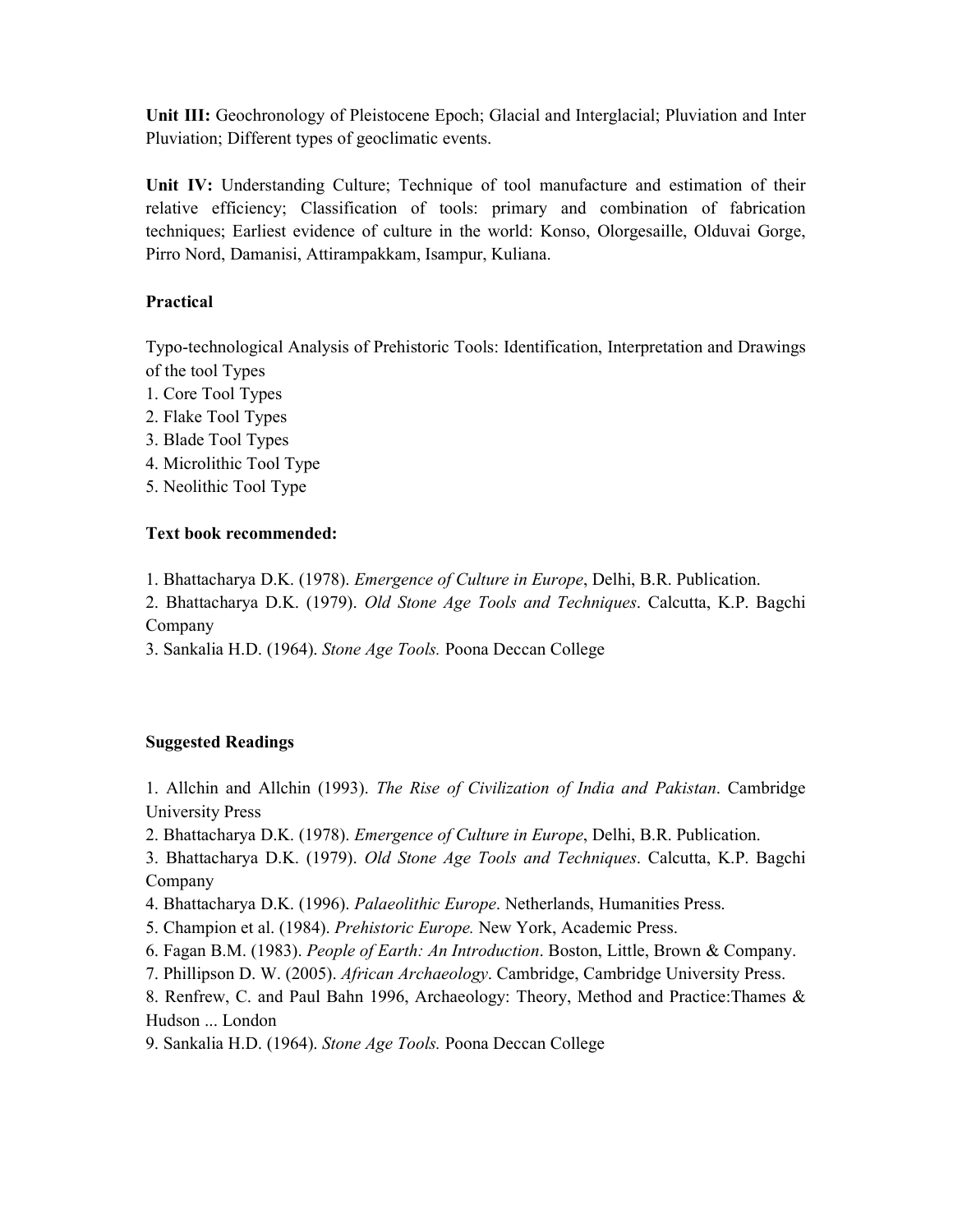**Unit III:** Geochronology of Pleistocene Epoch; Glacial and Interglacial; Pluviation and Inter Pluviation; Different types of geoclimatic events.

**Unit IV:** Understanding Culture; Technique of tool manufacture and estimation of their relative efficiency; Classification of tools: primary and combination of fabrication techniques; Earliest evidence of culture in the world: Konso, Olorgesaille, Olduvai Gorge, Pirro Nord, Damanisi, Attirampakkam, Isampur, Kuliana.

**Practical**

Typo-technological Analysis of Prehistoric Tools: Identification, Interpretation and Drawings of the tool Types

1. Core Tool Types
2. Flake Tool Types
3. Blade Tool Types
4. Microlithic Tool Type
5. Neolithic Tool Type

**Text book recommended:**

1. Bhattacharya D.K. (1978). *Emergence of Culture in Europe*, Delhi, B.R. Publication.
2. Bhattacharya D.K. (1979). *Old Stone Age Tools and Techniques*. Calcutta, K.P. Bagchi Company
3. Sankalia H.D. (1964). *Stone Age Tools.* Poona Deccan College

**Suggested Readings**

1. Allchin and Allchin (1993). *The Rise of Civilization of India and Pakistan*. Cambridge University Press
2. Bhattacharya D.K. (1978). *Emergence of Culture in Europe*, Delhi, B.R. Publication.
3. Bhattacharya D.K. (1979). *Old Stone Age Tools and Techniques*. Calcutta, K.P. Bagchi Company
4. Bhattacharya D.K. (1996). *Palaeolithic Europe*. Netherlands, Humanities Press.
5. Champion et al. (1984). *Prehistoric Europe.* New York, Academic Press.
6. Fagan B.M. (1983). *People of Earth: An Introduction*. Boston, Little, Brown & Company.
7. Phillipson D. W. (2005). *African Archaeology*. Cambridge, Cambridge University Press.
8. Renfrew, C. and Paul Bahn 1996, Archaeology: Theory, Method and Practice:Thames & Hudson ... London
9. Sankalia H.D. (1964). *Stone Age Tools.* Poona Deccan College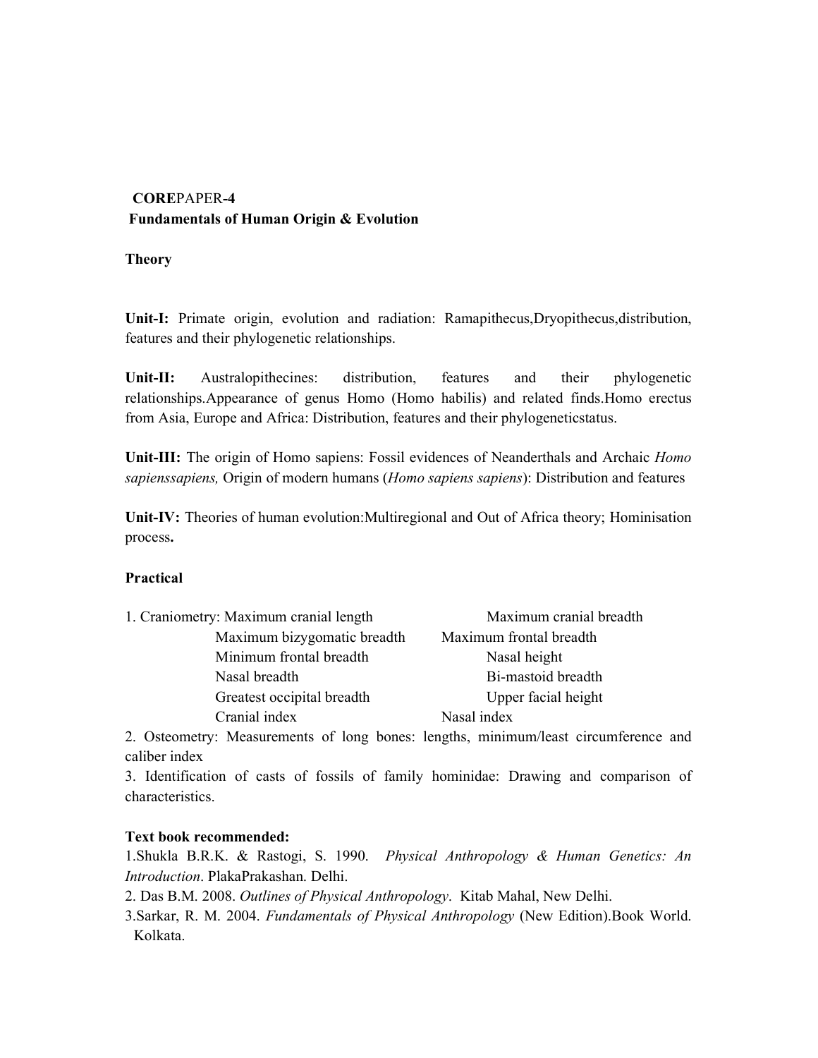**CORE**PAPER**-4**

**Fundamentals of Human Origin & Evolution**

**Theory**

**Unit-I:** Primate origin, evolution and radiation: Ramapithecus,Dryopithecus,distribution, features and their phylogenetic relationships.

**Unit-II:** Australopithecines: distribution, features and their phylogenetic relationships.Appearance of genus Homo (Homo habilis) and related finds.Homo erectus from Asia, Europe and Africa: Distribution, features and their phylogeneticstatus.

**Unit-III:** The origin of Homo sapiens: Fossil evidences of Neanderthals and Archaic *Homo sapienssapiens,* Origin of modern humans (*Homo sapiens sapiens*): Distribution and features

**Unit-IV:** Theories of human evolution:Multiregional and Out of Africa theory; Hominisation process**.**

**Practical**

1. Craniometry: Maximum cranial length, Maximum cranial breadth, Maximum bizygomatic breadth, Maximum frontal breadth, Minimum frontal breadth, Nasal height, Nasal breadth, Bi-mastoid breadth, Greatest occipital breadth, Upper facial height, Cranial index, Nasal index
2. Osteometry: Measurements of long bones: lengths, minimum/least circumference and caliber index
3. Identification of casts of fossils of family hominidae: Drawing and comparison of characteristics.

**Text book recommended:**

1.Shukla B.R.K. & Rastogi, S. 1990. *Physical Anthropology & Human Genetics: An Introduction*. PlakaPrakashan. Delhi.

2. Das B.M. 2008. *Outlines of Physical Anthropology*. Kitab Mahal, New Delhi.

3.Sarkar, R. M. 2004. *Fundamentals of Physical Anthropology* (New Edition).Book World. Kolkata.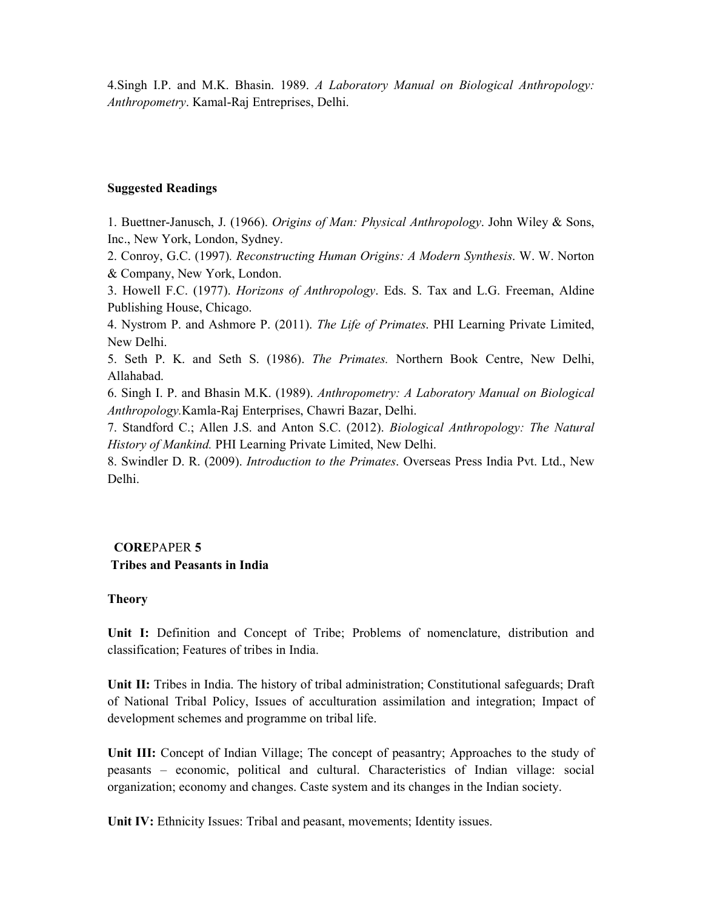4.Singh I.P. and M.K. Bhasin. 1989. *A Laboratory Manual on Biological Anthropology: Anthropometry*. Kamal-Raj Entreprises, Delhi.

**Suggested Readings**

1. Buettner-Janusch, J. (1966). *Origins of Man: Physical Anthropology*. John Wiley & Sons, Inc., New York, London, Sydney.
2. Conroy, G.C. (1997). *Reconstructing Human Origins: A Modern Synthesis*. W. W. Norton & Company, New York, London.
3. Howell F.C. (1977). *Horizons of Anthropology*. Eds. S. Tax and L.G. Freeman, Aldine Publishing House, Chicago.
4. Nystrom P. and Ashmore P. (2011). *The Life of Primates*. PHI Learning Private Limited, New Delhi.
5. Seth P. K. and Seth S. (1986). *The Primates.* Northern Book Centre, New Delhi, Allahabad.
6. Singh I. P. and Bhasin M.K. (1989). *Anthropometry: A Laboratory Manual on Biological Anthropology.*Kamla-Raj Enterprises, Chawri Bazar, Delhi.
7. Standford C.; Allen J.S. and Anton S.C. (2012). *Biological Anthropology: The Natural History of Mankind.* PHI Learning Private Limited, New Delhi.
8. Swindler D. R. (2009). *Introduction to the Primates*. Overseas Press India Pvt. Ltd., New Delhi.

**CORE**PAPER **5**
**Tribes and Peasants in India**

**Theory**

**Unit I:** Definition and Concept of Tribe; Problems of nomenclature, distribution and classification; Features of tribes in India.

**Unit II:** Tribes in India. The history of tribal administration; Constitutional safeguards; Draft of National Tribal Policy, Issues of acculturation assimilation and integration; Impact of development schemes and programme on tribal life.

**Unit III:** Concept of Indian Village; The concept of peasantry; Approaches to the study of peasants – economic, political and cultural. Characteristics of Indian village: social organization; economy and changes. Caste system and its changes in the Indian society.

**Unit IV:** Ethnicity Issues: Tribal and peasant, movements; Identity issues.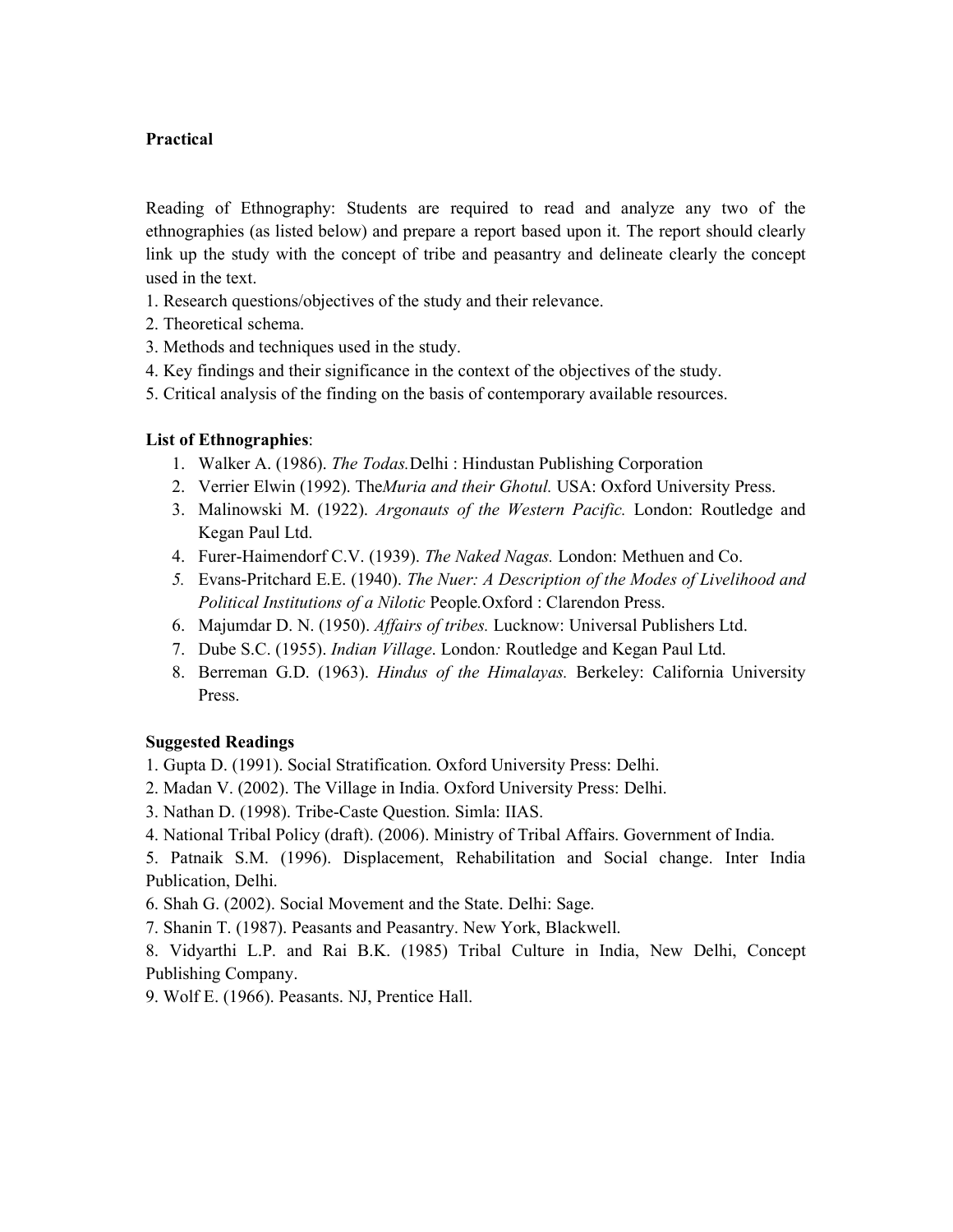**Practical**

Reading of Ethnography: Students are required to read and analyze any two of the ethnographies (as listed below) and prepare a report based upon it. The report should clearly link up the study with the concept of tribe and peasantry and delineate clearly the concept used in the text.

1. Research questions/objectives of the study and their relevance.
2. Theoretical schema.
3. Methods and techniques used in the study.
4. Key findings and their significance in the context of the objectives of the study.
5. Critical analysis of the finding on the basis of contemporary available resources.

**List of Ethnographies**:

1. Walker A. (1986). *The Todas.*Delhi : Hindustan Publishing Corporation
2. Verrier Elwin (1992). The*Muria and their Ghotul.* USA: Oxford University Press.
3. Malinowski M. (1922). *Argonauts of the Western Pacific.* London: Routledge and Kegan Paul Ltd.
4. Furer-Haimendorf C.V. (1939). *The Naked Nagas.* London: Methuen and Co.
5. Evans-Pritchard E.E. (1940). *The Nuer: A Description of the Modes of Livelihood and Political Institutions of a Nilotic* People*.*Oxford : Clarendon Press.
6. Majumdar D. N. (1950). *Affairs of tribes.* Lucknow: Universal Publishers Ltd.
7. Dube S.C. (1955). *Indian Village*. London*:* Routledge and Kegan Paul Ltd.
8. Berreman G.D. (1963). *Hindus of the Himalayas.* Berkeley: California University Press.

**Suggested Readings**

1. Gupta D. (1991). Social Stratification. Oxford University Press: Delhi.
2. Madan V. (2002). The Village in India. Oxford University Press: Delhi.
3. Nathan D. (1998). Tribe-Caste Question. Simla: IIAS.
4. National Tribal Policy (draft). (2006). Ministry of Tribal Affairs. Government of India.
5. Patnaik S.M. (1996). Displacement, Rehabilitation and Social change. Inter India Publication, Delhi.
6. Shah G. (2002). Social Movement and the State. Delhi: Sage.
7. Shanin T. (1987). Peasants and Peasantry. New York, Blackwell.
8. Vidyarthi L.P. and Rai B.K. (1985) Tribal Culture in India, New Delhi, Concept Publishing Company.
9. Wolf E. (1966). Peasants. NJ, Prentice Hall.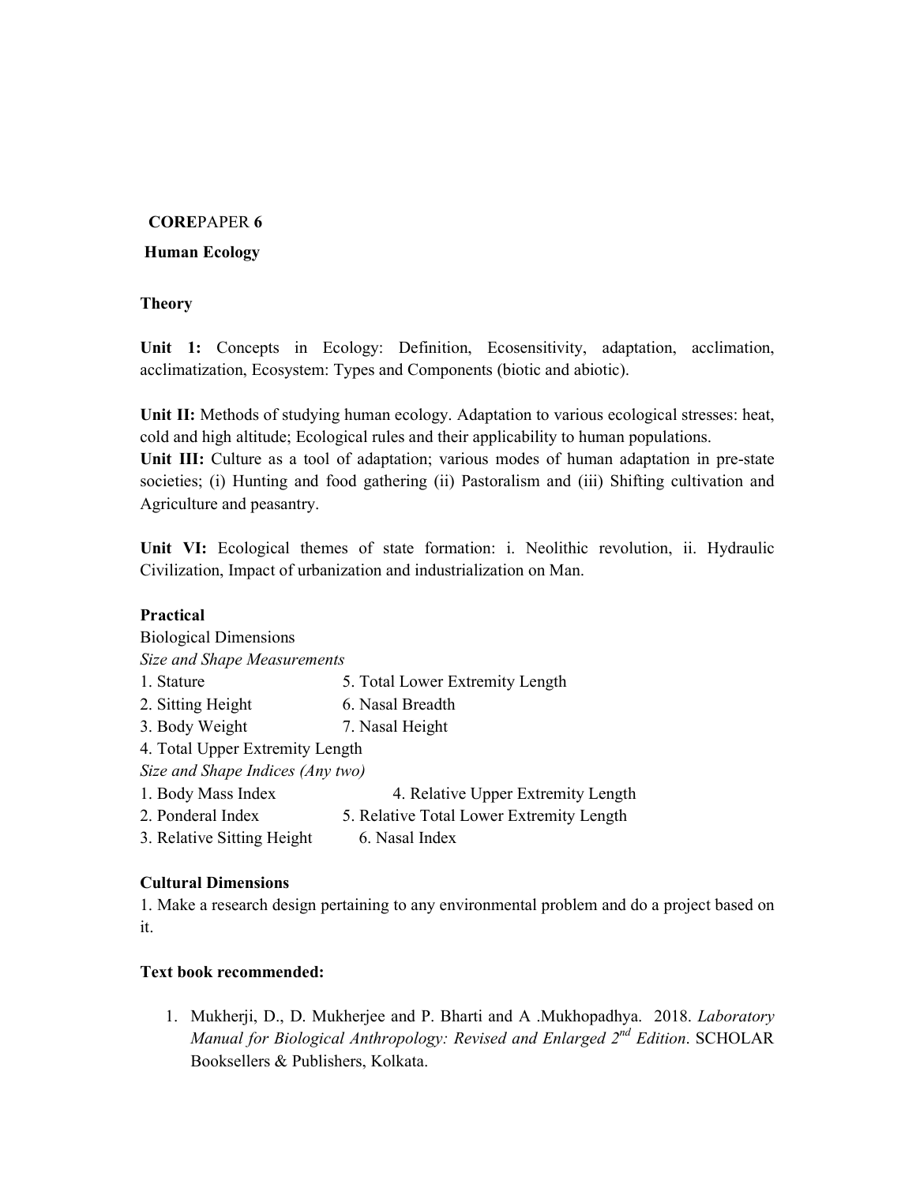**CORE**PAPER **6**

**Human Ecology**

**Theory**

**Unit 1:** Concepts in Ecology: Definition, Ecosensitivity, adaptation, acclimation, acclimatization, Ecosystem: Types and Components (biotic and abiotic).

**Unit II:** Methods of studying human ecology. Adaptation to various ecological stresses: heat, cold and high altitude; Ecological rules and their applicability to human populations.

**Unit III:** Culture as a tool of adaptation; various modes of human adaptation in pre-state societies; (i) Hunting and food gathering (ii) Pastoralism and (iii) Shifting cultivation and Agriculture and peasantry.

**Unit VI:** Ecological themes of state formation: i. Neolithic revolution, ii. Hydraulic Civilization, Impact of urbanization and industrialization on Man.

**Practical**

Biological Dimensions

*Size and Shape Measurements*

1. Stature
2. Sitting Height
3. Body Weight
4. Total Upper Extremity Length
5. Total Lower Extremity Length
6. Nasal Breadth
7. Nasal Height

*Size and Shape Indices (Any two)*

1. Body Mass Index
2. Ponderal Index
3. Relative Sitting Height
4. Relative Upper Extremity Length
5. Relative Total Lower Extremity Length
6. Nasal Index

**Cultural Dimensions**

1. Make a research design pertaining to any environmental problem and do a project based on it.

**Text book recommended:**

1. Mukherji, D., D. Mukherjee and P. Bharti and A .Mukhopadhya. 2018. *Laboratory Manual for Biological Anthropology: Revised and Enlarged 2nd Edition*. SCHOLAR Booksellers & Publishers, Kolkata.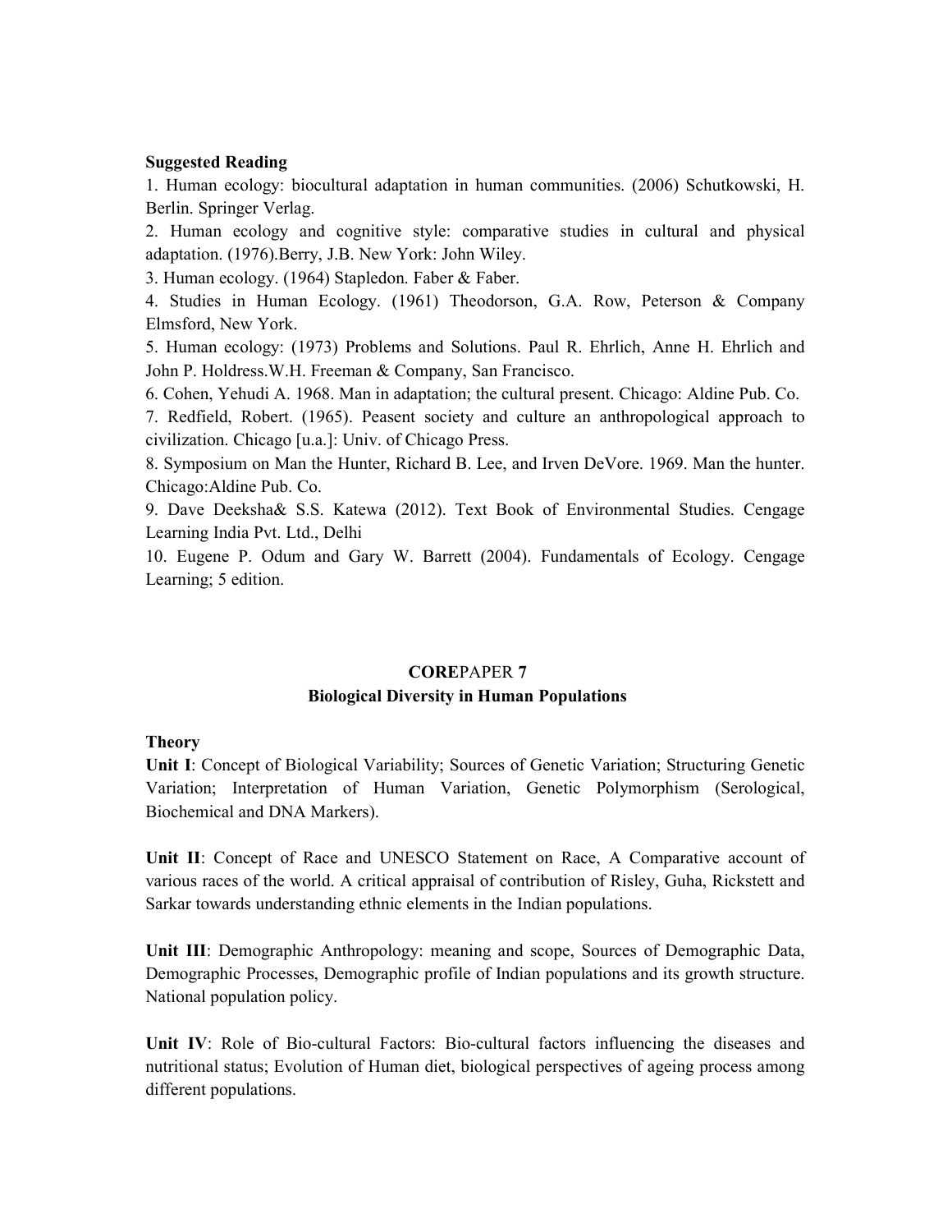**Suggested Reading**

1. Human ecology: biocultural adaptation in human communities. (2006) Schutkowski, H. Berlin. Springer Verlag.
2. Human ecology and cognitive style: comparative studies in cultural and physical adaptation. (1976).Berry, J.B. New York: John Wiley.
3. Human ecology. (1964) Stapledon. Faber & Faber.
4. Studies in Human Ecology. (1961) Theodorson, G.A. Row, Peterson & Company Elmsford, New York.
5. Human ecology: (1973) Problems and Solutions. Paul R. Ehrlich, Anne H. Ehrlich and John P. Holdress.W.H. Freeman & Company, San Francisco.
6. Cohen, Yehudi A. 1968. Man in adaptation; the cultural present. Chicago: Aldine Pub. Co.
7. Redfield, Robert. (1965). Peasent society and culture an anthropological approach to civilization. Chicago [u.a.]: Univ. of Chicago Press.
8. Symposium on Man the Hunter, Richard B. Lee, and Irven DeVore. 1969. Man the hunter. Chicago:Aldine Pub. Co.
9. Dave Deeksha& S.S. Katewa (2012). Text Book of Environmental Studies. Cengage Learning India Pvt. Ltd., Delhi
10. Eugene P. Odum and Gary W. Barrett (2004). Fundamentals of Ecology. Cengage Learning; 5 edition.

## **CORE**PAPER **7**
## **Biological Diversity in Human Populations**

**Theory**

**Unit I**: Concept of Biological Variability; Sources of Genetic Variation; Structuring Genetic Variation; Interpretation of Human Variation, Genetic Polymorphism (Serological, Biochemical and DNA Markers).

**Unit II**: Concept of Race and UNESCO Statement on Race, A Comparative account of various races of the world. A critical appraisal of contribution of Risley, Guha, Rickstett and Sarkar towards understanding ethnic elements in the Indian populations.

**Unit III**: Demographic Anthropology: meaning and scope, Sources of Demographic Data, Demographic Processes, Demographic profile of Indian populations and its growth structure. National population policy.

**Unit IV**: Role of Bio-cultural Factors: Bio-cultural factors influencing the diseases and nutritional status; Evolution of Human diet, biological perspectives of ageing process among different populations.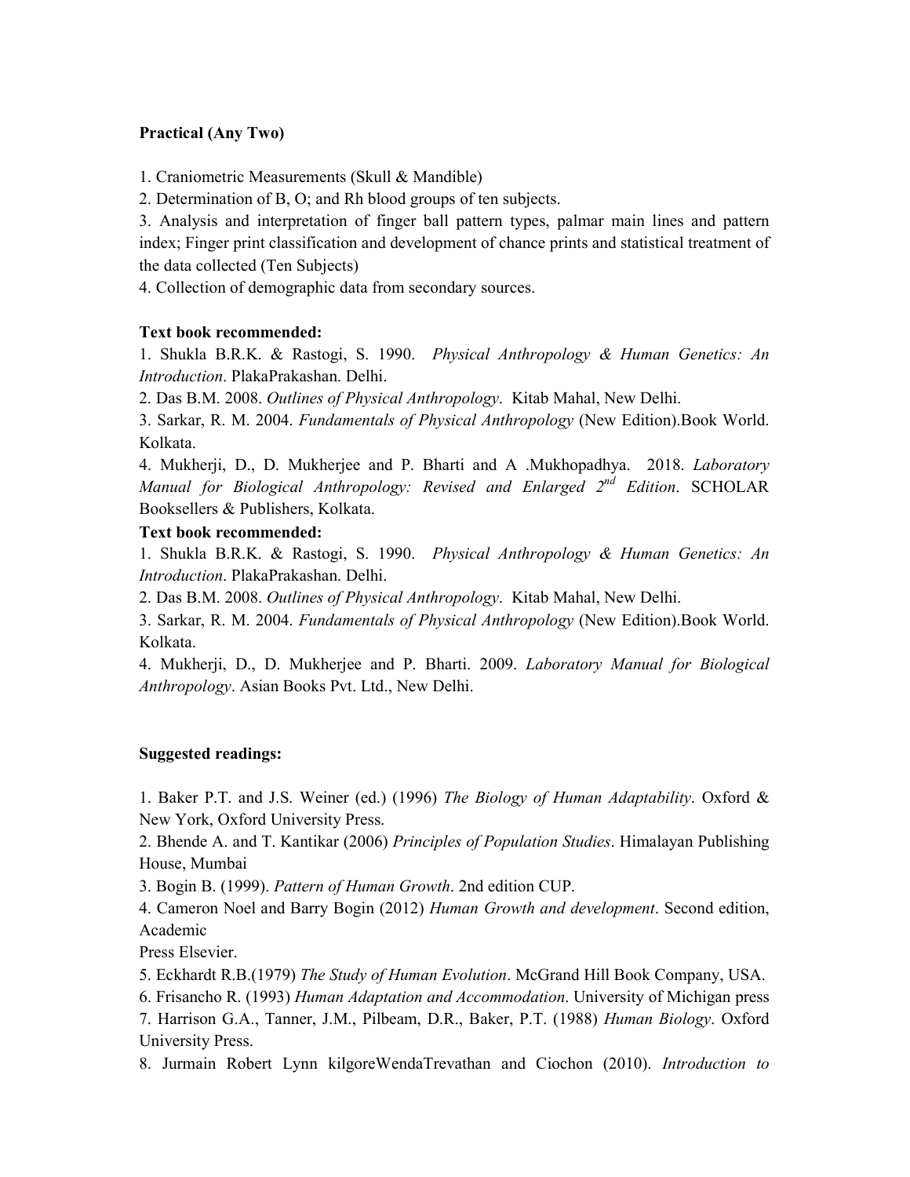**Practical (Any Two)**

1. Craniometric Measurements (Skull & Mandible)
2. Determination of B, O; and Rh blood groups of ten subjects.
3. Analysis and interpretation of finger ball pattern types, palmar main lines and pattern index; Finger print classification and development of chance prints and statistical treatment of the data collected (Ten Subjects)
4. Collection of demographic data from secondary sources.

**Text book recommended:**

1. Shukla B.R.K. & Rastogi, S. 1990. *Physical Anthropology & Human Genetics: An Introduction*. PlakaPrakashan. Delhi.
2. Das B.M. 2008. *Outlines of Physical Anthropology*. Kitab Mahal, New Delhi.
3. Sarkar, R. M. 2004. *Fundamentals of Physical Anthropology* (New Edition).Book World. Kolkata.
4. Mukherji, D., D. Mukherjee and P. Bharti and A .Mukhopadhya. 2018. *Laboratory Manual for Biological Anthropology: Revised and Enlarged 2nd Edition*. SCHOLAR Booksellers & Publishers, Kolkata.

**Text book recommended:**

1. Shukla B.R.K. & Rastogi, S. 1990. *Physical Anthropology & Human Genetics: An Introduction*. PlakaPrakashan. Delhi.
2. Das B.M. 2008. *Outlines of Physical Anthropology*. Kitab Mahal, New Delhi.
3. Sarkar, R. M. 2004. *Fundamentals of Physical Anthropology* (New Edition).Book World. Kolkata.
4. Mukherji, D., D. Mukherjee and P. Bharti. 2009. *Laboratory Manual for Biological Anthropology*. Asian Books Pvt. Ltd., New Delhi.

**Suggested readings:**

1. Baker P.T. and J.S. Weiner (ed.) (1996) *The Biology of Human Adaptability*. Oxford & New York, Oxford University Press.
2. Bhende A. and T. Kantikar (2006) *Principles of Population Studies*. Himalayan Publishing House, Mumbai
3. Bogin B. (1999). *Pattern of Human Growth*. 2nd edition CUP.
4. Cameron Noel and Barry Bogin (2012) *Human Growth and development*. Second edition, Academic
Press Elsevier.
5. Eckhardt R.B.(1979) *The Study of Human Evolution*. McGrand Hill Book Company, USA.
6. Frisancho R. (1993) *Human Adaptation and Accommodation*. University of Michigan press
7. Harrison G.A., Tanner, J.M., Pilbeam, D.R., Baker, P.T. (1988) *Human Biology*. Oxford University Press.
8. Jurmain Robert Lynn kilgoreWendaTrevathan and Ciochon (2010). *Introduction to*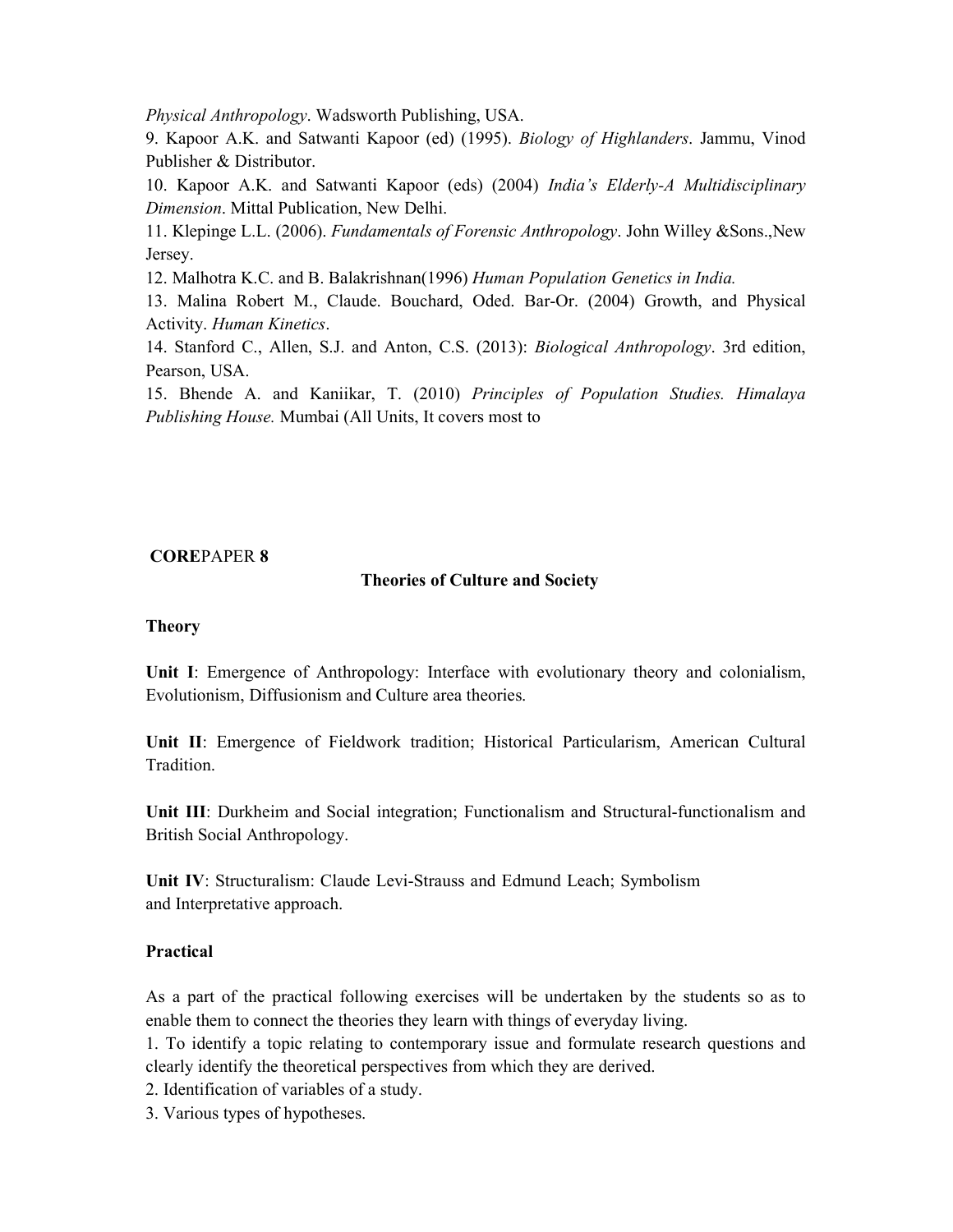*Physical Anthropology*. Wadsworth Publishing, USA.

9. Kapoor A.K. and Satwanti Kapoor (ed) (1995). *Biology of Highlanders*. Jammu, Vinod Publisher & Distributor.

10. Kapoor A.K. and Satwanti Kapoor (eds) (2004) *India's Elderly-A Multidisciplinary Dimension*. Mittal Publication, New Delhi.

11. Klepinge L.L. (2006). *Fundamentals of Forensic Anthropology*. John Willey &Sons.,New Jersey.

12. Malhotra K.C. and B. Balakrishnan(1996) *Human Population Genetics in India.*

13. Malina Robert M., Claude. Bouchard, Oded. Bar-Or. (2004) Growth, and Physical Activity. *Human Kinetics*.

14. Stanford C., Allen, S.J. and Anton, C.S. (2013): *Biological Anthropology*. 3rd edition, Pearson, USA.

15. Bhende A. and Kaniikar, T. (2010) *Principles of Population Studies. Himalaya Publishing House.* Mumbai (All Units, It covers most to

**CORE**PAPER **8**

**Theories of Culture and Society**

**Theory**

**Unit I**: Emergence of Anthropology: Interface with evolutionary theory and colonialism, Evolutionism, Diffusionism and Culture area theories.

**Unit II**: Emergence of Fieldwork tradition; Historical Particularism, American Cultural Tradition.

**Unit III**: Durkheim and Social integration; Functionalism and Structural-functionalism and British Social Anthropology.

**Unit IV**: Structuralism: Claude Levi-Strauss and Edmund Leach; Symbolism and Interpretative approach.

**Practical**

As a part of the practical following exercises will be undertaken by the students so as to enable them to connect the theories they learn with things of everyday living.

1. To identify a topic relating to contemporary issue and formulate research questions and clearly identify the theoretical perspectives from which they are derived.
2. Identification of variables of a study.
3. Various types of hypotheses.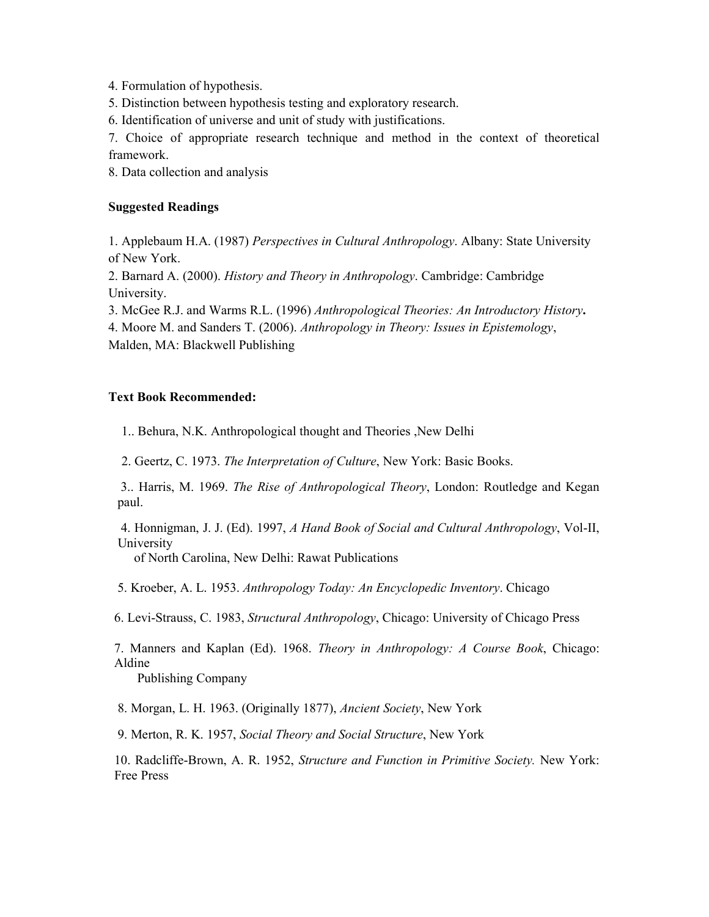4. Formulation of hypothesis.
5. Distinction between hypothesis testing and exploratory research.
6. Identification of universe and unit of study with justifications.
7. Choice of appropriate research technique and method in the context of theoretical framework.
8. Data collection and analysis

**Suggested Readings**

1. Applebaum H.A. (1987) *Perspectives in Cultural Anthropology*. Albany: State University of New York.
2. Barnard A. (2000). *History and Theory in Anthropology*. Cambridge: Cambridge University.
3. McGee R.J. and Warms R.L. (1996) *Anthropological Theories: An Introductory History***.**
4. Moore M. and Sanders T. (2006). *Anthropology in Theory: Issues in Epistemology*, Malden, MA: Blackwell Publishing

**Text Book Recommended:**

1.. Behura, N.K. Anthropological thought and Theories ,New Delhi

2. Geertz, C. 1973. *The Interpretation of Culture*, New York: Basic Books.

3.. Harris, M. 1969. *The Rise of Anthropological Theory*, London: Routledge and Kegan paul.

4. Honnigman, J. J. (Ed). 1997, *A Hand Book of Social and Cultural Anthropology*, Vol-II, University of North Carolina, New Delhi: Rawat Publications

5. Kroeber, A. L. 1953. *Anthropology Today: An Encyclopedic Inventory*. Chicago

6. Levi-Strauss, C. 1983, *Structural Anthropology*, Chicago: University of Chicago Press

7. Manners and Kaplan (Ed). 1968. *Theory in Anthropology: A Course Book*, Chicago: Aldine Publishing Company

8. Morgan, L. H. 1963. (Originally 1877), *Ancient Society*, New York

9. Merton, R. K. 1957, *Social Theory and Social Structure*, New York

10. Radcliffe-Brown, A. R. 1952, *Structure and Function in Primitive Society.* New York: Free Press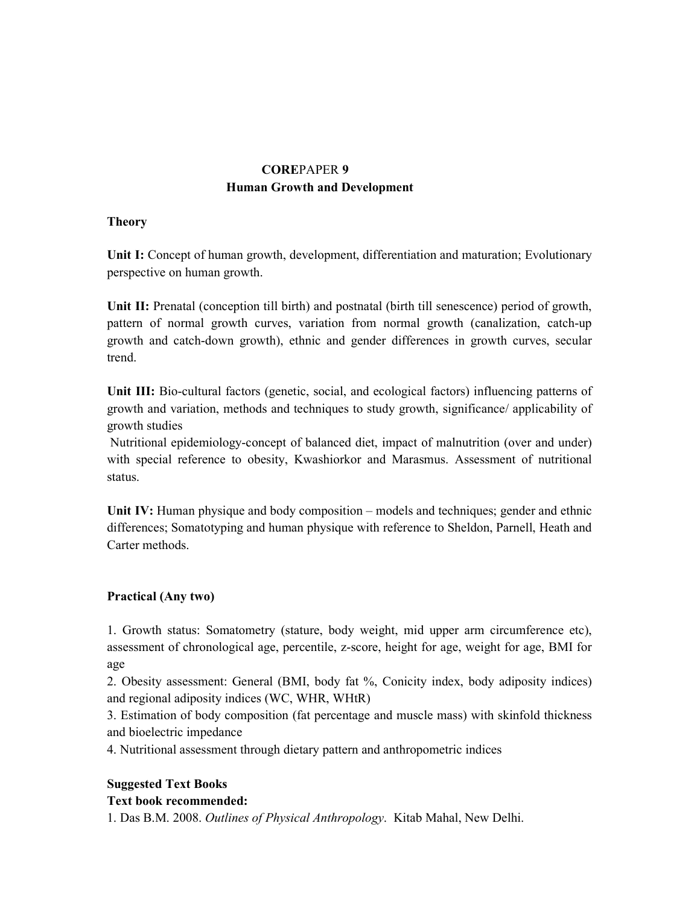## **CORE**PAPER **9**

## Human Growth and Development

**Theory**

**Unit I:** Concept of human growth, development, differentiation and maturation; Evolutionary perspective on human growth.

**Unit II:** Prenatal (conception till birth) and postnatal (birth till senescence) period of growth, pattern of normal growth curves, variation from normal growth (canalization, catch-up growth and catch-down growth), ethnic and gender differences in growth curves, secular trend.

**Unit III:** Bio-cultural factors (genetic, social, and ecological factors) influencing patterns of growth and variation, methods and techniques to study growth, significance/ applicability of growth studies

Nutritional epidemiology-concept of balanced diet, impact of malnutrition (over and under) with special reference to obesity, Kwashiorkor and Marasmus. Assessment of nutritional status.

**Unit IV:** Human physique and body composition – models and techniques; gender and ethnic differences; Somatotyping and human physique with reference to Sheldon, Parnell, Heath and Carter methods.

**Practical (Any two)**

1. Growth status: Somatometry (stature, body weight, mid upper arm circumference etc), assessment of chronological age, percentile, z-score, height for age, weight for age, BMI for age
2. Obesity assessment: General (BMI, body fat %, Conicity index, body adiposity indices) and regional adiposity indices (WC, WHR, WHtR)
3. Estimation of body composition (fat percentage and muscle mass) with skinfold thickness and bioelectric impedance
4. Nutritional assessment through dietary pattern and anthropometric indices

**Suggested Text Books**

**Text book recommended:**

1. Das B.M. 2008. *Outlines of Physical Anthropology*. Kitab Mahal, New Delhi.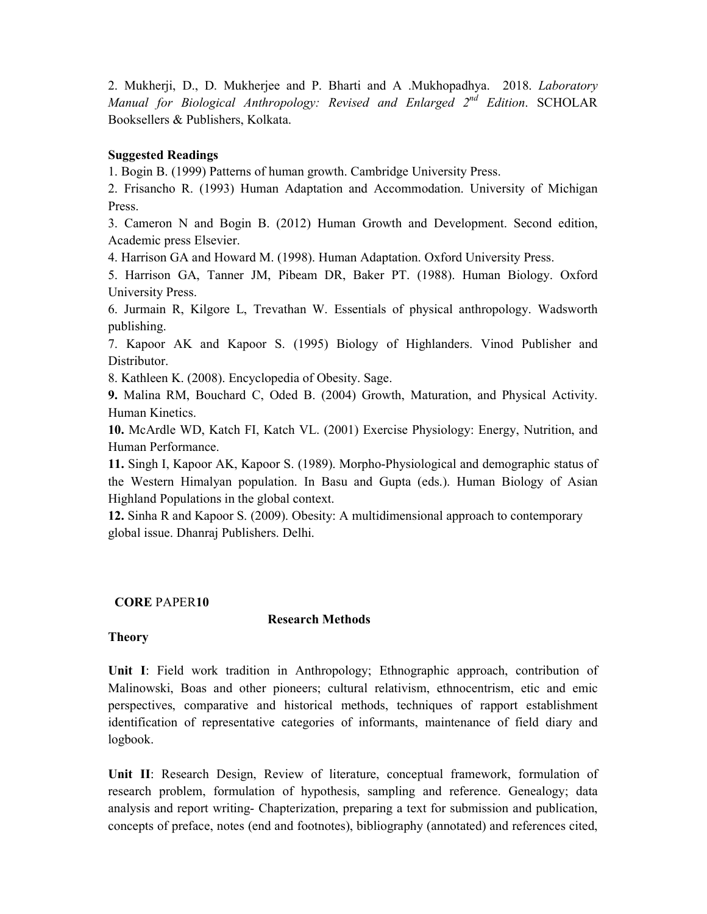2. Mukherji, D., D. Mukherjee and P. Bharti and A .Mukhopadhya. 2018. *Laboratory Manual for Biological Anthropology: Revised and Enlarged 2nd Edition*. SCHOLAR Booksellers & Publishers, Kolkata.

**Suggested Readings**

1. Bogin B. (1999) Patterns of human growth. Cambridge University Press.
2. Frisancho R. (1993) Human Adaptation and Accommodation. University of Michigan Press.
3. Cameron N and Bogin B. (2012) Human Growth and Development. Second edition, Academic press Elsevier.
4. Harrison GA and Howard M. (1998). Human Adaptation. Oxford University Press.
5. Harrison GA, Tanner JM, Pibeam DR, Baker PT. (1988). Human Biology. Oxford University Press.
6. Jurmain R, Kilgore L, Trevathan W. Essentials of physical anthropology. Wadsworth publishing.
7. Kapoor AK and Kapoor S. (1995) Biology of Highlanders. Vinod Publisher and Distributor.
8. Kathleen K. (2008). Encyclopedia of Obesity. Sage.
9. Malina RM, Bouchard C, Oded B. (2004) Growth, Maturation, and Physical Activity. Human Kinetics.
10. McArdle WD, Katch FI, Katch VL. (2001) Exercise Physiology: Energy, Nutrition, and Human Performance.
11. Singh I, Kapoor AK, Kapoor S. (1989). Morpho-Physiological and demographic status of the Western Himalyan population. In Basu and Gupta (eds.). Human Biology of Asian Highland Populations in the global context.
12. Sinha R and Kapoor S. (2009). Obesity: A multidimensional approach to contemporary global issue. Dhanraj Publishers. Delhi.

**CORE** PAPER**10**

## Research Methods

**Theory**

**Unit I**: Field work tradition in Anthropology; Ethnographic approach, contribution of Malinowski, Boas and other pioneers; cultural relativism, ethnocentrism, etic and emic perspectives, comparative and historical methods, techniques of rapport establishment identification of representative categories of informants, maintenance of field diary and logbook.

**Unit II**: Research Design, Review of literature, conceptual framework, formulation of research problem, formulation of hypothesis, sampling and reference. Genealogy; data analysis and report writing- Chapterization, preparing a text for submission and publication, concepts of preface, notes (end and footnotes), bibliography (annotated) and references cited,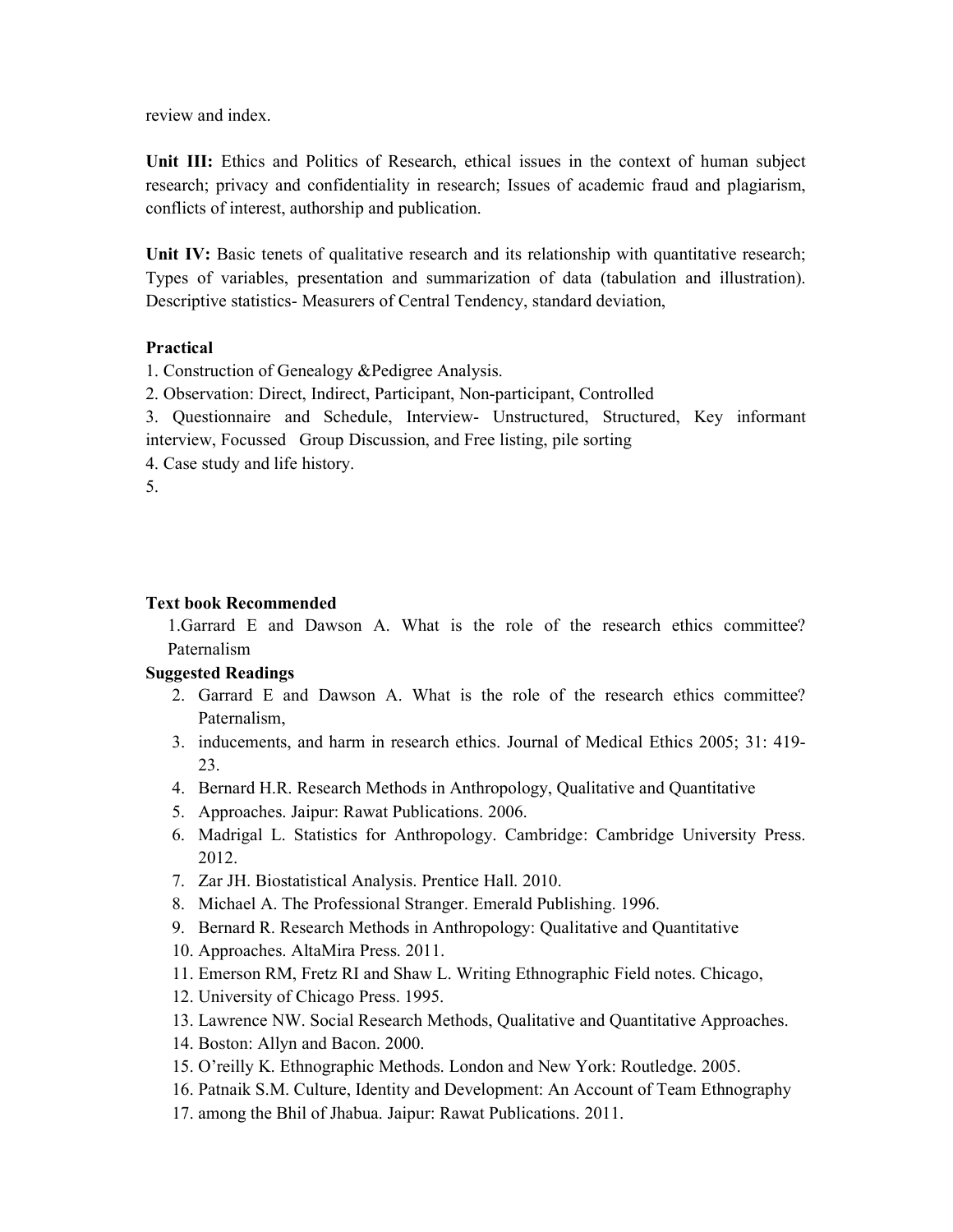review and index.

**Unit III:** Ethics and Politics of Research, ethical issues in the context of human subject research; privacy and confidentiality in research; Issues of academic fraud and plagiarism, conflicts of interest, authorship and publication.

**Unit IV:** Basic tenets of qualitative research and its relationship with quantitative research; Types of variables, presentation and summarization of data (tabulation and illustration). Descriptive statistics- Measurers of Central Tendency, standard deviation,

**Practical**

1. Construction of Genealogy &Pedigree Analysis.
2. Observation: Direct, Indirect, Participant, Non-participant, Controlled
3. Questionnaire and Schedule, Interview- Unstructured, Structured, Key informant interview, Focussed Group Discussion, and Free listing, pile sorting
4. Case study and life history.
5. 

**Text book Recommended**

1.Garrard E and Dawson A. What is the role of the research ethics committee? Paternalism

**Suggested Readings**

2. Garrard E and Dawson A. What is the role of the research ethics committee? Paternalism,
3. inducements, and harm in research ethics. Journal of Medical Ethics 2005; 31: 419-23.
4. Bernard H.R. Research Methods in Anthropology, Qualitative and Quantitative
5. Approaches. Jaipur: Rawat Publications. 2006.
6. Madrigal L. Statistics for Anthropology. Cambridge: Cambridge University Press. 2012.
7. Zar JH. Biostatistical Analysis. Prentice Hall. 2010.
8. Michael A. The Professional Stranger. Emerald Publishing. 1996.
9. Bernard R. Research Methods in Anthropology: Qualitative and Quantitative
10. Approaches. AltaMira Press. 2011.
11. Emerson RM, Fretz RI and Shaw L. Writing Ethnographic Field notes. Chicago,
12. University of Chicago Press. 1995.
13. Lawrence NW. Social Research Methods, Qualitative and Quantitative Approaches.
14. Boston: Allyn and Bacon. 2000.
15. O'reilly K. Ethnographic Methods. London and New York: Routledge. 2005.
16. Patnaik S.M. Culture, Identity and Development: An Account of Team Ethnography
17. among the Bhil of Jhabua. Jaipur: Rawat Publications. 2011.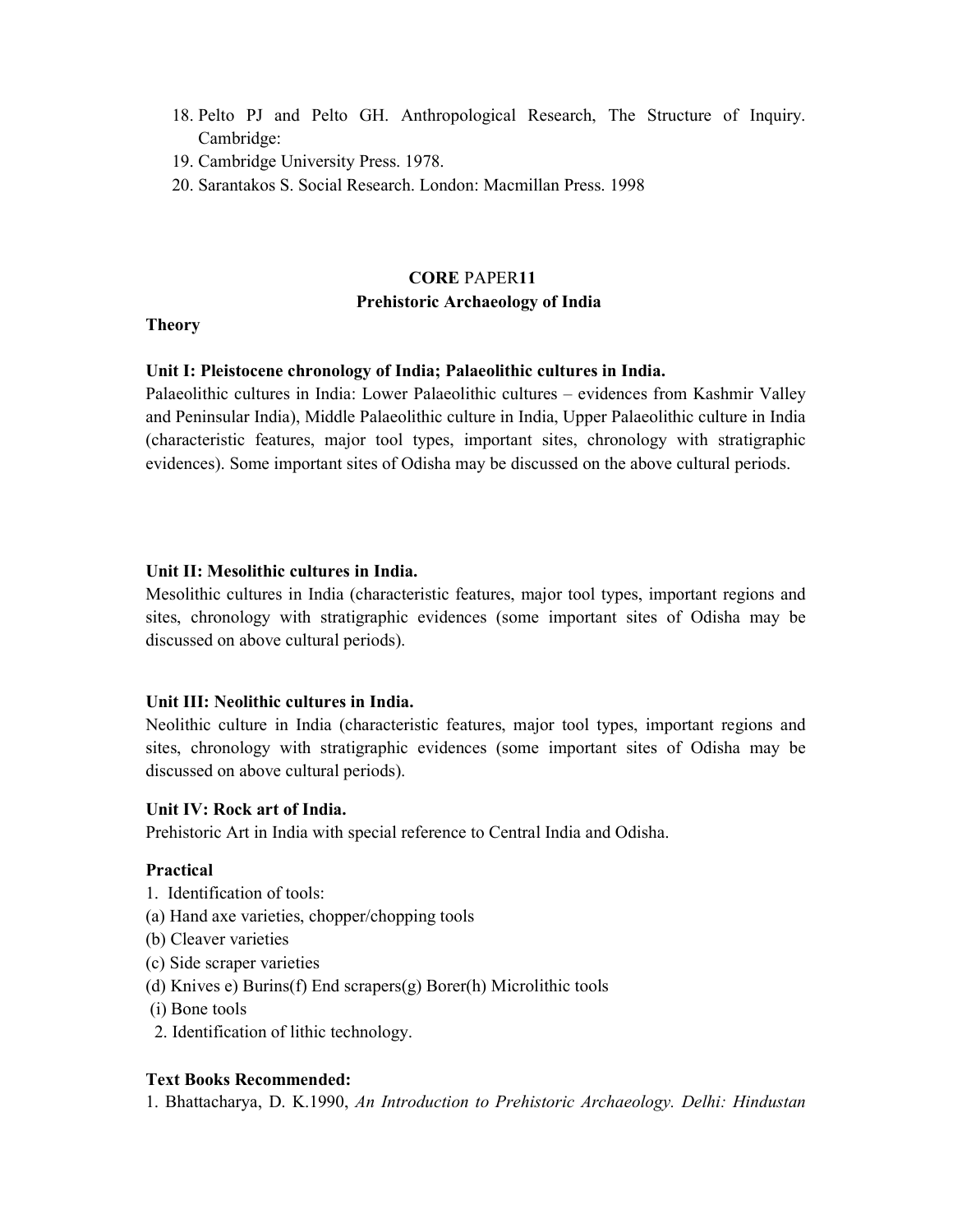18. Pelto PJ and Pelto GH. Anthropological Research, The Structure of Inquiry. Cambridge:
19. Cambridge University Press. 1978.
20. Sarantakos S. Social Research. London: Macmillan Press. 1998

## **CORE** PAPER**11**
## Prehistoric Archaeology of India

**Theory**

**Unit I: Pleistocene chronology of India; Palaeolithic cultures in India.**

Palaeolithic cultures in India: Lower Palaeolithic cultures – evidences from Kashmir Valley and Peninsular India), Middle Palaeolithic culture in India, Upper Palaeolithic culture in India (characteristic features, major tool types, important sites, chronology with stratigraphic evidences). Some important sites of Odisha may be discussed on the above cultural periods.

**Unit II: Mesolithic cultures in India.**

Mesolithic cultures in India (characteristic features, major tool types, important regions and sites, chronology with stratigraphic evidences (some important sites of Odisha may be discussed on above cultural periods).

**Unit III: Neolithic cultures in India.**

Neolithic culture in India (characteristic features, major tool types, important regions and sites, chronology with stratigraphic evidences (some important sites of Odisha may be discussed on above cultural periods).

**Unit IV: Rock art of India.**

Prehistoric Art in India with special reference to Central India and Odisha.

**Practical**

1. Identification of tools:
(a) Hand axe varieties, chopper/chopping tools
(b) Cleaver varieties
(c) Side scraper varieties
(d) Knives e) Burins(f) End scrapers(g) Borer(h) Microlithic tools
(i) Bone tools
2. Identification of lithic technology.

**Text Books Recommended:**

1. Bhattacharya, D. K.1990, *An Introduction to Prehistoric Archaeology. Delhi: Hindustan*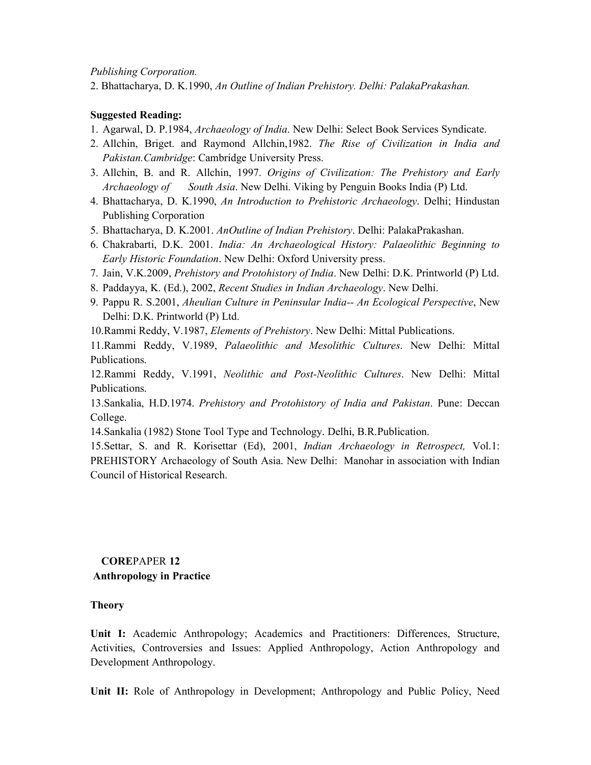*Publishing Corporation.*

2. Bhattacharya, D. K.1990, *An Outline of Indian Prehistory. Delhi: PalakaPrakashan.*

**Suggested Reading:**

1. Agarwal, D. P.1984, *Archaeology of India*. New Delhi: Select Book Services Syndicate.
2. Allchin, Briget. and Raymond Allchin,1982. *The Rise of Civilization in India and Pakistan.Cambridge*: Cambridge University Press.
3. Allchin, B. and R. Allchin, 1997. *Origins of Civilization: The Prehistory and Early Archaeology of South Asia*. New Delhi. Viking by Penguin Books India (P) Ltd.
4. Bhattacharya, D. K.1990, *An Introduction to Prehistoric Archaeology*. Delhi; Hindustan Publishing Corporation
5. Bhattacharya, D. K.2001. *AnOutline of Indian Prehistory*. Delhi: PalakaPrakashan.
6. Chakrabarti, D.K. 2001. *India: An Archaeological History: Palaeolithic Beginning to Early Historic Foundation*. New Delhi: Oxford University press.
7. Jain, V.K.2009, *Prehistory and Protohistory of India*. New Delhi: D.K. Printworld (P) Ltd.
8. Paddayya, K. (Ed.), 2002, *Recent Studies in Indian Archaeology*. New Delhi.
9. Pappu R. S.2001, *Aheulian Culture in Peninsular India-- An Ecological Perspective*, New Delhi: D.K. Printworld (P) Ltd.
10. Rammi Reddy, V.1987, *Elements of Prehistory*. New Delhi: Mittal Publications.
11. Rammi Reddy, V.1989, *Palaeolithic and Mesolithic Cultures*. New Delhi: Mittal Publications.
12. Rammi Reddy, V.1991, *Neolithic and Post-Neolithic Cultures*. New Delhi: Mittal Publications.
13. Sankalia, H.D.1974. *Prehistory and Protohistory of India and Pakistan*. Pune: Deccan College.
14. Sankalia (1982) Stone Tool Type and Technology. Delhi, B.R.Publication.
15. Settar, S. and R. Korisettar (Ed), 2001, *Indian Archaeology in Retrospect,* Vol.1: PREHISTORY Archaeology of South Asia. New Delhi: Manohar in association with Indian Council of Historical Research.

## **CORE**PAPER **12**

## Anthropology in Practice

**Theory**

**Unit I:** Academic Anthropology; Academics and Practitioners: Differences, Structure, Activities, Controversies and Issues: Applied Anthropology, Action Anthropology and Development Anthropology.

**Unit II:** Role of Anthropology in Development; Anthropology and Public Policy, Need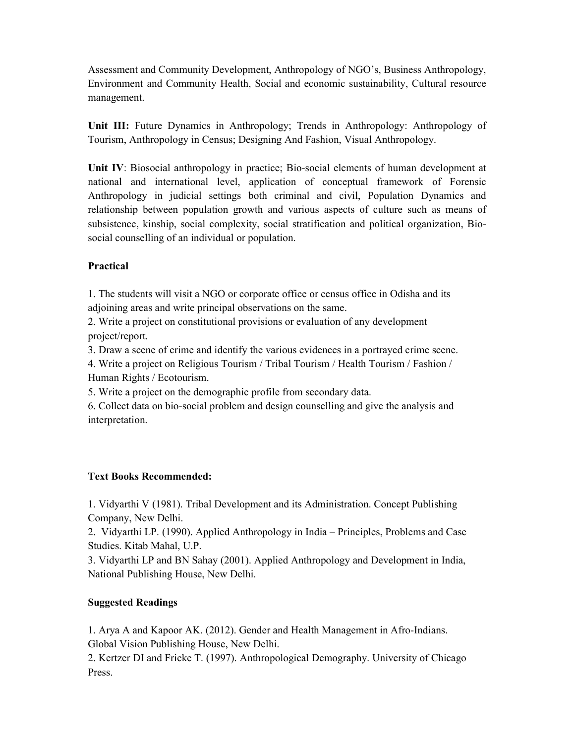Assessment and Community Development, Anthropology of NGO's, Business Anthropology, Environment and Community Health, Social and economic sustainability, Cultural resource management.

**Unit III:** Future Dynamics in Anthropology; Trends in Anthropology: Anthropology of Tourism, Anthropology in Census; Designing And Fashion, Visual Anthropology.

**Unit IV**: Biosocial anthropology in practice; Bio-social elements of human development at national and international level, application of conceptual framework of Forensic Anthropology in judicial settings both criminal and civil, Population Dynamics and relationship between population growth and various aspects of culture such as means of subsistence, kinship, social complexity, social stratification and political organization, Bio-social counselling of an individual or population.

### Practical

1. The students will visit a NGO or corporate office or census office in Odisha and its adjoining areas and write principal observations on the same.
2. Write a project on constitutional provisions or evaluation of any development project/report.
3. Draw a scene of crime and identify the various evidences in a portrayed crime scene.
4. Write a project on Religious Tourism / Tribal Tourism / Health Tourism / Fashion / Human Rights / Ecotourism.
5. Write a project on the demographic profile from secondary data.
6. Collect data on bio-social problem and design counselling and give the analysis and interpretation.

### Text Books Recommended:

1. Vidyarthi V (1981). Tribal Development and its Administration. Concept Publishing Company, New Delhi.
2. Vidyarthi LP. (1990). Applied Anthropology in India – Principles, Problems and Case Studies. Kitab Mahal, U.P.
3. Vidyarthi LP and BN Sahay (2001). Applied Anthropology and Development in India, National Publishing House, New Delhi.

### Suggested Readings

1. Arya A and Kapoor AK. (2012). Gender and Health Management in Afro-Indians. Global Vision Publishing House, New Delhi.
2. Kertzer DI and Fricke T. (1997). Anthropological Demography. University of Chicago Press.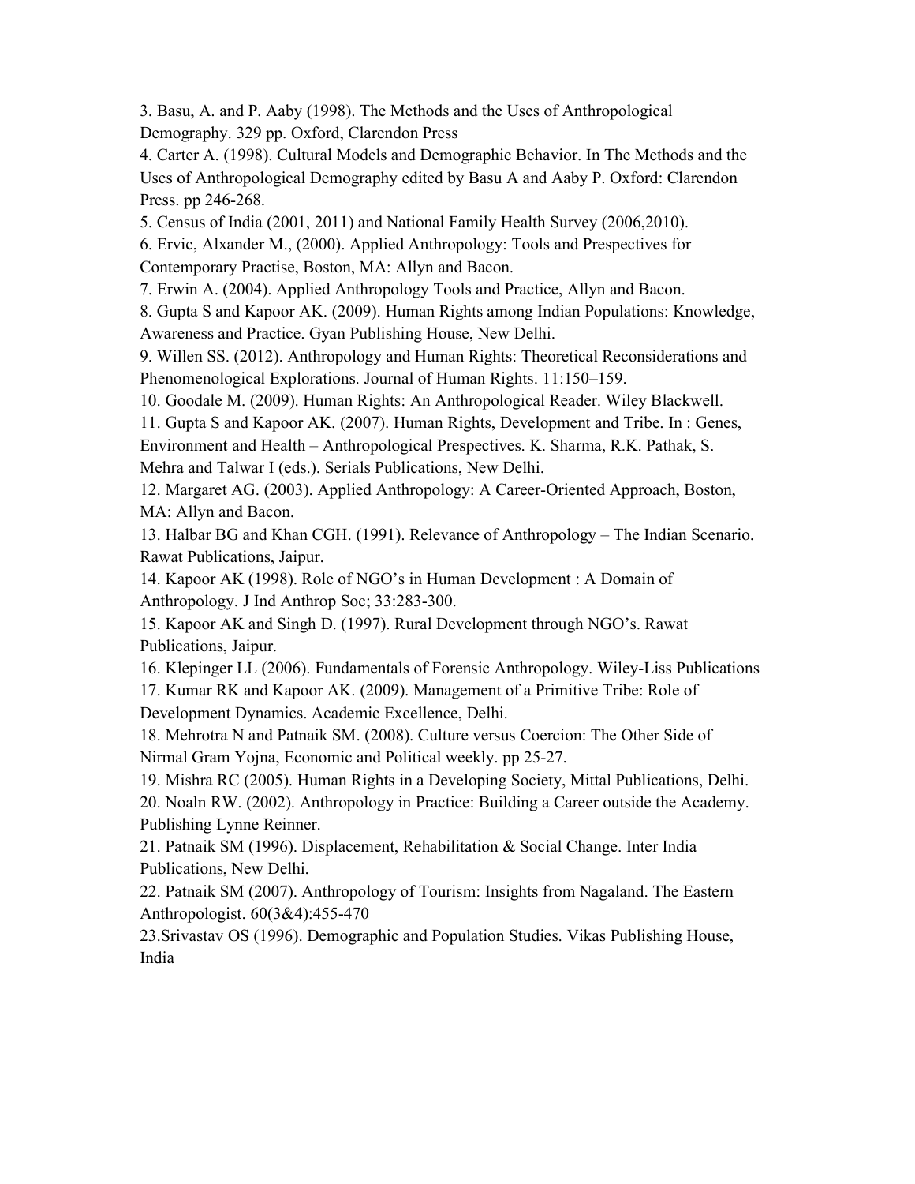3. Basu, A. and P. Aaby (1998). The Methods and the Uses of Anthropological Demography. 329 pp. Oxford, Clarendon Press

4. Carter A. (1998). Cultural Models and Demographic Behavior. In The Methods and the Uses of Anthropological Demography edited by Basu A and Aaby P. Oxford: Clarendon Press. pp 246-268.

5. Census of India (2001, 2011) and National Family Health Survey (2006,2010).

6. Ervic, Alxander M., (2000). Applied Anthropology: Tools and Prespectives for Contemporary Practise, Boston, MA: Allyn and Bacon.

7. Erwin A. (2004). Applied Anthropology Tools and Practice, Allyn and Bacon.

8. Gupta S and Kapoor AK. (2009). Human Rights among Indian Populations: Knowledge, Awareness and Practice. Gyan Publishing House, New Delhi.

9. Willen SS. (2012). Anthropology and Human Rights: Theoretical Reconsiderations and Phenomenological Explorations. Journal of Human Rights. 11:150–159.

10. Goodale M. (2009). Human Rights: An Anthropological Reader. Wiley Blackwell.

11. Gupta S and Kapoor AK. (2007). Human Rights, Development and Tribe. In : Genes, Environment and Health – Anthropological Prespectives. K. Sharma, R.K. Pathak, S. Mehra and Talwar I (eds.). Serials Publications, New Delhi.

12. Margaret AG. (2003). Applied Anthropology: A Career-Oriented Approach, Boston, MA: Allyn and Bacon.

13. Halbar BG and Khan CGH. (1991). Relevance of Anthropology – The Indian Scenario. Rawat Publications, Jaipur.

14. Kapoor AK (1998). Role of NGO's in Human Development : A Domain of Anthropology. J Ind Anthrop Soc; 33:283-300.

15. Kapoor AK and Singh D. (1997). Rural Development through NGO's. Rawat Publications, Jaipur.

16. Klepinger LL (2006). Fundamentals of Forensic Anthropology. Wiley-Liss Publications

17. Kumar RK and Kapoor AK. (2009). Management of a Primitive Tribe: Role of Development Dynamics. Academic Excellence, Delhi.

18. Mehrotra N and Patnaik SM. (2008). Culture versus Coercion: The Other Side of Nirmal Gram Yojna, Economic and Political weekly. pp 25-27.

19. Mishra RC (2005). Human Rights in a Developing Society, Mittal Publications, Delhi.

20. Noaln RW. (2002). Anthropology in Practice: Building a Career outside the Academy. Publishing Lynne Reinner.

21. Patnaik SM (1996). Displacement, Rehabilitation & Social Change. Inter India Publications, New Delhi.

22. Patnaik SM (2007). Anthropology of Tourism: Insights from Nagaland. The Eastern Anthropologist. 60(3&4):455-470

23.Srivastav OS (1996). Demographic and Population Studies. Vikas Publishing House, India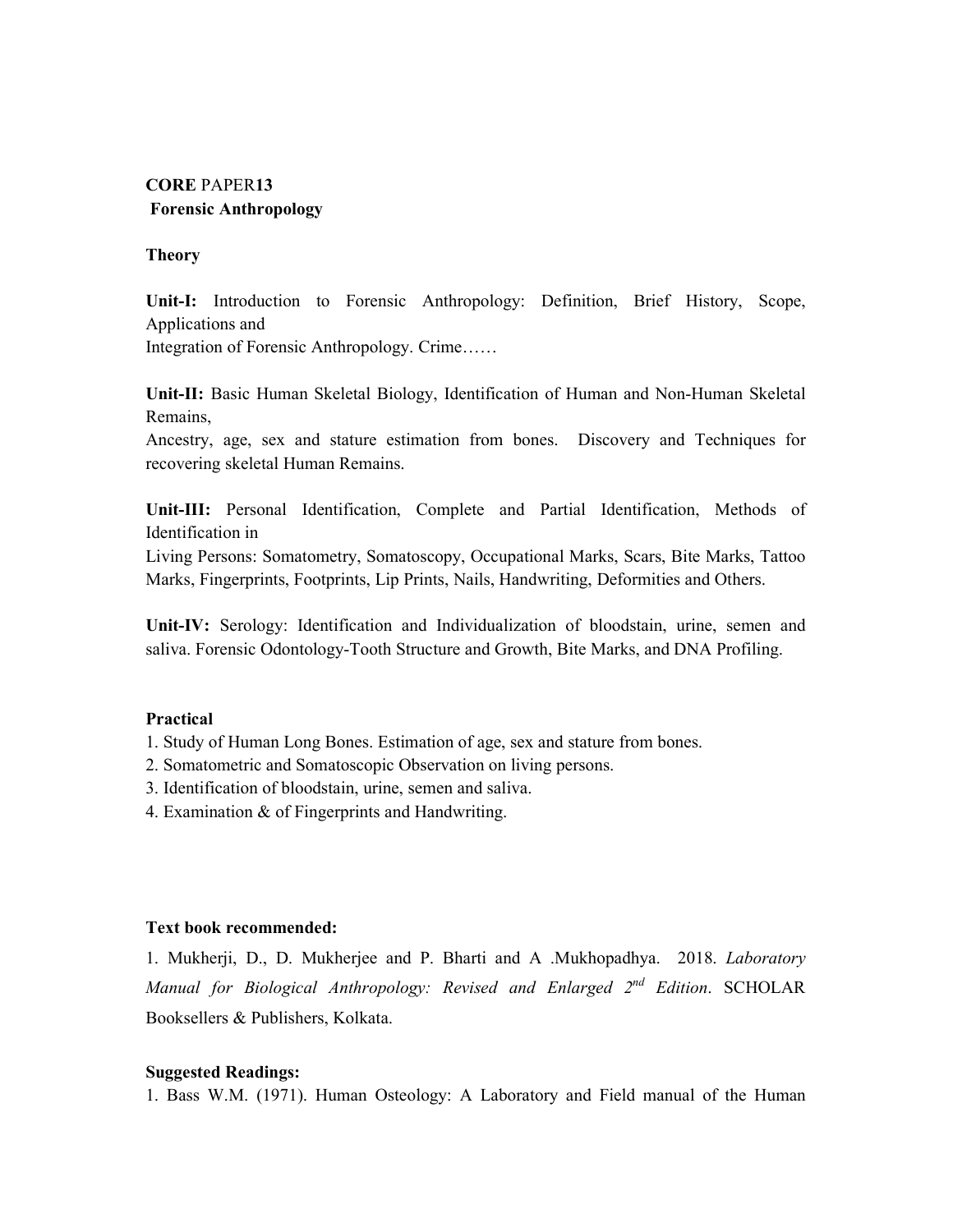**CORE** PAPER**13**
**Forensic Anthropology**

**Theory**

**Unit-I:** Introduction to Forensic Anthropology: Definition, Brief History, Scope, Applications and
Integration of Forensic Anthropology. Crime……

**Unit-II:** Basic Human Skeletal Biology, Identification of Human and Non-Human Skeletal Remains,
Ancestry, age, sex and stature estimation from bones. Discovery and Techniques for recovering skeletal Human Remains.

**Unit-III:** Personal Identification, Complete and Partial Identification, Methods of Identification in
Living Persons: Somatometry, Somatoscopy, Occupational Marks, Scars, Bite Marks, Tattoo Marks, Fingerprints, Footprints, Lip Prints, Nails, Handwriting, Deformities and Others.

**Unit-IV:** Serology: Identification and Individualization of bloodstain, urine, semen and saliva. Forensic Odontology-Tooth Structure and Growth, Bite Marks, and DNA Profiling.

**Practical**

1. Study of Human Long Bones. Estimation of age, sex and stature from bones.
2. Somatometric and Somatoscopic Observation on living persons.
3. Identification of bloodstain, urine, semen and saliva.
4. Examination & of Fingerprints and Handwriting.

**Text book recommended:**

1. Mukherji, D., D. Mukherjee and P. Bharti and A .Mukhopadhya. 2018. *Laboratory Manual for Biological Anthropology: Revised and Enlarged 2nd Edition*. SCHOLAR Booksellers & Publishers, Kolkata.

**Suggested Readings:**

1. Bass W.M. (1971). Human Osteology: A Laboratory and Field manual of the Human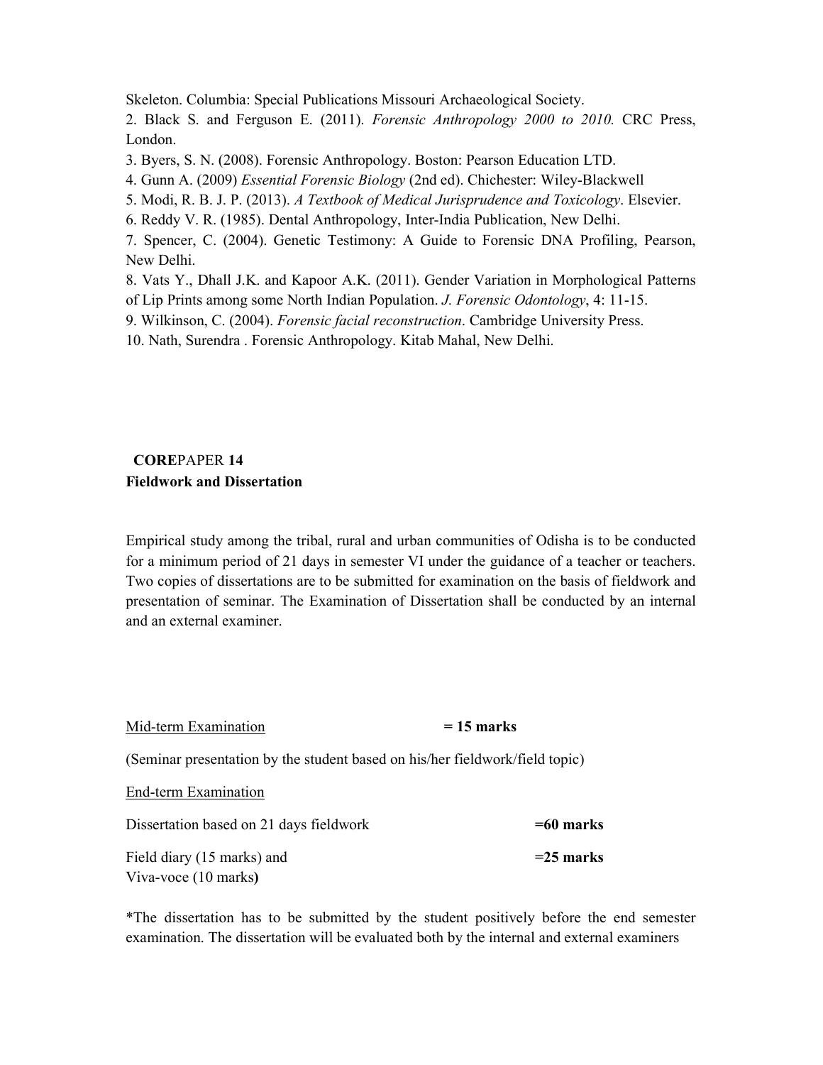Skeleton. Columbia: Special Publications Missouri Archaeological Society.

2. Black S. and Ferguson E. (2011). *Forensic Anthropology 2000 to 2010.* CRC Press, London.

3. Byers, S. N. (2008). Forensic Anthropology. Boston: Pearson Education LTD.

4. Gunn A. (2009) *Essential Forensic Biology* (2nd ed). Chichester: Wiley-Blackwell

5. Modi, R. B. J. P. (2013). *A Textbook of Medical Jurisprudence and Toxicology*. Elsevier.

6. Reddy V. R. (1985). Dental Anthropology, Inter-India Publication, New Delhi.

7. Spencer, C. (2004). Genetic Testimony: A Guide to Forensic DNA Profiling, Pearson, New Delhi.

8. Vats Y., Dhall J.K. and Kapoor A.K. (2011). Gender Variation in Morphological Patterns of Lip Prints among some North Indian Population. *J. Forensic Odontology*, 4: 11-15.

9. Wilkinson, C. (2004). *Forensic facial reconstruction*. Cambridge University Press.

10. Nath, Surendra . Forensic Anthropology. Kitab Mahal, New Delhi.

## **CORE**PAPER **14**

**Fieldwork and Dissertation**

Empirical study among the tribal, rural and urban communities of Odisha is to be conducted for a minimum period of 21 days in semester VI under the guidance of a teacher or teachers. Two copies of dissertations are to be submitted for examination on the basis of fieldwork and presentation of seminar. The Examination of Dissertation shall be conducted by an internal and an external examiner.

Mid-term Examination **= 15 marks**

(Seminar presentation by the student based on his/her fieldwork/field topic)

End-term Examination

Dissertation based on 21 days fieldwork **=60 marks**

Field diary (15 marks) and
Viva-voce (10 marks**)** **=25 marks**

*The dissertation has to be submitted by the student positively before the end semester examination. The dissertation will be evaluated both by the internal and external examiners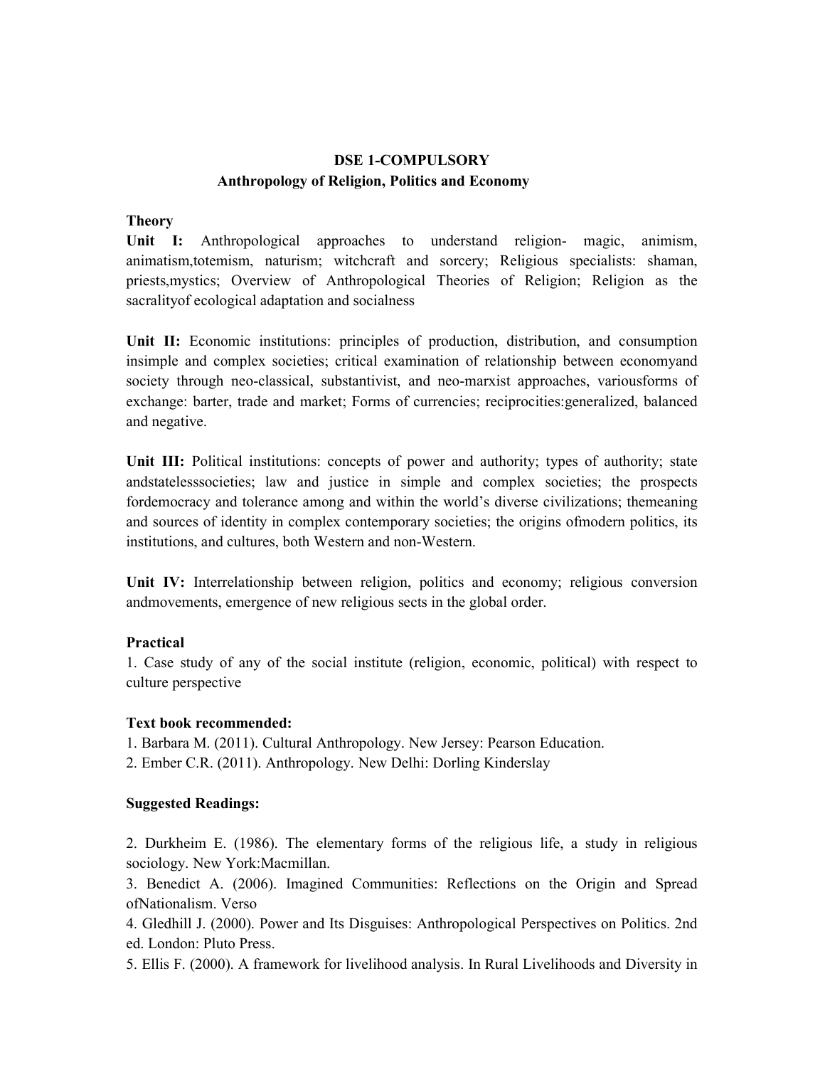**DSE 1-COMPULSORY**

**Anthropology of Religion, Politics and Economy**

**Theory**

**Unit I:** Anthropological approaches to understand religion- magic, animism, animatism,totemism, naturism; witchcraft and sorcery; Religious specialists: shaman, priests,mystics; Overview of Anthropological Theories of Religion; Religion as the sacralityof ecological adaptation and socialness

**Unit II:** Economic institutions: principles of production, distribution, and consumption insimple and complex societies; critical examination of relationship between economyand society through neo-classical, substantivist, and neo-marxist approaches, variousforms of exchange: barter, trade and market; Forms of currencies; reciprocities:generalized, balanced and negative.

**Unit III:** Political institutions: concepts of power and authority; types of authority; state andstatelesssocieties; law and justice in simple and complex societies; the prospects fordemocracy and tolerance among and within the world's diverse civilizations; themeaning and sources of identity in complex contemporary societies; the origins ofmodern politics, its institutions, and cultures, both Western and non-Western.

**Unit IV:** Interrelationship between religion, politics and economy; religious conversion andmovements, emergence of new religious sects in the global order.

**Practical**

1. Case study of any of the social institute (religion, economic, political) with respect to culture perspective

**Text book recommended:**

1. Barbara M. (2011). Cultural Anthropology. New Jersey: Pearson Education.
2. Ember C.R. (2011). Anthropology. New Delhi: Dorling Kinderslay

**Suggested Readings:**

2. Durkheim E. (1986). The elementary forms of the religious life, a study in religious sociology. New York:Macmillan.
3. Benedict A. (2006). Imagined Communities: Reflections on the Origin and Spread ofNationalism. Verso
4. Gledhill J. (2000). Power and Its Disguises: Anthropological Perspectives on Politics. 2nd ed. London: Pluto Press.
5. Ellis F. (2000). A framework for livelihood analysis. In Rural Livelihoods and Diversity in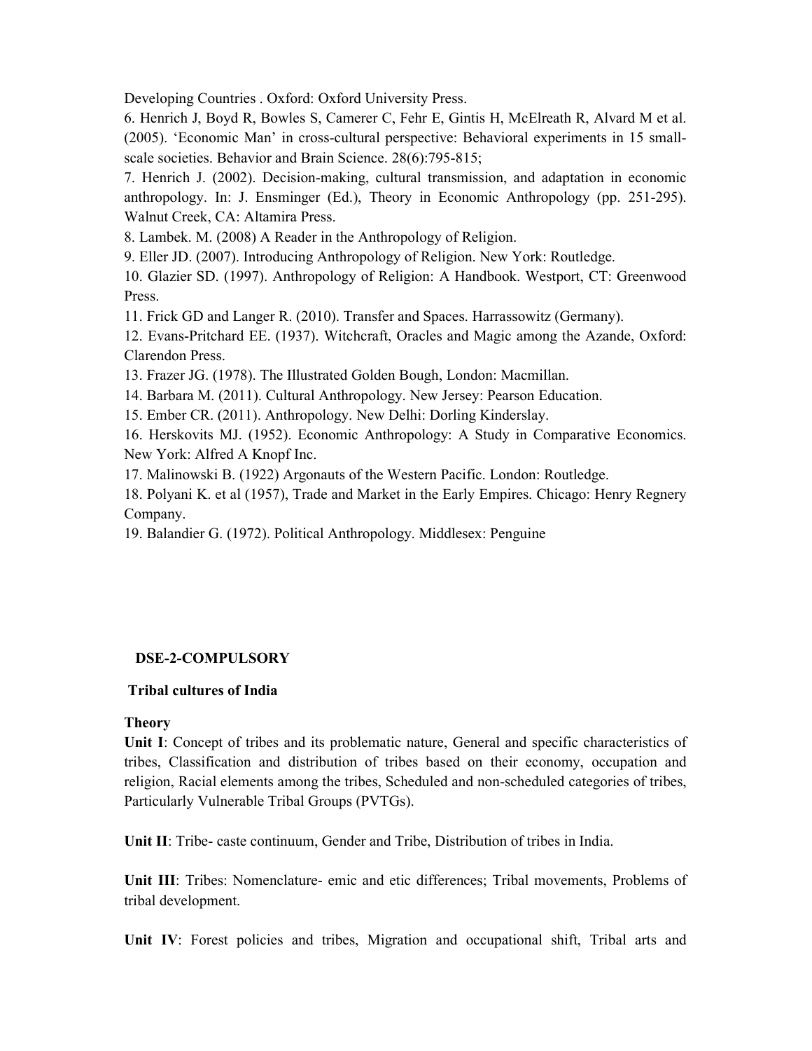Developing Countries . Oxford: Oxford University Press.

6. Henrich J, Boyd R, Bowles S, Camerer C, Fehr E, Gintis H, McElreath R, Alvard M et al. (2005). 'Economic Man' in cross-cultural perspective: Behavioral experiments in 15 small-scale societies. Behavior and Brain Science. 28(6):795-815;

7. Henrich J. (2002). Decision-making, cultural transmission, and adaptation in economic anthropology. In: J. Ensminger (Ed.), Theory in Economic Anthropology (pp. 251-295). Walnut Creek, CA: Altamira Press.

8. Lambek. M. (2008) A Reader in the Anthropology of Religion.

9. Eller JD. (2007). Introducing Anthropology of Religion. New York: Routledge.

10. Glazier SD. (1997). Anthropology of Religion: A Handbook. Westport, CT: Greenwood Press.

11. Frick GD and Langer R. (2010). Transfer and Spaces. Harrassowitz (Germany).

12. Evans-Pritchard EE. (1937). Witchcraft, Oracles and Magic among the Azande, Oxford: Clarendon Press.

13. Frazer JG. (1978). The Illustrated Golden Bough, London: Macmillan.

14. Barbara M. (2011). Cultural Anthropology. New Jersey: Pearson Education.

15. Ember CR. (2011). Anthropology. New Delhi: Dorling Kinderslay.

16. Herskovits MJ. (1952). Economic Anthropology: A Study in Comparative Economics. New York: Alfred A Knopf Inc.

17. Malinowski B. (1922) Argonauts of the Western Pacific. London: Routledge.

18. Polyani K. et al (1957), Trade and Market in the Early Empires. Chicago: Henry Regnery Company.

19. Balandier G. (1972). Political Anthropology. Middlesex: Penguine

## DSE-2-COMPULSORY

### Tribal cultures of India

**Theory**

**Unit I**: Concept of tribes and its problematic nature, General and specific characteristics of tribes, Classification and distribution of tribes based on their economy, occupation and religion, Racial elements among the tribes, Scheduled and non-scheduled categories of tribes, Particularly Vulnerable Tribal Groups (PVTGs).

**Unit II**: Tribe- caste continuum, Gender and Tribe, Distribution of tribes in India.

**Unit III**: Tribes: Nomenclature- emic and etic differences; Tribal movements, Problems of tribal development.

**Unit IV**: Forest policies and tribes, Migration and occupational shift, Tribal arts and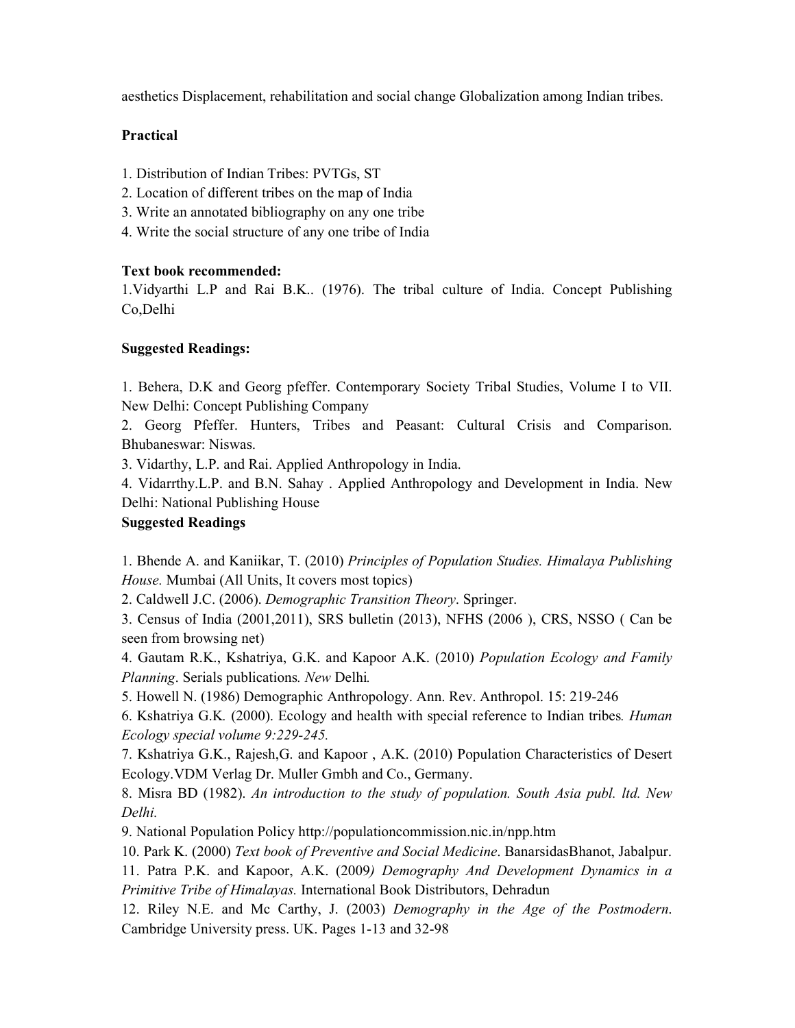aesthetics Displacement, rehabilitation and social change Globalization among Indian tribes.

**Practical**

1. Distribution of Indian Tribes: PVTGs, ST
2. Location of different tribes on the map of India
3. Write an annotated bibliography on any one tribe
4. Write the social structure of any one tribe of India

**Text book recommended:**

1.Vidyarthi L.P and Rai B.K.. (1976). The tribal culture of India. Concept Publishing Co,Delhi

**Suggested Readings:**

1. Behera, D.K and Georg pfeffer. Contemporary Society Tribal Studies, Volume I to VII. New Delhi: Concept Publishing Company
2. Georg Pfeffer. Hunters, Tribes and Peasant: Cultural Crisis and Comparison. Bhubaneswar: Niswas.
3. Vidarthy, L.P. and Rai. Applied Anthropology in India.
4. Vidarrthy.L.P. and B.N. Sahay . Applied Anthropology and Development in India. New Delhi: National Publishing House

**Suggested Readings**

1. Bhende A. and Kaniikar, T. (2010) *Principles of Population Studies. Himalaya Publishing House.* Mumbai (All Units, It covers most topics)
2. Caldwell J.C. (2006). *Demographic Transition Theory*. Springer.
3. Census of India (2001,2011), SRS bulletin (2013), NFHS (2006 ), CRS, NSSO ( Can be seen from browsing net)
4. Gautam R.K., Kshatriya, G.K. and Kapoor A.K. (2010) *Population Ecology and Family Planning*. Serials publications*. New* Delhi*.*
5. Howell N. (1986) Demographic Anthropology. Ann. Rev. Anthropol. 15: 219-246
6. Kshatriya G.K. (2000). Ecology and health with special reference to Indian tribes*. Human Ecology special volume 9:229-245.*
7. Kshatriya G.K., Rajesh,G. and Kapoor , A.K. (2010) Population Characteristics of Desert Ecology.VDM Verlag Dr. Muller Gmbh and Co., Germany.
8. Misra BD (1982). *An introduction to the study of population. South Asia publ. ltd. New Delhi.*
9. National Population Policy http://populationcommission.nic.in/npp.htm
10. Park K. (2000) *Text book of Preventive and Social Medicine*. BanarsidasBhanot, Jabalpur.
11. Patra P.K. and Kapoor, A.K. (2009*) Demography And Development Dynamics in a Primitive Tribe of Himalayas.* International Book Distributors, Dehradun
12. Riley N.E. and Mc Carthy, J. (2003) *Demography in the Age of the Postmodern*. Cambridge University press. UK. Pages 1-13 and 32-98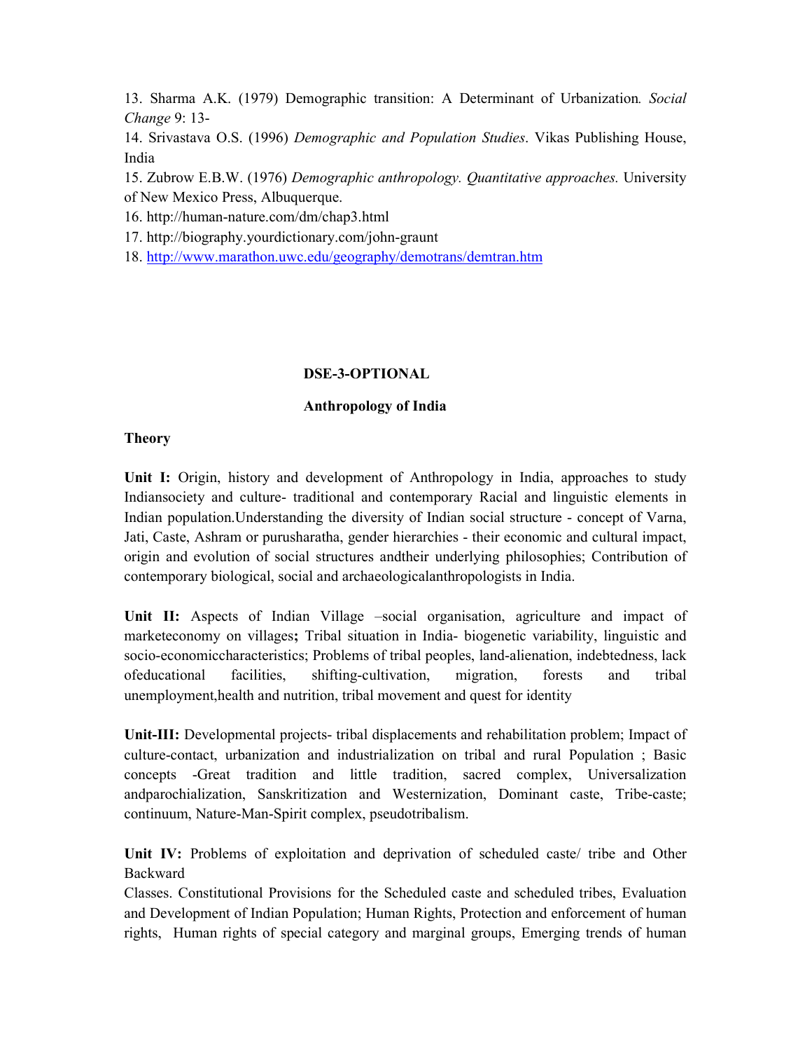13. Sharma A.K. (1979) Demographic transition: A Determinant of Urbanization. *Social Change* 9: 13-

14. Srivastava O.S. (1996) *Demographic and Population Studies*. Vikas Publishing House, India

15. Zubrow E.B.W. (1976) *Demographic anthropology. Quantitative approaches.* University of New Mexico Press, Albuquerque.

16. http://human-nature.com/dm/chap3.html

17. http://biography.yourdictionary.com/john-graunt

18. http://www.marathon.uwc.edu/geography/demotrans/demtran.htm

## DSE-3-OPTIONAL

## Anthropology of India

**Theory**

**Unit I:** Origin, history and development of Anthropology in India, approaches to study Indiansociety and culture- traditional and contemporary Racial and linguistic elements in Indian population.Understanding the diversity of Indian social structure - concept of Varna, Jati, Caste, Ashram or purusharatha, gender hierarchies - their economic and cultural impact, origin and evolution of social structures andtheir underlying philosophies; Contribution of contemporary biological, social and archaeologicalanthropologists in India.

**Unit II:** Aspects of Indian Village –social organisation, agriculture and impact of marketeconomy on villages**;** Tribal situation in India- biogenetic variability, linguistic and socio-economiccharacteristics; Problems of tribal peoples, land-alienation, indebtedness, lack ofeducational facilities, shifting-cultivation, migration, forests and tribal unemployment,health and nutrition, tribal movement and quest for identity

**Unit-III:** Developmental projects- tribal displacements and rehabilitation problem; Impact of culture-contact, urbanization and industrialization on tribal and rural Population ; Basic concepts -Great tradition and little tradition, sacred complex, Universalization andparochialization, Sanskritization and Westernization, Dominant caste, Tribe-caste; continuum, Nature-Man-Spirit complex, pseudotribalism.

**Unit IV:** Problems of exploitation and deprivation of scheduled caste/ tribe and Other Backward

Classes. Constitutional Provisions for the Scheduled caste and scheduled tribes, Evaluation and Development of Indian Population; Human Rights, Protection and enforcement of human rights, Human rights of special category and marginal groups, Emerging trends of human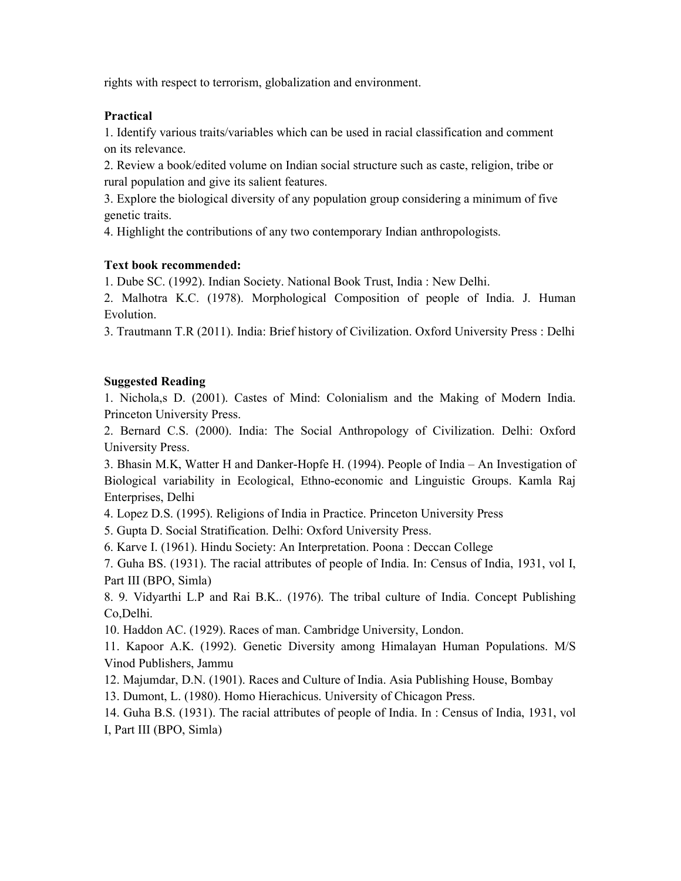rights with respect to terrorism, globalization and environment.

**Practical**

1. Identify various traits/variables which can be used in racial classification and comment on its relevance.
2. Review a book/edited volume on Indian social structure such as caste, religion, tribe or rural population and give its salient features.
3. Explore the biological diversity of any population group considering a minimum of five genetic traits.
4. Highlight the contributions of any two contemporary Indian anthropologists.

**Text book recommended:**

1. Dube SC. (1992). Indian Society. National Book Trust, India : New Delhi.
2. Malhotra K.C. (1978). Morphological Composition of people of India. J. Human Evolution.
3. Trautmann T.R (2011). India: Brief history of Civilization. Oxford University Press : Delhi

**Suggested Reading**

1. Nichola,s D. (2001). Castes of Mind: Colonialism and the Making of Modern India. Princeton University Press.
2. Bernard C.S. (2000). India: The Social Anthropology of Civilization. Delhi: Oxford University Press.
3. Bhasin M.K, Watter H and Danker-Hopfe H. (1994). People of India – An Investigation of Biological variability in Ecological, Ethno-economic and Linguistic Groups. Kamla Raj Enterprises, Delhi
4. Lopez D.S. (1995). Religions of India in Practice. Princeton University Press
5. Gupta D. Social Stratification. Delhi: Oxford University Press.
6. Karve I. (1961). Hindu Society: An Interpretation. Poona : Deccan College
7. Guha BS. (1931). The racial attributes of people of India. In: Census of India, 1931, vol I, Part III (BPO, Simla)
8. 9. Vidyarthi L.P and Rai B.K.. (1976). The tribal culture of India. Concept Publishing Co,Delhi.
10. Haddon AC. (1929). Races of man. Cambridge University, London.
11. Kapoor A.K. (1992). Genetic Diversity among Himalayan Human Populations. M/S Vinod Publishers, Jammu
12. Majumdar, D.N. (1901). Races and Culture of India. Asia Publishing House, Bombay
13. Dumont, L. (1980). Homo Hierachicus. University of Chicagon Press.
14. Guha B.S. (1931). The racial attributes of people of India. In : Census of India, 1931, vol I, Part III (BPO, Simla)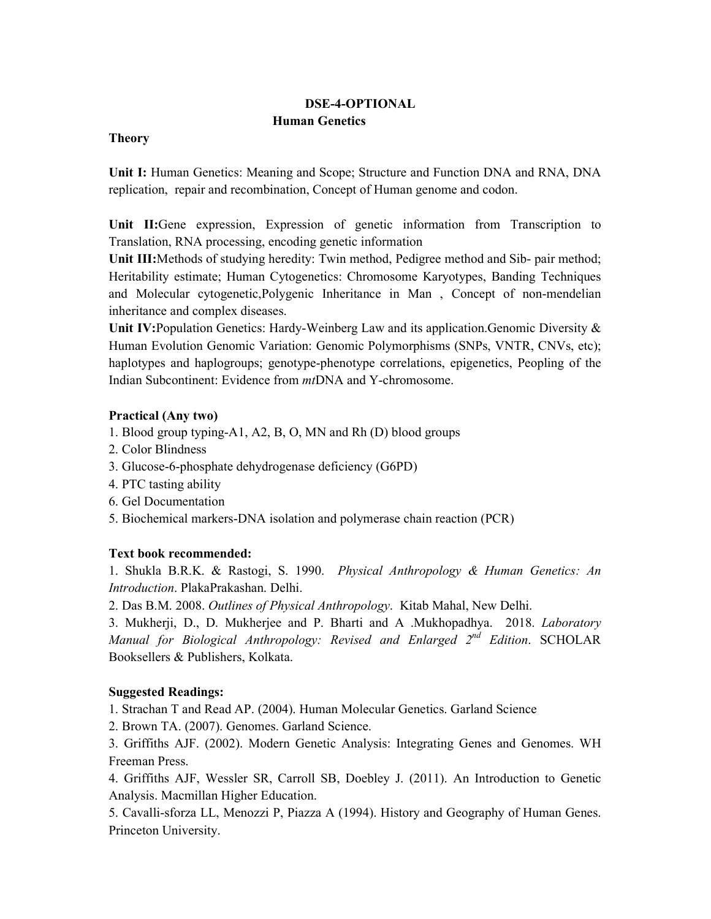## DSE-4-OPTIONAL

### Human Genetics

**Theory**

**Unit I:** Human Genetics: Meaning and Scope; Structure and Function DNA and RNA, DNA replication, repair and recombination, Concept of Human genome and codon.

**Unit II:**Gene expression, Expression of genetic information from Transcription to Translation, RNA processing, encoding genetic information

**Unit III:**Methods of studying heredity: Twin method, Pedigree method and Sib- pair method; Heritability estimate; Human Cytogenetics: Chromosome Karyotypes, Banding Techniques and Molecular cytogenetic,Polygenic Inheritance in Man , Concept of non-mendelian inheritance and complex diseases.

**Unit IV:**Population Genetics: Hardy-Weinberg Law and its application.Genomic Diversity & Human Evolution Genomic Variation: Genomic Polymorphisms (SNPs, VNTR, CNVs, etc); haplotypes and haplogroups; genotype-phenotype correlations, epigenetics, Peopling of the Indian Subcontinent: Evidence from *mt*DNA and Y-chromosome.

**Practical (Any two)**

1. Blood group typing-A1, A2, B, O, MN and Rh (D) blood groups
2. Color Blindness
3. Glucose-6-phosphate dehydrogenase deficiency (G6PD)
4. PTC tasting ability
6. Gel Documentation
5. Biochemical markers-DNA isolation and polymerase chain reaction (PCR)

**Text book recommended:**

1. Shukla B.R.K. & Rastogi, S. 1990. *Physical Anthropology & Human Genetics: An Introduction*. PlakaPrakashan. Delhi.
2. Das B.M. 2008. *Outlines of Physical Anthropology*. Kitab Mahal, New Delhi.
3. Mukherji, D., D. Mukherjee and P. Bharti and A .Mukhopadhya. 2018. *Laboratory Manual for Biological Anthropology: Revised and Enlarged 2nd Edition*. SCHOLAR Booksellers & Publishers, Kolkata.

**Suggested Readings:**

1. Strachan T and Read AP. (2004). Human Molecular Genetics. Garland Science
2. Brown TA. (2007). Genomes. Garland Science.
3. Griffiths AJF. (2002). Modern Genetic Analysis: Integrating Genes and Genomes. WH Freeman Press.
4. Griffiths AJF, Wessler SR, Carroll SB, Doebley J. (2011). An Introduction to Genetic Analysis. Macmillan Higher Education.
5. Cavalli-sforza LL, Menozzi P, Piazza A (1994). History and Geography of Human Genes. Princeton University.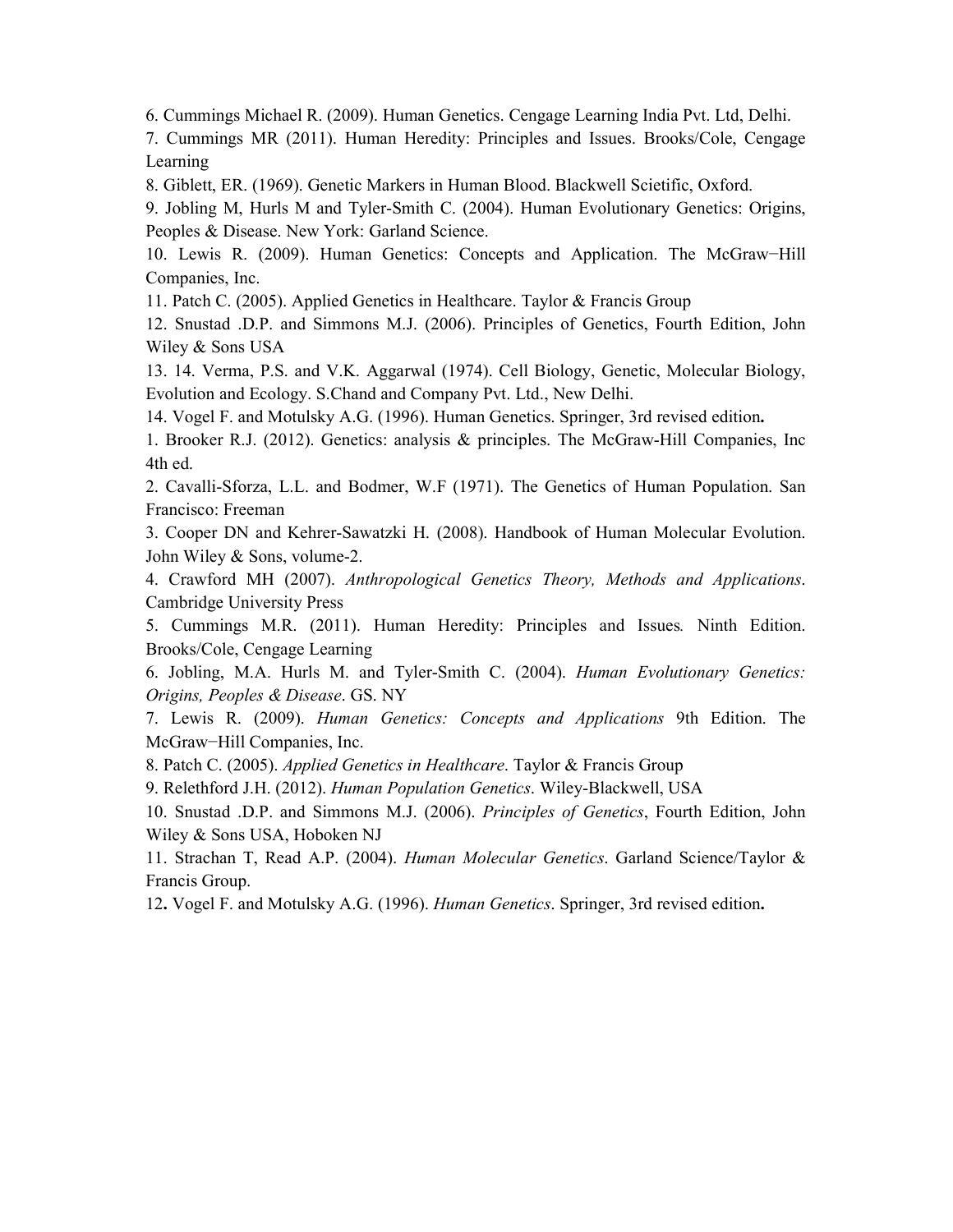6. Cummings Michael R. (2009). Human Genetics. Cengage Learning India Pvt. Ltd, Delhi.

7. Cummings MR (2011). Human Heredity: Principles and Issues. Brooks/Cole, Cengage Learning

8. Giblett, ER. (1969). Genetic Markers in Human Blood. Blackwell Scietific, Oxford.

9. Jobling M, Hurls M and Tyler-Smith C. (2004). Human Evolutionary Genetics: Origins, Peoples & Disease. New York: Garland Science.

10. Lewis R. (2009). Human Genetics: Concepts and Application. The McGraw−Hill Companies, Inc.

11. Patch C. (2005). Applied Genetics in Healthcare. Taylor & Francis Group

12. Snustad .D.P. and Simmons M.J. (2006). Principles of Genetics, Fourth Edition, John Wiley & Sons USA

13. 14. Verma, P.S. and V.K. Aggarwal (1974). Cell Biology, Genetic, Molecular Biology, Evolution and Ecology. S.Chand and Company Pvt. Ltd., New Delhi.

14. Vogel F. and Motulsky A.G. (1996). Human Genetics. Springer, 3rd revised edition**.**

1. Brooker R.J. (2012). Genetics: analysis & principles. The McGraw-Hill Companies, Inc 4th ed.

2. Cavalli-Sforza, L.L. and Bodmer, W.F (1971). The Genetics of Human Population. San Francisco: Freeman

3. Cooper DN and Kehrer-Sawatzki H. (2008). Handbook of Human Molecular Evolution. John Wiley & Sons, volume-2.

4. Crawford MH (2007). *Anthropological Genetics Theory, Methods and Applications*. Cambridge University Press

5. Cummings M.R. (2011). Human Heredity: Principles and Issues*.* Ninth Edition. Brooks/Cole, Cengage Learning

6. Jobling, M.A. Hurls M. and Tyler-Smith C. (2004). *Human Evolutionary Genetics: Origins, Peoples & Disease*. GS. NY

7. Lewis R. (2009). *Human Genetics: Concepts and Applications* 9th Edition. The McGraw−Hill Companies, Inc.

8. Patch C. (2005). *Applied Genetics in Healthcare*. Taylor & Francis Group

9. Relethford J.H. (2012). *Human Population Genetics*. Wiley-Blackwell, USA

10. Snustad .D.P. and Simmons M.J. (2006). *Principles of Genetics*, Fourth Edition, John Wiley & Sons USA, Hoboken NJ

11. Strachan T, Read A.P. (2004). *Human Molecular Genetics*. Garland Science/Taylor & Francis Group.

12**.** Vogel F. and Motulsky A.G. (1996). *Human Genetics*. Springer, 3rd revised edition**.**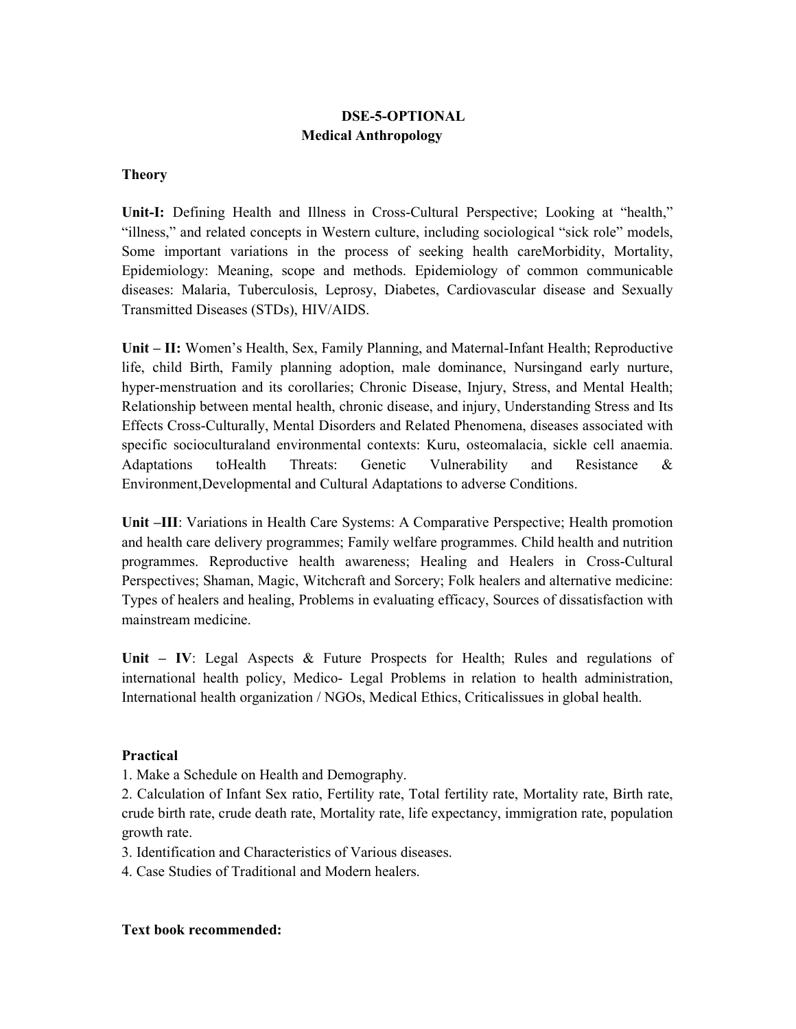**DSE-5-OPTIONAL**

**Medical Anthropology**

**Theory**

**Unit-I:** Defining Health and Illness in Cross-Cultural Perspective; Looking at "health," "illness," and related concepts in Western culture, including sociological "sick role" models, Some important variations in the process of seeking health careMorbidity, Mortality, Epidemiology: Meaning, scope and methods. Epidemiology of common communicable diseases: Malaria, Tuberculosis, Leprosy, Diabetes, Cardiovascular disease and Sexually Transmitted Diseases (STDs), HIV/AIDS.

**Unit – II:** Women's Health, Sex, Family Planning, and Maternal-Infant Health; Reproductive life, child Birth, Family planning adoption, male dominance, Nursingand early nurture, hyper-menstruation and its corollaries; Chronic Disease, Injury, Stress, and Mental Health; Relationship between mental health, chronic disease, and injury, Understanding Stress and Its Effects Cross-Culturally, Mental Disorders and Related Phenomena, diseases associated with specific socioculturaland environmental contexts: Kuru, osteomalacia, sickle cell anaemia. Adaptations toHealth Threats: Genetic Vulnerability and Resistance & Environment,Developmental and Cultural Adaptations to adverse Conditions.

**Unit –III**: Variations in Health Care Systems: A Comparative Perspective; Health promotion and health care delivery programmes; Family welfare programmes. Child health and nutrition programmes. Reproductive health awareness; Healing and Healers in Cross-Cultural Perspectives; Shaman, Magic, Witchcraft and Sorcery; Folk healers and alternative medicine: Types of healers and healing, Problems in evaluating efficacy, Sources of dissatisfaction with mainstream medicine.

**Unit – IV**: Legal Aspects & Future Prospects for Health; Rules and regulations of international health policy, Medico- Legal Problems in relation to health administration, International health organization / NGOs, Medical Ethics, Criticalissues in global health.

**Practical**

1. Make a Schedule on Health and Demography.
2. Calculation of Infant Sex ratio, Fertility rate, Total fertility rate, Mortality rate, Birth rate, crude birth rate, crude death rate, Mortality rate, life expectancy, immigration rate, population growth rate.
3. Identification and Characteristics of Various diseases.
4. Case Studies of Traditional and Modern healers.

**Text book recommended:**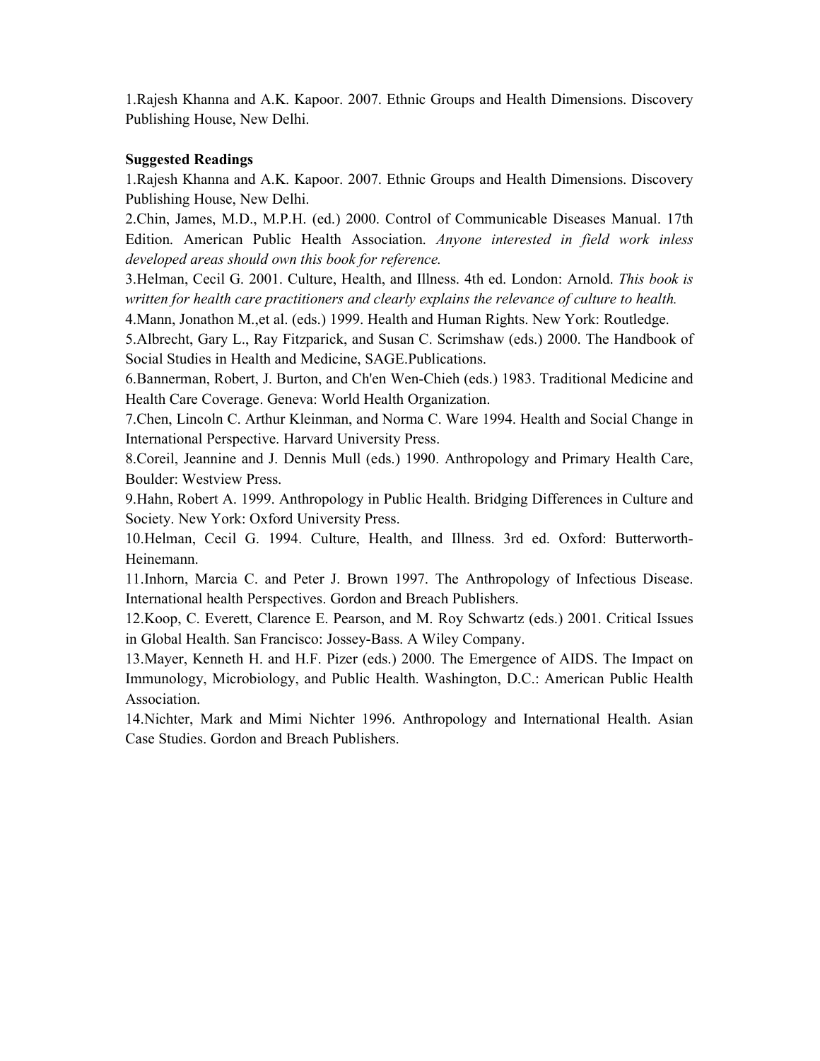1.Rajesh Khanna and A.K. Kapoor. 2007. Ethnic Groups and Health Dimensions. Discovery Publishing House, New Delhi.

**Suggested Readings**

1.Rajesh Khanna and A.K. Kapoor. 2007. Ethnic Groups and Health Dimensions. Discovery Publishing House, New Delhi.

2.Chin, James, M.D., M.P.H. (ed.) 2000. Control of Communicable Diseases Manual. 17th Edition. American Public Health Association. *Anyone interested in field work inless developed areas should own this book for reference.*

3.Helman, Cecil G. 2001. Culture, Health, and Illness. 4th ed. London: Arnold. *This book is written for health care practitioners and clearly explains the relevance of culture to health.*

4.Mann, Jonathon M.,et al. (eds.) 1999. Health and Human Rights. New York: Routledge.

5.Albrecht, Gary L., Ray Fitzparick, and Susan C. Scrimshaw (eds.) 2000. The Handbook of Social Studies in Health and Medicine, SAGE.Publications.

6.Bannerman, Robert, J. Burton, and Ch'en Wen-Chieh (eds.) 1983. Traditional Medicine and Health Care Coverage. Geneva: World Health Organization.

7.Chen, Lincoln C. Arthur Kleinman, and Norma C. Ware 1994. Health and Social Change in International Perspective. Harvard University Press.

8.Coreil, Jeannine and J. Dennis Mull (eds.) 1990. Anthropology and Primary Health Care, Boulder: Westview Press.

9.Hahn, Robert A. 1999. Anthropology in Public Health. Bridging Differences in Culture and Society. New York: Oxford University Press.

10.Helman, Cecil G. 1994. Culture, Health, and Illness. 3rd ed. Oxford: Butterworth-Heinemann.

11.Inhorn, Marcia C. and Peter J. Brown 1997. The Anthropology of Infectious Disease. International health Perspectives. Gordon and Breach Publishers.

12.Koop, C. Everett, Clarence E. Pearson, and M. Roy Schwartz (eds.) 2001. Critical Issues in Global Health. San Francisco: Jossey-Bass. A Wiley Company.

13.Mayer, Kenneth H. and H.F. Pizer (eds.) 2000. The Emergence of AIDS. The Impact on Immunology, Microbiology, and Public Health. Washington, D.C.: American Public Health Association.

14.Nichter, Mark and Mimi Nichter 1996. Anthropology and International Health. Asian Case Studies. Gordon and Breach Publishers.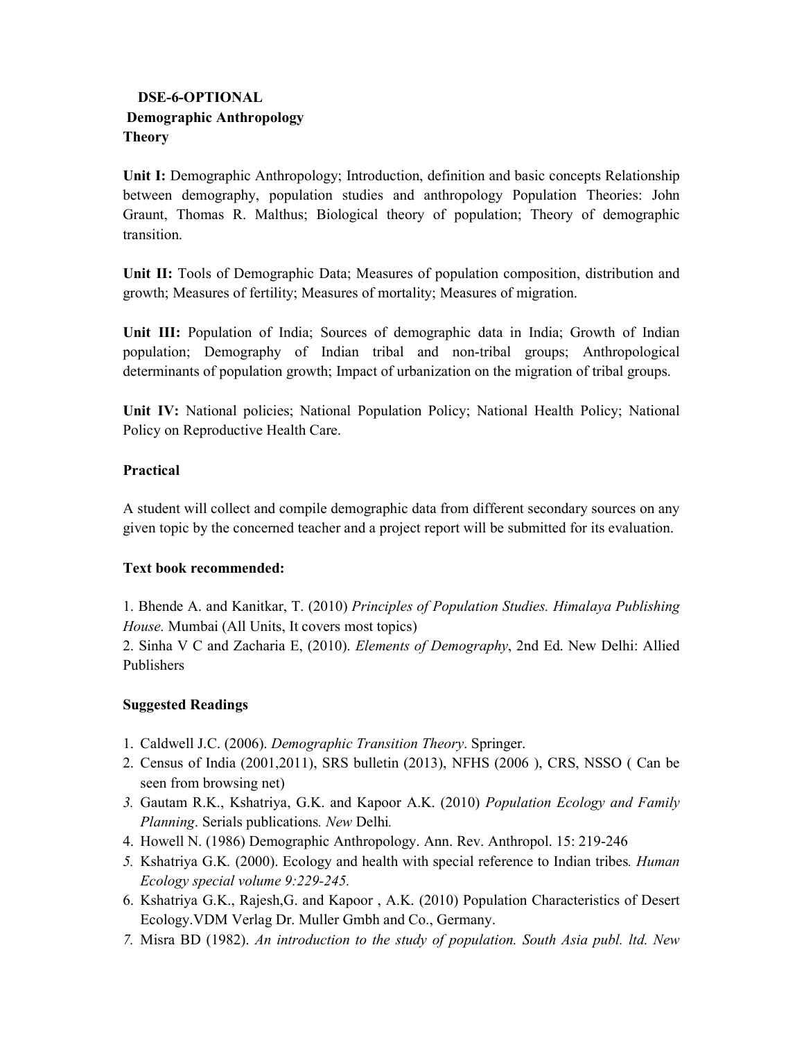**DSE-6-OPTIONAL**

**Demographic Anthropology**

**Theory**

**Unit I:** Demographic Anthropology; Introduction, definition and basic concepts Relationship between demography, population studies and anthropology Population Theories: John Graunt, Thomas R. Malthus; Biological theory of population; Theory of demographic transition.

**Unit II:** Tools of Demographic Data; Measures of population composition, distribution and growth; Measures of fertility; Measures of mortality; Measures of migration.

**Unit III:** Population of India; Sources of demographic data in India; Growth of Indian population; Demography of Indian tribal and non-tribal groups; Anthropological determinants of population growth; Impact of urbanization on the migration of tribal groups.

**Unit IV:** National policies; National Population Policy; National Health Policy; National Policy on Reproductive Health Care.

**Practical**

A student will collect and compile demographic data from different secondary sources on any given topic by the concerned teacher and a project report will be submitted for its evaluation.

**Text book recommended:**

1. Bhende A. and Kanitkar, T. (2010) *Principles of Population Studies. Himalaya Publishing House.* Mumbai (All Units, It covers most topics)
2. Sinha V C and Zacharia E, (2010). *Elements of Demography*, 2nd Ed. New Delhi: Allied Publishers

**Suggested Readings**

1. Caldwell J.C. (2006). *Demographic Transition Theory*. Springer.
2. Census of India (2001,2011), SRS bulletin (2013), NFHS (2006 ), CRS, NSSO ( Can be seen from browsing net)
3. Gautam R.K., Kshatriya, G.K. and Kapoor A.K. (2010) *Population Ecology and Family Planning*. Serials publications*. New* Delhi*.*
4. Howell N. (1986) Demographic Anthropology. Ann. Rev. Anthropol. 15: 219-246
5. Kshatriya G.K. (2000). Ecology and health with special reference to Indian tribes*. Human Ecology special volume 9:229-245.*
6. Kshatriya G.K., Rajesh,G. and Kapoor , A.K. (2010) Population Characteristics of Desert Ecology.VDM Verlag Dr. Muller Gmbh and Co., Germany.
7. Misra BD (1982). *An introduction to the study of population. South Asia publ. ltd. New*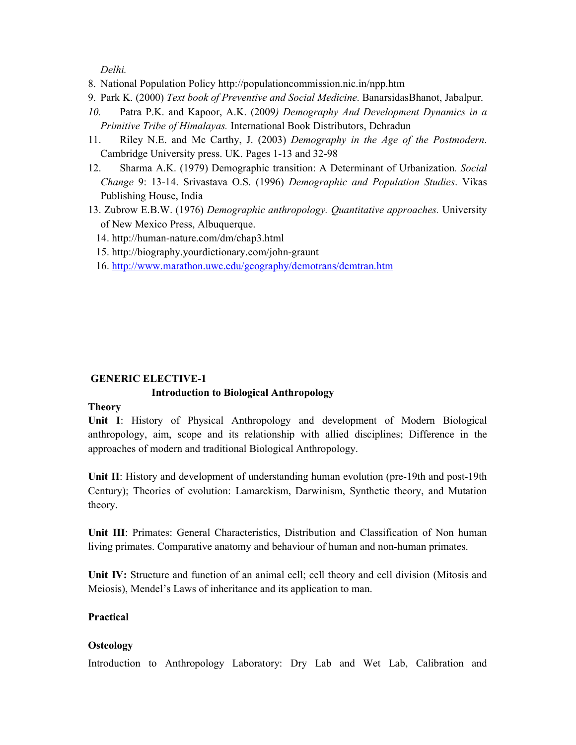*Delhi.*

8. National Population Policy http://populationcommission.nic.in/npp.htm
9. Park K. (2000) *Text book of Preventive and Social Medicine*. BanarsidasBhanot, Jabalpur.
10. Patra P.K. and Kapoor, A.K. (2009*) Demography And Development Dynamics in a Primitive Tribe of Himalayas.* International Book Distributors, Dehradun
11. Riley N.E. and Mc Carthy, J. (2003) *Demography in the Age of the Postmodern*. Cambridge University press. UK. Pages 1-13 and 32-98
12. Sharma A.K. (1979) Demographic transition: A Determinant of Urbanization*. Social Change* 9: 13-14. Srivastava O.S. (1996) *Demographic and Population Studies*. Vikas Publishing House, India
13. Zubrow E.B.W. (1976) *Demographic anthropology. Quantitative approaches.* University of New Mexico Press, Albuquerque.
14. http://human-nature.com/dm/chap3.html
15. http://biography.yourdictionary.com/john-graunt
16. http://www.marathon.uwc.edu/geography/demotrans/demtran.htm

**GENERIC ELECTIVE-1**

**Introduction to Biological Anthropology**

**Theory**

**Unit I**: History of Physical Anthropology and development of Modern Biological anthropology, aim, scope and its relationship with allied disciplines; Difference in the approaches of modern and traditional Biological Anthropology.

**Unit II**: History and development of understanding human evolution (pre-19th and post-19th Century); Theories of evolution: Lamarckism, Darwinism, Synthetic theory, and Mutation theory.

**Unit III**: Primates: General Characteristics, Distribution and Classification of Non human living primates. Comparative anatomy and behaviour of human and non-human primates.

**Unit IV:** Structure and function of an animal cell; cell theory and cell division (Mitosis and Meiosis), Mendel's Laws of inheritance and its application to man.

**Practical**

**Osteology**

Introduction to Anthropology Laboratory: Dry Lab and Wet Lab, Calibration and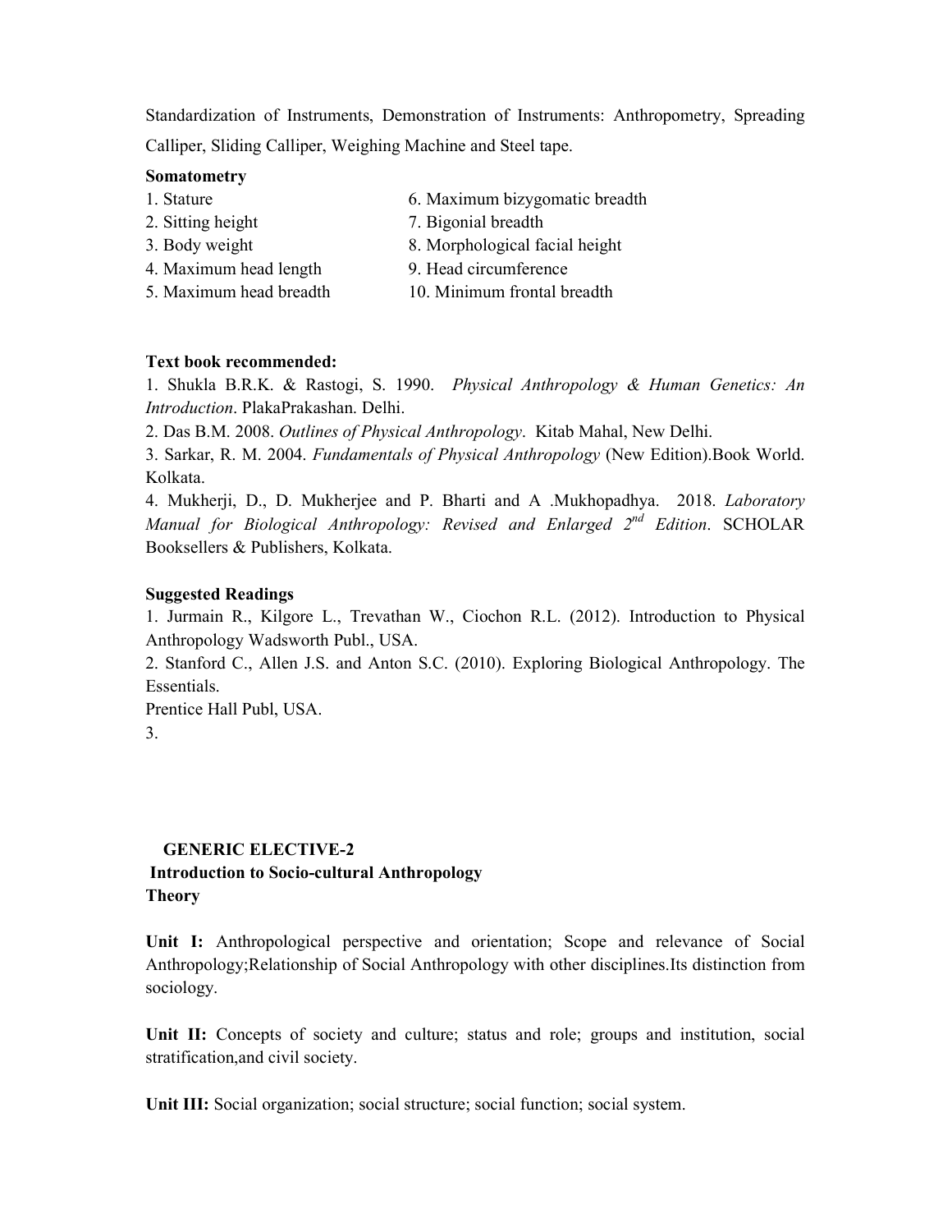Standardization of Instruments, Demonstration of Instruments: Anthropometry, Spreading Calliper, Sliding Calliper, Weighing Machine and Steel tape.

**Somatometry**

1. Stature
2. Sitting height
3. Body weight
4. Maximum head length
5. Maximum head breadth
6. Maximum bizygomatic breadth
7. Bigonial breadth
8. Morphological facial height
9. Head circumference
10. Minimum frontal breadth

**Text book recommended:**

1. Shukla B.R.K. & Rastogi, S. 1990. *Physical Anthropology & Human Genetics: An Introduction*. PlakaPrakashan. Delhi.
2. Das B.M. 2008. *Outlines of Physical Anthropology*. Kitab Mahal, New Delhi.
3. Sarkar, R. M. 2004. *Fundamentals of Physical Anthropology* (New Edition).Book World. Kolkata.
4. Mukherji, D., D. Mukherjee and P. Bharti and A .Mukhopadhya. 2018. *Laboratory Manual for Biological Anthropology: Revised and Enlarged 2nd Edition*. SCHOLAR Booksellers & Publishers, Kolkata.

**Suggested Readings**

1. Jurmain R., Kilgore L., Trevathan W., Ciochon R.L. (2012). Introduction to Physical Anthropology Wadsworth Publ., USA.
2. Stanford C., Allen J.S. and Anton S.C. (2010). Exploring Biological Anthropology. The Essentials.
Prentice Hall Publ, USA.
3.

## GENERIC ELECTIVE-2

### Introduction to Socio-cultural Anthropology

### Theory

**Unit I:** Anthropological perspective and orientation; Scope and relevance of Social Anthropology;Relationship of Social Anthropology with other disciplines.Its distinction from sociology.

**Unit II:** Concepts of society and culture; status and role; groups and institution, social stratification,and civil society.

**Unit III:** Social organization; social structure; social function; social system.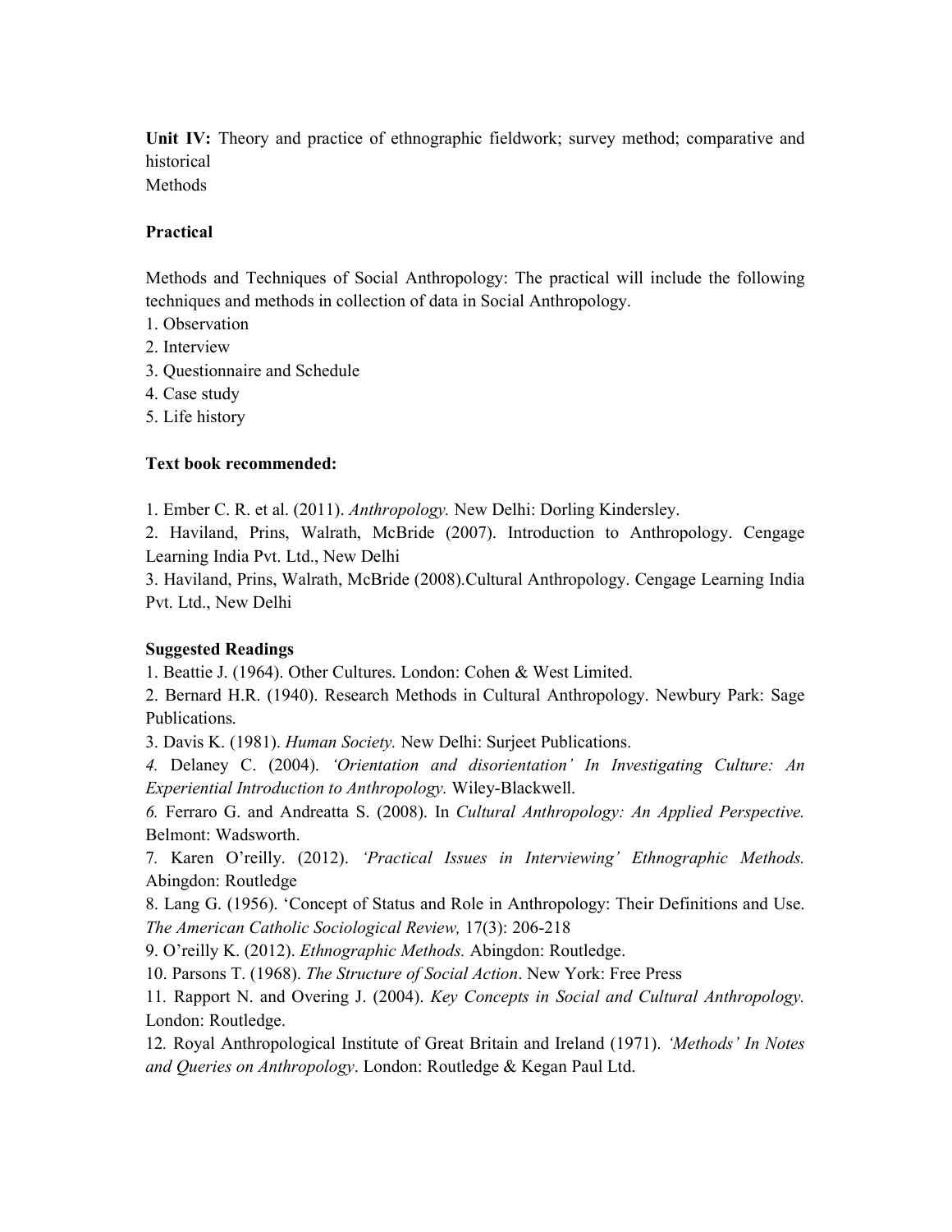**Unit IV:** Theory and practice of ethnographic fieldwork; survey method; comparative and historical
Methods

**Practical**

Methods and Techniques of Social Anthropology: The practical will include the following techniques and methods in collection of data in Social Anthropology.

1. Observation
2. Interview
3. Questionnaire and Schedule
4. Case study
5. Life history

**Text book recommended:**

1. Ember C. R. et al. (2011). *Anthropology.* New Delhi: Dorling Kindersley.
2. Haviland, Prins, Walrath, McBride (2007). Introduction to Anthropology. Cengage Learning India Pvt. Ltd., New Delhi
3. Haviland, Prins, Walrath, McBride (2008).Cultural Anthropology. Cengage Learning India Pvt. Ltd., New Delhi

**Suggested Readings**

1. Beattie J. (1964). Other Cultures. London: Cohen & West Limited.
2. Bernard H.R. (1940). Research Methods in Cultural Anthropology. Newbury Park: Sage Publications.
3. Davis K. (1981). *Human Society.* New Delhi: Surjeet Publications.
4. Delaney C. (2004). *'Orientation and disorientation' In Investigating Culture: An Experiential Introduction to Anthropology.* Wiley-Blackwell.
6. Ferraro G. and Andreatta S. (2008). In *Cultural Anthropology: An Applied Perspective.* Belmont: Wadsworth.
7. Karen O'reilly. (2012). *'Practical Issues in Interviewing' Ethnographic Methods.* Abingdon: Routledge
8. Lang G. (1956). 'Concept of Status and Role in Anthropology: Their Definitions and Use. *The American Catholic Sociological Review,* 17(3): 206-218
9. O'reilly K. (2012). *Ethnographic Methods.* Abingdon: Routledge.
10. Parsons T. (1968). *The Structure of Social Action*. New York: Free Press
11. Rapport N. and Overing J. (2004). *Key Concepts in Social and Cultural Anthropology.* London: Routledge.
12. Royal Anthropological Institute of Great Britain and Ireland (1971). *'Methods' In Notes and Queries on Anthropology*. London: Routledge & Kegan Paul Ltd.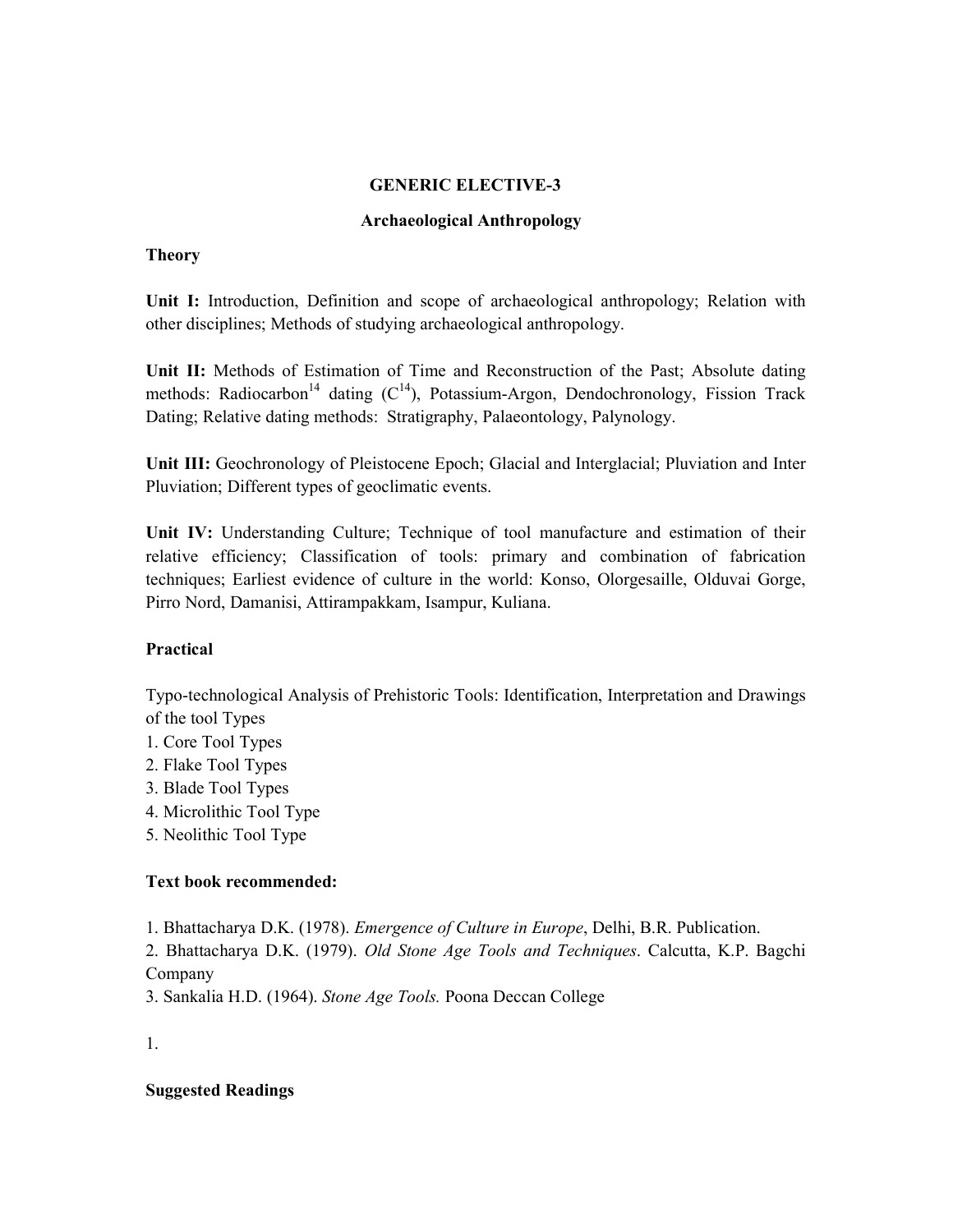## GENERIC ELECTIVE-3

### Archaeological Anthropology

**Theory**

**Unit I:** Introduction, Definition and scope of archaeological anthropology; Relation with other disciplines; Methods of studying archaeological anthropology.

**Unit II:** Methods of Estimation of Time and Reconstruction of the Past; Absolute dating methods: Radiocarbon$^{14}$ dating ($C^{14}$), Potassium-Argon, Dendochronology, Fission Track Dating; Relative dating methods: Stratigraphy, Palaeontology, Palynology.

**Unit III:** Geochronology of Pleistocene Epoch; Glacial and Interglacial; Pluviation and Inter Pluviation; Different types of geoclimatic events.

**Unit IV:** Understanding Culture; Technique of tool manufacture and estimation of their relative efficiency; Classification of tools: primary and combination of fabrication techniques; Earliest evidence of culture in the world: Konso, Olorgesaille, Olduvai Gorge, Pirro Nord, Damanisi, Attirampakkam, Isampur, Kuliana.

**Practical**

Typo-technological Analysis of Prehistoric Tools: Identification, Interpretation and Drawings of the tool Types

1. Core Tool Types
2. Flake Tool Types
3. Blade Tool Types
4. Microlithic Tool Type
5. Neolithic Tool Type

**Text book recommended:**

1. Bhattacharya D.K. (1978). *Emergence of Culture in Europe*, Delhi, B.R. Publication.
2. Bhattacharya D.K. (1979). *Old Stone Age Tools and Techniques*. Calcutta, K.P. Bagchi Company
3. Sankalia H.D. (1964). *Stone Age Tools.* Poona Deccan College

1.

**Suggested Readings**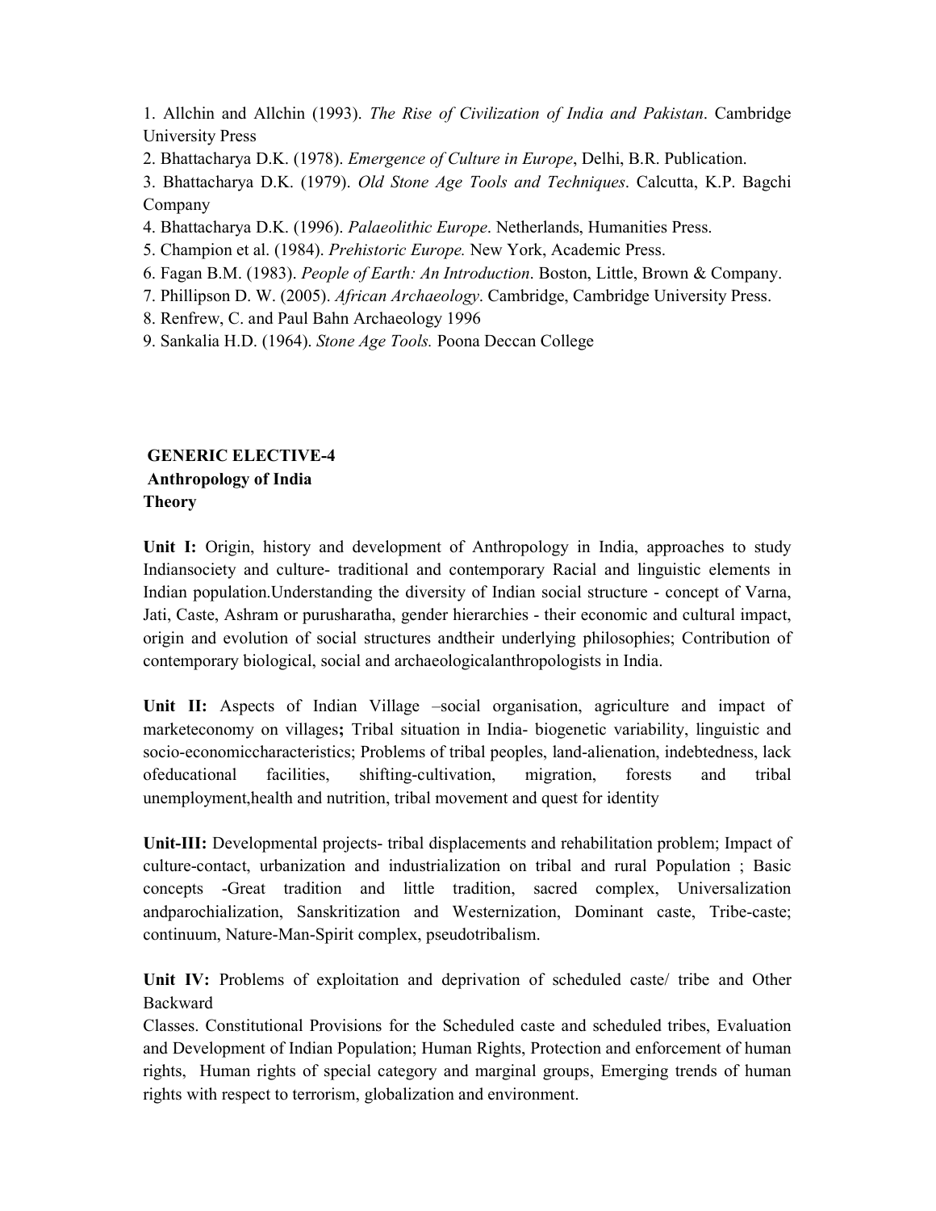1. Allchin and Allchin (1993). *The Rise of Civilization of India and Pakistan*. Cambridge University Press
2. Bhattacharya D.K. (1978). *Emergence of Culture in Europe*, Delhi, B.R. Publication.
3. Bhattacharya D.K. (1979). *Old Stone Age Tools and Techniques*. Calcutta, K.P. Bagchi Company
4. Bhattacharya D.K. (1996). *Palaeolithic Europe*. Netherlands, Humanities Press.
5. Champion et al. (1984). *Prehistoric Europe.* New York, Academic Press.
6. Fagan B.M. (1983). *People of Earth: An Introduction*. Boston, Little, Brown & Company.
7. Phillipson D. W. (2005). *African Archaeology*. Cambridge, Cambridge University Press.
8. Renfrew, C. and Paul Bahn Archaeology 1996
9. Sankalia H.D. (1964). *Stone Age Tools.* Poona Deccan College

**GENERIC ELECTIVE-4**
**Anthropology of India**
**Theory**

**Unit I:** Origin, history and development of Anthropology in India, approaches to study Indiansociety and culture- traditional and contemporary Racial and linguistic elements in Indian population.Understanding the diversity of Indian social structure - concept of Varna, Jati, Caste, Ashram or purusharatha, gender hierarchies - their economic and cultural impact, origin and evolution of social structures andtheir underlying philosophies; Contribution of contemporary biological, social and archaeologicalanthropologists in India.

**Unit II:** Aspects of Indian Village –social organisation, agriculture and impact of marketeconomy on villages**;** Tribal situation in India- biogenetic variability, linguistic and socio-economiccharacteristics; Problems of tribal peoples, land-alienation, indebtedness, lack ofeducational facilities, shifting-cultivation, migration, forests and tribal unemployment,health and nutrition, tribal movement and quest for identity

**Unit-III:** Developmental projects- tribal displacements and rehabilitation problem; Impact of culture-contact, urbanization and industrialization on tribal and rural Population ; Basic concepts -Great tradition and little tradition, sacred complex, Universalization andparochialization, Sanskritization and Westernization, Dominant caste, Tribe-caste; continuum, Nature-Man-Spirit complex, pseudotribalism.

**Unit IV:** Problems of exploitation and deprivation of scheduled caste/ tribe and Other Backward
Classes. Constitutional Provisions for the Scheduled caste and scheduled tribes, Evaluation and Development of Indian Population; Human Rights, Protection and enforcement of human rights, Human rights of special category and marginal groups, Emerging trends of human rights with respect to terrorism, globalization and environment.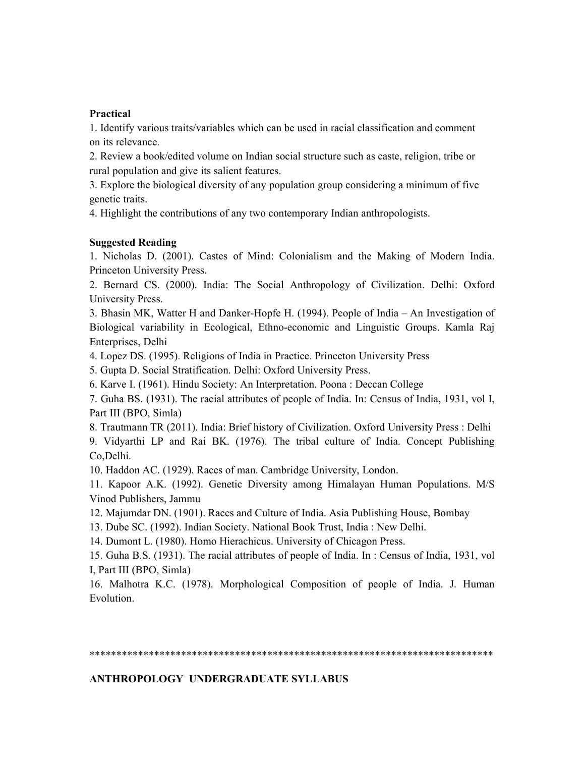**Practical**

1. Identify various traits/variables which can be used in racial classification and comment on its relevance.
2. Review a book/edited volume on Indian social structure such as caste, religion, tribe or rural population and give its salient features.
3. Explore the biological diversity of any population group considering a minimum of five genetic traits.
4. Highlight the contributions of any two contemporary Indian anthropologists.

**Suggested Reading**

1. Nicholas D. (2001). Castes of Mind: Colonialism and the Making of Modern India. Princeton University Press.
2. Bernard CS. (2000). India: The Social Anthropology of Civilization. Delhi: Oxford University Press.
3. Bhasin MK, Watter H and Danker-Hopfe H. (1994). People of India – An Investigation of Biological variability in Ecological, Ethno-economic and Linguistic Groups. Kamla Raj Enterprises, Delhi
4. Lopez DS. (1995). Religions of India in Practice. Princeton University Press
5. Gupta D. Social Stratification. Delhi: Oxford University Press.
6. Karve I. (1961). Hindu Society: An Interpretation. Poona : Deccan College
7. Guha BS. (1931). The racial attributes of people of India. In: Census of India, 1931, vol I, Part III (BPO, Simla)
8. Trautmann TR (2011). India: Brief history of Civilization. Oxford University Press : Delhi
9. Vidyarthi LP and Rai BK. (1976). The tribal culture of India. Concept Publishing Co,Delhi.
10. Haddon AC. (1929). Races of man. Cambridge University, London.
11. Kapoor A.K. (1992). Genetic Diversity among Himalayan Human Populations. M/S Vinod Publishers, Jammu
12. Majumdar DN. (1901). Races and Culture of India. Asia Publishing House, Bombay
13. Dube SC. (1992). Indian Society. National Book Trust, India : New Delhi.
14. Dumont L. (1980). Homo Hierachicus. University of Chicagon Press.
15. Guha B.S. (1931). The racial attributes of people of India. In : Census of India, 1931, vol I, Part III (BPO, Simla)
16. Malhotra K.C. (1978). Morphological Composition of people of India. J. Human Evolution.

*****************************************************************************

**ANTHROPOLOGY UNDERGRADUATE SYLLABUS**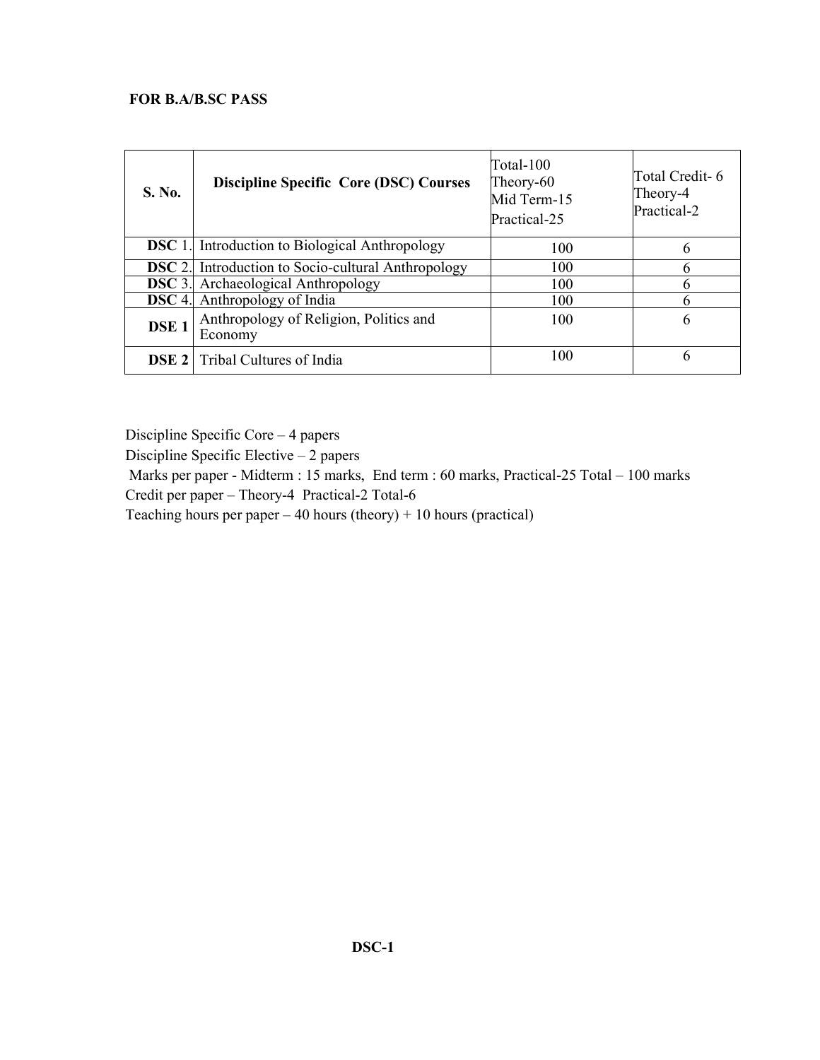**FOR B.A/B.SC PASS**

| S. No. | Discipline Specific Core (DSC) Courses | Total-100 Theory-60 Mid Term-15 Practical-25 | Total Credit- 6 Theory-4 Practical-2 |
|---|---|---|---|
| **DSC** 1. | Introduction to Biological Anthropology | 100 | 6 |
| **DSC** 2. | Introduction to Socio-cultural Anthropology | 100 | 6 |
| **DSC** 3. | Archaeological Anthropology | 100 | 6 |
| **DSC** 4. | Anthropology of India | 100 | 6 |
| **DSE 1** | Anthropology of Religion, Politics and Economy | 100 | 6 |
| **DSE 2** | Tribal Cultures of India | 100 | 6 |

Discipline Specific Core – 4 papers

Discipline Specific Elective – 2 papers

Marks per paper - Midterm : 15 marks, End term : 60 marks, Practical-25 Total – 100 marks

Credit per paper – Theory-4 Practical-2 Total-6

Teaching hours per paper – 40 hours (theory) + 10 hours (practical)

**DSC-1**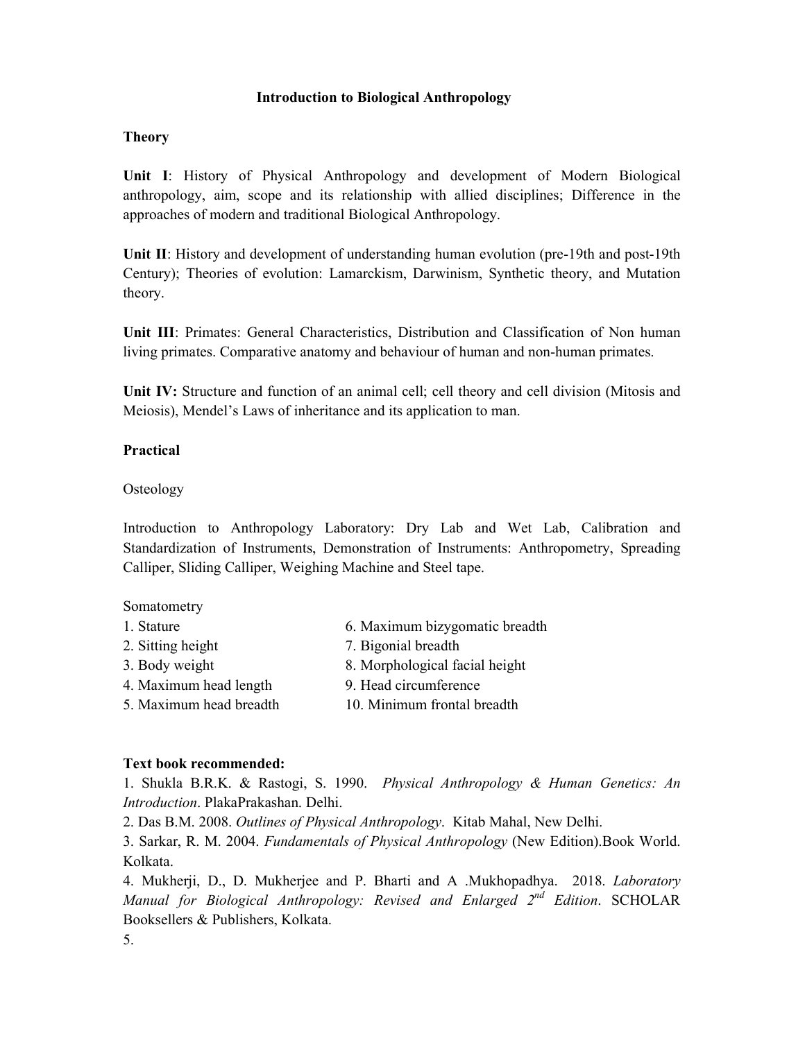# Introduction to Biological Anthropology

## Theory

**Unit I**: History of Physical Anthropology and development of Modern Biological anthropology, aim, scope and its relationship with allied disciplines; Difference in the approaches of modern and traditional Biological Anthropology.

**Unit II**: History and development of understanding human evolution (pre-19th and post-19th Century); Theories of evolution: Lamarckism, Darwinism, Synthetic theory, and Mutation theory.

**Unit III**: Primates: General Characteristics, Distribution and Classification of Non human living primates. Comparative anatomy and behaviour of human and non-human primates.

**Unit IV:** Structure and function of an animal cell; cell theory and cell division (Mitosis and Meiosis), Mendel's Laws of inheritance and its application to man.

## Practical

Osteology

Introduction to Anthropology Laboratory: Dry Lab and Wet Lab, Calibration and Standardization of Instruments, Demonstration of Instruments: Anthropometry, Spreading Calliper, Sliding Calliper, Weighing Machine and Steel tape.

Somatometry

1. Stature
2. Sitting height
3. Body weight
4. Maximum head length
5. Maximum head breadth
6. Maximum bizygomatic breadth
7. Bigonial breadth
8. Morphological facial height
9. Head circumference
10. Minimum frontal breadth

**Text book recommended:**

1. Shukla B.R.K. & Rastogi, S. 1990. *Physical Anthropology & Human Genetics: An Introduction*. PlakaPrakashan. Delhi.
2. Das B.M. 2008. *Outlines of Physical Anthropology*. Kitab Mahal, New Delhi.
3. Sarkar, R. M. 2004. *Fundamentals of Physical Anthropology* (New Edition).Book World. Kolkata.
4. Mukherji, D., D. Mukherjee and P. Bharti and A .Mukhopadhya. 2018. *Laboratory Manual for Biological Anthropology: Revised and Enlarged 2nd Edition*. SCHOLAR Booksellers & Publishers, Kolkata.
5.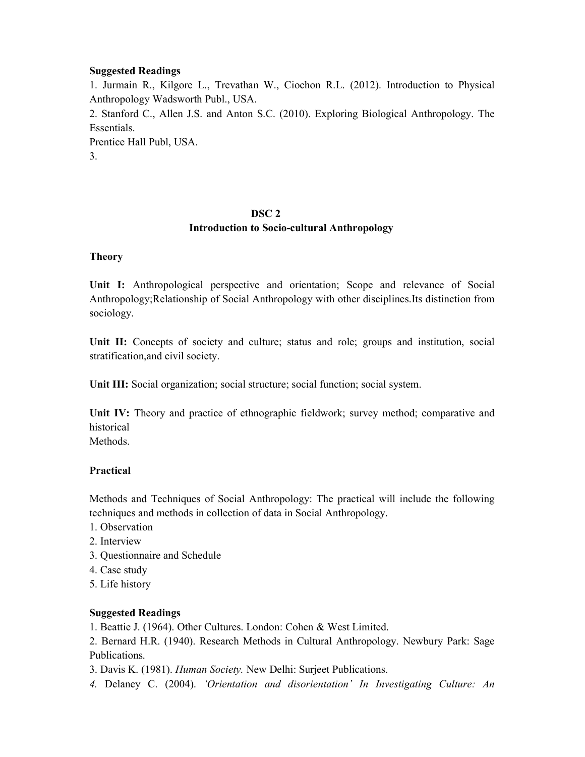**Suggested Readings**

1. Jurmain R., Kilgore L., Trevathan W., Ciochon R.L. (2012). Introduction to Physical Anthropology Wadsworth Publ., USA.
2. Stanford C., Allen J.S. and Anton S.C. (2010). Exploring Biological Anthropology. The Essentials.
Prentice Hall Publ, USA.
3.

## DSC 2
## Introduction to Socio-cultural Anthropology

**Theory**

**Unit I:** Anthropological perspective and orientation; Scope and relevance of Social Anthropology;Relationship of Social Anthropology with other disciplines.Its distinction from sociology.

**Unit II:** Concepts of society and culture; status and role; groups and institution, social stratification,and civil society.

**Unit III:** Social organization; social structure; social function; social system.

**Unit IV:** Theory and practice of ethnographic fieldwork; survey method; comparative and historical
Methods.

**Practical**

Methods and Techniques of Social Anthropology: The practical will include the following techniques and methods in collection of data in Social Anthropology.

1. Observation
2. Interview
3. Questionnaire and Schedule
4. Case study
5. Life history

**Suggested Readings**

1. Beattie J. (1964). Other Cultures. London: Cohen & West Limited.
2. Bernard H.R. (1940). Research Methods in Cultural Anthropology. Newbury Park: Sage Publications.
3. Davis K. (1981). *Human Society.* New Delhi: Surjeet Publications.
4. Delaney C. (2004). *'Orientation and disorientation' In Investigating Culture: An*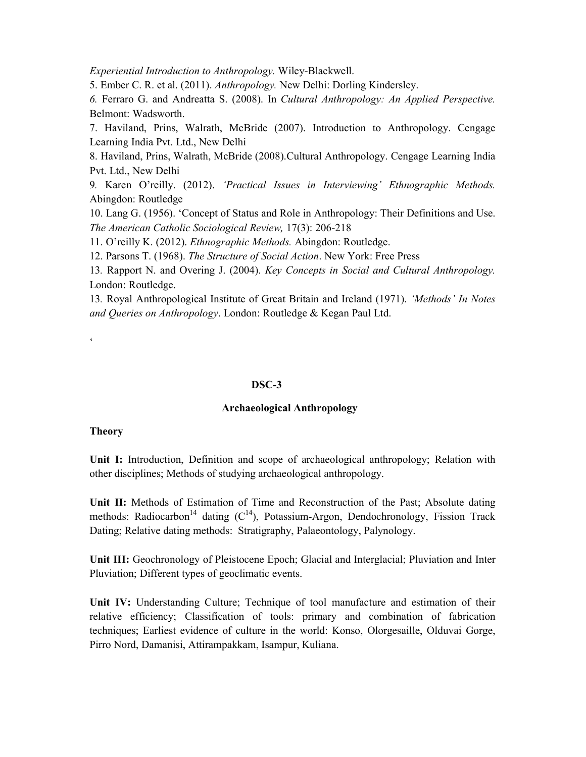*Experiential Introduction to Anthropology.* Wiley-Blackwell.

5. Ember C. R. et al. (2011). *Anthropology.* New Delhi: Dorling Kindersley.

*6.* Ferraro G. and Andreatta S. (2008). In *Cultural Anthropology: An Applied Perspective.* Belmont: Wadsworth.

7. Haviland, Prins, Walrath, McBride (2007). Introduction to Anthropology. Cengage Learning India Pvt. Ltd., New Delhi

8. Haviland, Prins, Walrath, McBride (2008).Cultural Anthropology. Cengage Learning India Pvt. Ltd., New Delhi

9*.* Karen O'reilly. (2012). *'Practical Issues in Interviewing' Ethnographic Methods.* Abingdon: Routledge

10. Lang G. (1956). 'Concept of Status and Role in Anthropology: Their Definitions and Use. *The American Catholic Sociological Review,* 17(3): 206-218

11. O'reilly K. (2012). *Ethnographic Methods.* Abingdon: Routledge.

12. Parsons T. (1968). *The Structure of Social Action*. New York: Free Press

13. Rapport N. and Overing J. (2004). *Key Concepts in Social and Cultural Anthropology.* London: Routledge.

13. Royal Anthropological Institute of Great Britain and Ireland (1971). *'Methods' In Notes and Queries on Anthropology*. London: Routledge & Kegan Paul Ltd.

'

## DSC-3

## Archaeological Anthropology

### Theory

**Unit I:** Introduction, Definition and scope of archaeological anthropology; Relation with other disciplines; Methods of studying archaeological anthropology.

**Unit II:** Methods of Estimation of Time and Reconstruction of the Past; Absolute dating methods: Radiocarbon$^{14}$ dating ($C^{14}$), Potassium-Argon, Dendochronology, Fission Track Dating; Relative dating methods: Stratigraphy, Palaeontology, Palynology.

**Unit III:** Geochronology of Pleistocene Epoch; Glacial and Interglacial; Pluviation and Inter Pluviation; Different types of geoclimatic events.

**Unit IV:** Understanding Culture; Technique of tool manufacture and estimation of their relative efficiency; Classification of tools: primary and combination of fabrication techniques; Earliest evidence of culture in the world: Konso, Olorgesaille, Olduvai Gorge, Pirro Nord, Damanisi, Attirampakkam, Isampur, Kuliana.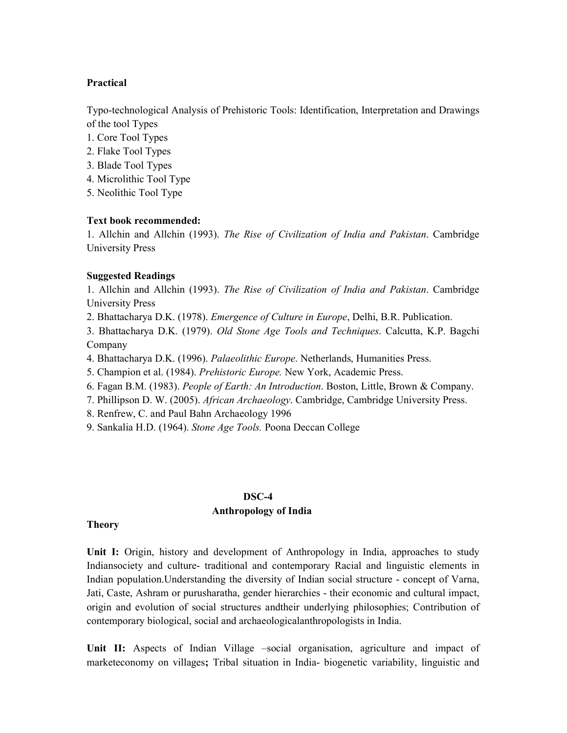**Practical**

Typo-technological Analysis of Prehistoric Tools: Identification, Interpretation and Drawings of the tool Types

1. Core Tool Types
2. Flake Tool Types
3. Blade Tool Types
4. Microlithic Tool Type
5. Neolithic Tool Type

**Text book recommended:**

1. Allchin and Allchin (1993). *The Rise of Civilization of India and Pakistan*. Cambridge University Press

**Suggested Readings**

1. Allchin and Allchin (1993). *The Rise of Civilization of India and Pakistan*. Cambridge University Press
2. Bhattacharya D.K. (1978). *Emergence of Culture in Europe*, Delhi, B.R. Publication.
3. Bhattacharya D.K. (1979). *Old Stone Age Tools and Techniques*. Calcutta, K.P. Bagchi Company
4. Bhattacharya D.K. (1996). *Palaeolithic Europe*. Netherlands, Humanities Press.
5. Champion et al. (1984). *Prehistoric Europe.* New York, Academic Press.
6. Fagan B.M. (1983). *People of Earth: An Introduction*. Boston, Little, Brown & Company.
7. Phillipson D. W. (2005). *African Archaeology*. Cambridge, Cambridge University Press.
8. Renfrew, C. and Paul Bahn Archaeology 1996
9. Sankalia H.D. (1964). *Stone Age Tools.* Poona Deccan College

## DSC-4
## Anthropology of India

**Theory**

**Unit I:** Origin, history and development of Anthropology in India, approaches to study Indiansociety and culture- traditional and contemporary Racial and linguistic elements in Indian population.Understanding the diversity of Indian social structure - concept of Varna, Jati, Caste, Ashram or purusharatha, gender hierarchies - their economic and cultural impact, origin and evolution of social structures andtheir underlying philosophies; Contribution of contemporary biological, social and archaeologicalanthropologists in India.

**Unit II:** Aspects of Indian Village –social organisation, agriculture and impact of marketeconomy on villages**;** Tribal situation in India- biogenetic variability, linguistic and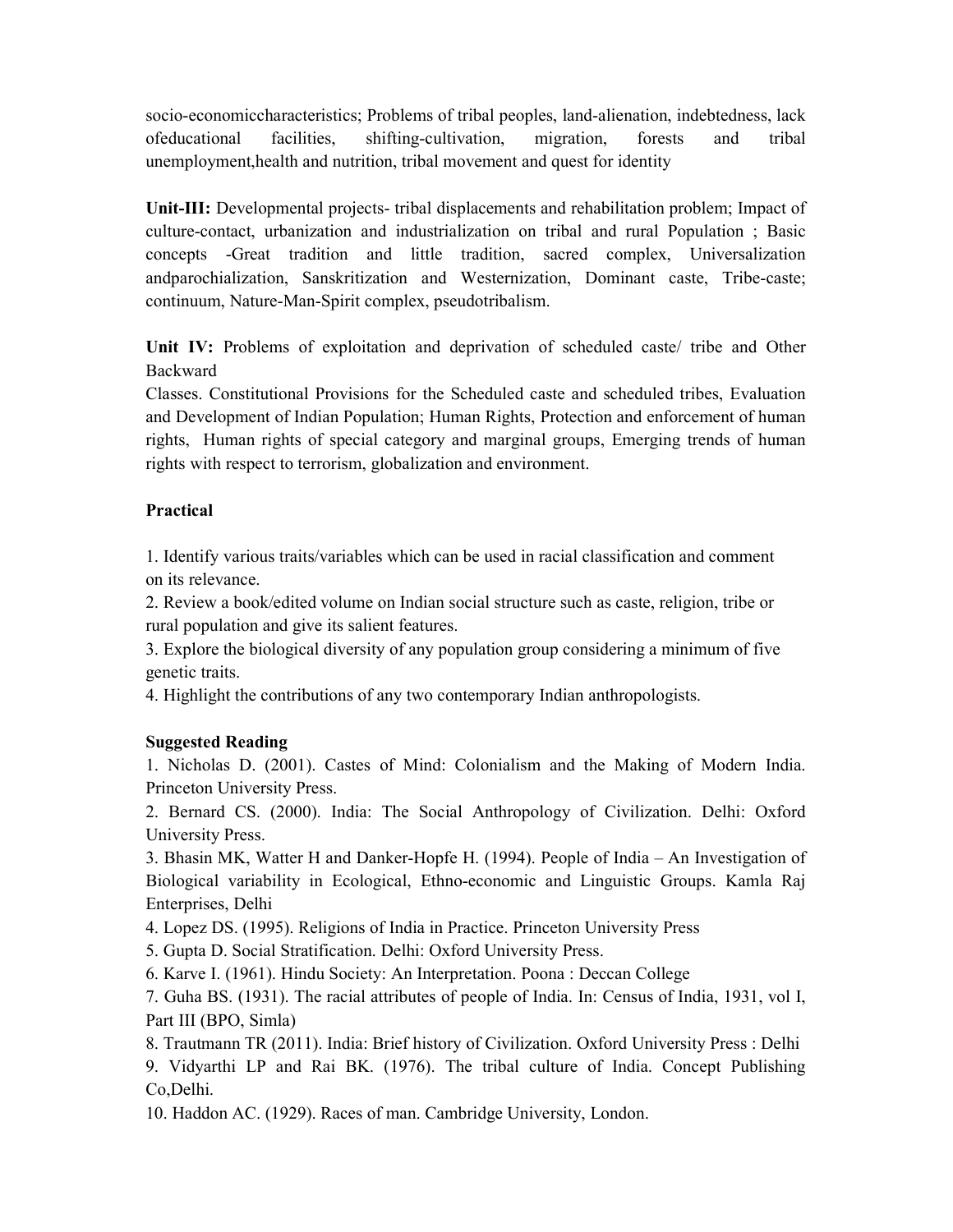socio-economiccharacteristics; Problems of tribal peoples, land-alienation, indebtedness, lack ofeducational facilities, shifting-cultivation, migration, forests and tribal unemployment,health and nutrition, tribal movement and quest for identity

**Unit-III:** Developmental projects- tribal displacements and rehabilitation problem; Impact of culture-contact, urbanization and industrialization on tribal and rural Population ; Basic concepts -Great tradition and little tradition, sacred complex, Universalization andparochialization, Sanskritization and Westernization, Dominant caste, Tribe-caste; continuum, Nature-Man-Spirit complex, pseudotribalism.

**Unit IV:** Problems of exploitation and deprivation of scheduled caste/ tribe and Other Backward
Classes. Constitutional Provisions for the Scheduled caste and scheduled tribes, Evaluation and Development of Indian Population; Human Rights, Protection and enforcement of human rights, Human rights of special category and marginal groups, Emerging trends of human rights with respect to terrorism, globalization and environment.

**Practical**

1. Identify various traits/variables which can be used in racial classification and comment on its relevance.
2. Review a book/edited volume on Indian social structure such as caste, religion, tribe or rural population and give its salient features.
3. Explore the biological diversity of any population group considering a minimum of five genetic traits.
4. Highlight the contributions of any two contemporary Indian anthropologists.

**Suggested Reading**

1. Nicholas D. (2001). Castes of Mind: Colonialism and the Making of Modern India. Princeton University Press.
2. Bernard CS. (2000). India: The Social Anthropology of Civilization. Delhi: Oxford University Press.
3. Bhasin MK, Watter H and Danker-Hopfe H. (1994). People of India – An Investigation of Biological variability in Ecological, Ethno-economic and Linguistic Groups. Kamla Raj Enterprises, Delhi
4. Lopez DS. (1995). Religions of India in Practice. Princeton University Press
5. Gupta D. Social Stratification. Delhi: Oxford University Press.
6. Karve I. (1961). Hindu Society: An Interpretation. Poona : Deccan College
7. Guha BS. (1931). The racial attributes of people of India. In: Census of India, 1931, vol I, Part III (BPO, Simla)
8. Trautmann TR (2011). India: Brief history of Civilization. Oxford University Press : Delhi
9. Vidyarthi LP and Rai BK. (1976). The tribal culture of India. Concept Publishing Co,Delhi.
10. Haddon AC. (1929). Races of man. Cambridge University, London.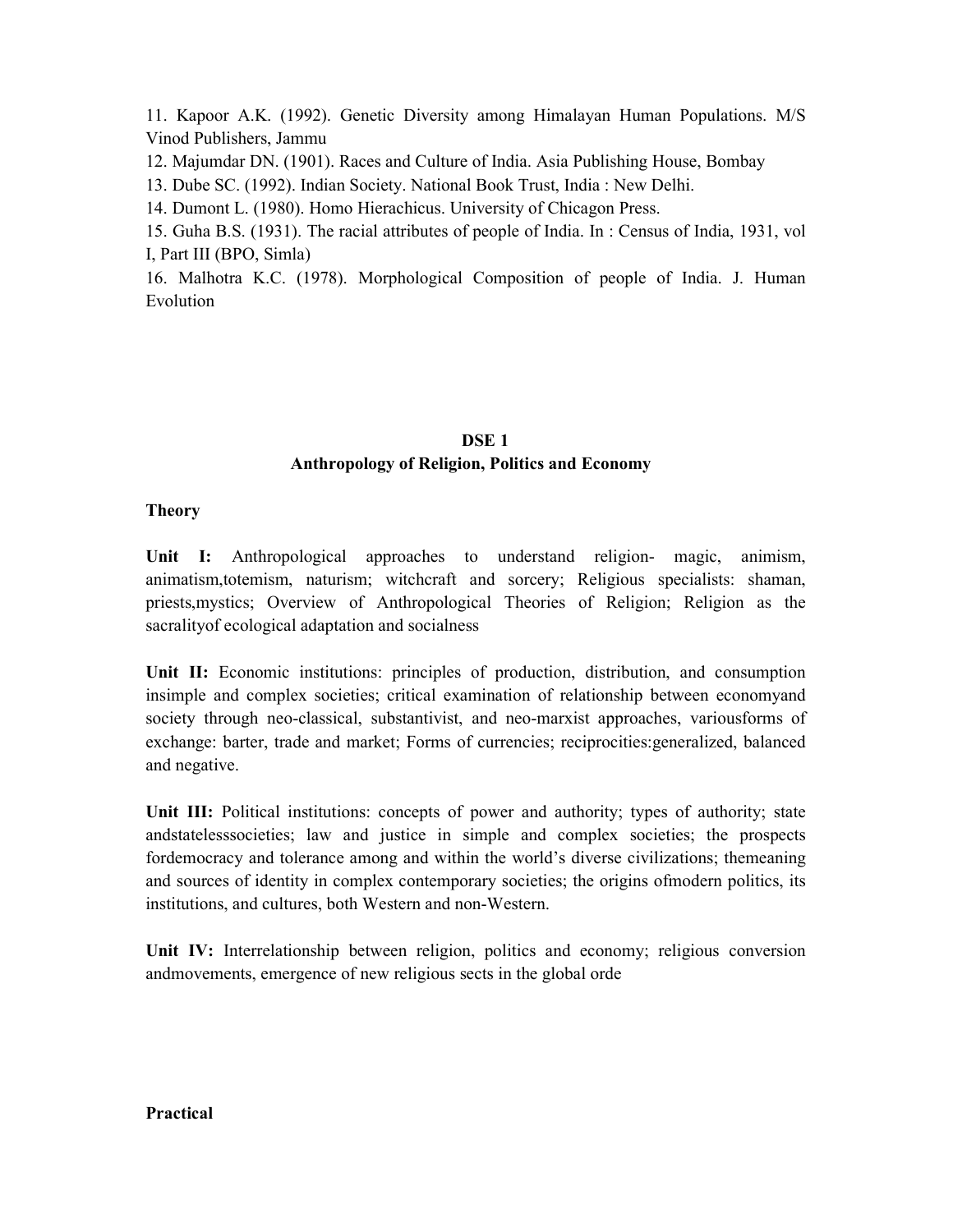11. Kapoor A.K. (1992). Genetic Diversity among Himalayan Human Populations. M/S Vinod Publishers, Jammu
12. Majumdar DN. (1901). Races and Culture of India. Asia Publishing House, Bombay
13. Dube SC. (1992). Indian Society. National Book Trust, India : New Delhi.
14. Dumont L. (1980). Homo Hierachicus. University of Chicagon Press.
15. Guha B.S. (1931). The racial attributes of people of India. In : Census of India, 1931, vol I, Part III (BPO, Simla)
16. Malhotra K.C. (1978). Morphological Composition of people of India. J. Human Evolution

## DSE 1
## Anthropology of Religion, Politics and Economy

**Theory**

**Unit I:** Anthropological approaches to understand religion- magic, animism, animatism,totemism, naturism; witchcraft and sorcery; Religious specialists: shaman, priests,mystics; Overview of Anthropological Theories of Religion; Religion as the sacralityof ecological adaptation and socialness

**Unit II:** Economic institutions: principles of production, distribution, and consumption insimple and complex societies; critical examination of relationship between economyand society through neo-classical, substantivist, and neo-marxist approaches, variousforms of exchange: barter, trade and market; Forms of currencies; reciprocities:generalized, balanced and negative.

**Unit III:** Political institutions: concepts of power and authority; types of authority; state andstatelesssocieties; law and justice in simple and complex societies; the prospects fordemocracy and tolerance among and within the world's diverse civilizations; themeaning and sources of identity in complex contemporary societies; the origins ofmodern politics, its institutions, and cultures, both Western and non-Western.

**Unit IV:** Interrelationship between religion, politics and economy; religious conversion andmovements, emergence of new religious sects in the global orde

**Practical**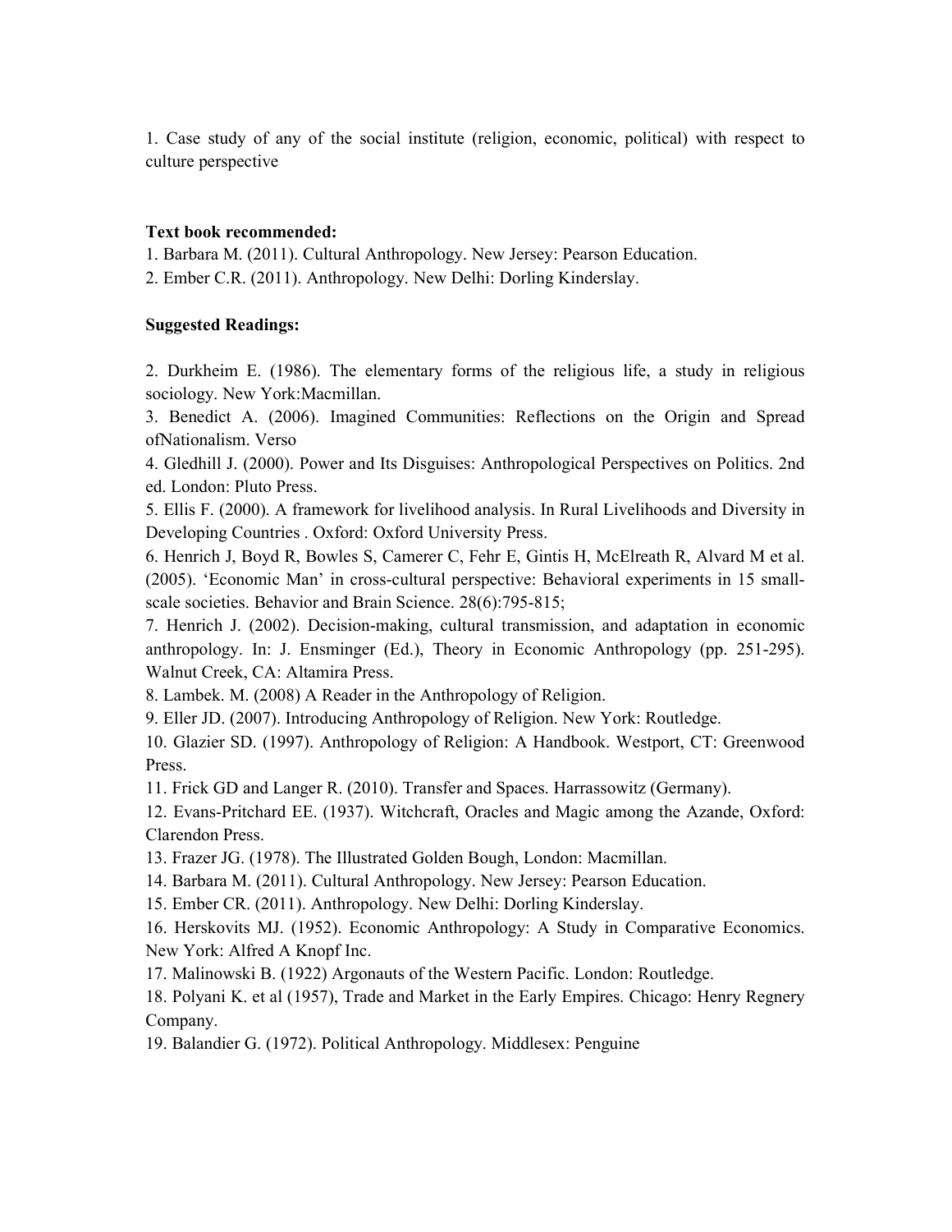1. Case study of any of the social institute (religion, economic, political) with respect to culture perspective

**Text book recommended:**

1. Barbara M. (2011). Cultural Anthropology. New Jersey: Pearson Education.
2. Ember C.R. (2011). Anthropology. New Delhi: Dorling Kinderslay.

**Suggested Readings:**

2. Durkheim E. (1986). The elementary forms of the religious life, a study in religious sociology. New York:Macmillan.
3. Benedict A. (2006). Imagined Communities: Reflections on the Origin and Spread ofNationalism. Verso
4. Gledhill J. (2000). Power and Its Disguises: Anthropological Perspectives on Politics. 2nd ed. London: Pluto Press.
5. Ellis F. (2000). A framework for livelihood analysis. In Rural Livelihoods and Diversity in Developing Countries . Oxford: Oxford University Press.
6. Henrich J, Boyd R, Bowles S, Camerer C, Fehr E, Gintis H, McElreath R, Alvard M et al. (2005). 'Economic Man' in cross-cultural perspective: Behavioral experiments in 15 small-scale societies. Behavior and Brain Science. 28(6):795-815;
7. Henrich J. (2002). Decision-making, cultural transmission, and adaptation in economic anthropology. In: J. Ensminger (Ed.), Theory in Economic Anthropology (pp. 251-295). Walnut Creek, CA: Altamira Press.
8. Lambek. M. (2008) A Reader in the Anthropology of Religion.
9. Eller JD. (2007). Introducing Anthropology of Religion. New York: Routledge.
10. Glazier SD. (1997). Anthropology of Religion: A Handbook. Westport, CT: Greenwood Press.
11. Frick GD and Langer R. (2010). Transfer and Spaces. Harrassowitz (Germany).
12. Evans-Pritchard EE. (1937). Witchcraft, Oracles and Magic among the Azande, Oxford: Clarendon Press.
13. Frazer JG. (1978). The Illustrated Golden Bough, London: Macmillan.
14. Barbara M. (2011). Cultural Anthropology. New Jersey: Pearson Education.
15. Ember CR. (2011). Anthropology. New Delhi: Dorling Kinderslay.
16. Herskovits MJ. (1952). Economic Anthropology: A Study in Comparative Economics. New York: Alfred A Knopf Inc.
17. Malinowski B. (1922) Argonauts of the Western Pacific. London: Routledge.
18. Polyani K. et al (1957), Trade and Market in the Early Empires. Chicago: Henry Regnery Company.
19. Balandier G. (1972). Political Anthropology. Middlesex: Penguine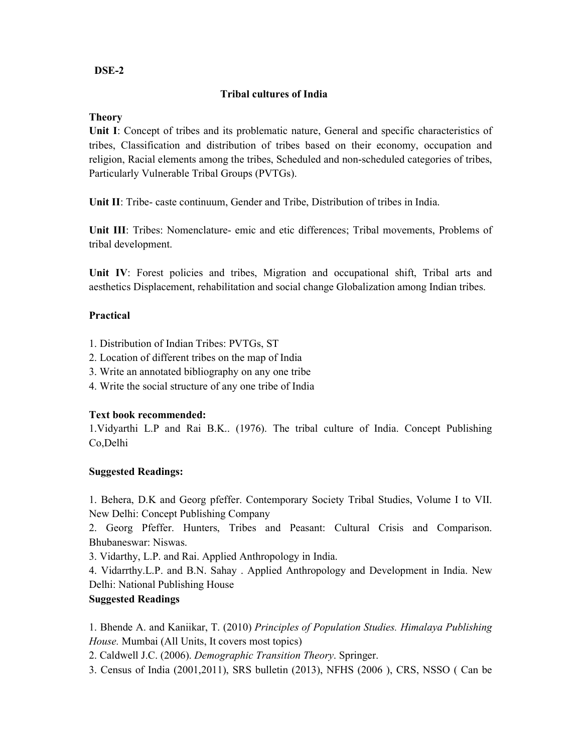**DSE-2**

## Tribal cultures of India

**Theory**

**Unit I**: Concept of tribes and its problematic nature, General and specific characteristics of tribes, Classification and distribution of tribes based on their economy, occupation and religion, Racial elements among the tribes, Scheduled and non-scheduled categories of tribes, Particularly Vulnerable Tribal Groups (PVTGs).

**Unit II**: Tribe- caste continuum, Gender and Tribe, Distribution of tribes in India.

**Unit III**: Tribes: Nomenclature- emic and etic differences; Tribal movements, Problems of tribal development.

**Unit IV**: Forest policies and tribes, Migration and occupational shift, Tribal arts and aesthetics Displacement, rehabilitation and social change Globalization among Indian tribes.

**Practical**

1. Distribution of Indian Tribes: PVTGs, ST
2. Location of different tribes on the map of India
3. Write an annotated bibliography on any one tribe
4. Write the social structure of any one tribe of India

**Text book recommended:**

1.Vidyarthi L.P and Rai B.K.. (1976). The tribal culture of India. Concept Publishing Co,Delhi

**Suggested Readings:**

1. Behera, D.K and Georg pfeffer. Contemporary Society Tribal Studies, Volume I to VII. New Delhi: Concept Publishing Company
2. Georg Pfeffer. Hunters, Tribes and Peasant: Cultural Crisis and Comparison. Bhubaneswar: Niswas.
3. Vidarthy, L.P. and Rai. Applied Anthropology in India.
4. Vidarrthy.L.P. and B.N. Sahay . Applied Anthropology and Development in India. New Delhi: National Publishing House

**Suggested Readings**

1. Bhende A. and Kaniikar, T. (2010) *Principles of Population Studies. Himalaya Publishing House.* Mumbai (All Units, It covers most topics)
2. Caldwell J.C. (2006). *Demographic Transition Theory*. Springer.
3. Census of India (2001,2011), SRS bulletin (2013), NFHS (2006 ), CRS, NSSO ( Can be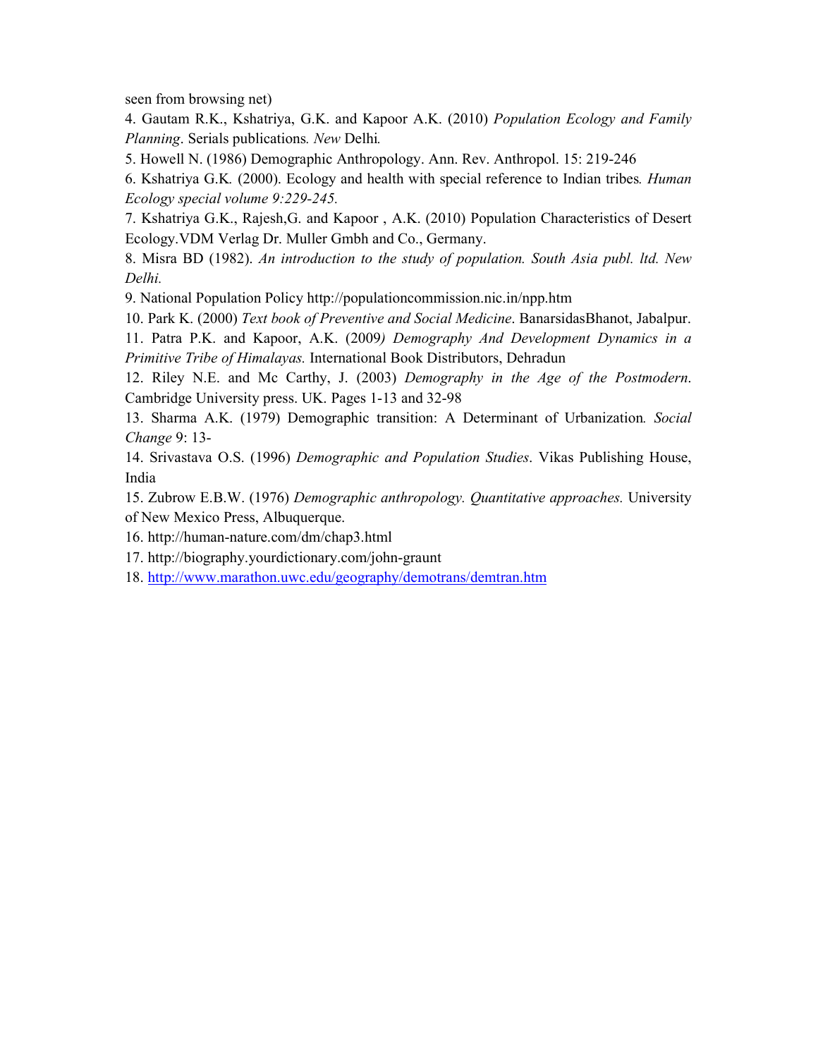seen from browsing net)

4. Gautam R.K., Kshatriya, G.K. and Kapoor A.K. (2010) *Population Ecology and Family Planning*. Serials publications. *New* Delhi.

5. Howell N. (1986) Demographic Anthropology. Ann. Rev. Anthropol. 15: 219-246

6. Kshatriya G.K. (2000). Ecology and health with special reference to Indian tribes. *Human Ecology special volume 9:229-245.*

7. Kshatriya G.K., Rajesh,G. and Kapoor , A.K. (2010) Population Characteristics of Desert Ecology.VDM Verlag Dr. Muller Gmbh and Co., Germany.

8. Misra BD (1982). *An introduction to the study of population. South Asia publ. ltd. New Delhi.*

9. National Population Policy http://populationcommission.nic.in/npp.htm

10. Park K. (2000) *Text book of Preventive and Social Medicine*. BanarsidasBhanot, Jabalpur.

11. Patra P.K. and Kapoor, A.K. (2009*) Demography And Development Dynamics in a Primitive Tribe of Himalayas.* International Book Distributors, Dehradun

12. Riley N.E. and Mc Carthy, J. (2003) *Demography in the Age of the Postmodern*. Cambridge University press. UK. Pages 1-13 and 32-98

13. Sharma A.K. (1979) Demographic transition: A Determinant of Urbanization. *Social Change* 9: 13-

14. Srivastava O.S. (1996) *Demographic and Population Studies*. Vikas Publishing House, India

15. Zubrow E.B.W. (1976) *Demographic anthropology. Quantitative approaches.* University of New Mexico Press, Albuquerque.

16. http://human-nature.com/dm/chap3.html

17. http://biography.yourdictionary.com/john-graunt

18. http://www.marathon.uwc.edu/geography/demotrans/demtran.htm